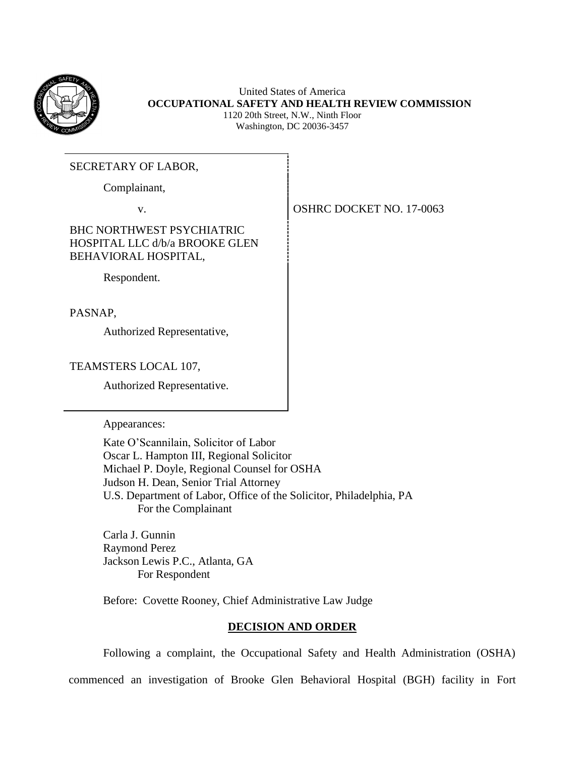United States of America
**OCCUPATIONAL SAFETY AND HEALTH REVIEW COMMISSION**
1120 20th Street, N.W., Ninth Floor
Washington, DC 20036-3457

SECRETARY OF LABOR,

Complainant,

v.

BHC NORTHWEST PSYCHIATRIC HOSPITAL LLC d/b/a BROOKE GLEN BEHAVIORAL HOSPITAL,

Respondent.

PASNAP,

Authorized Representative,

TEAMSTERS LOCAL 107,

Authorized Representative.

OSHRC DOCKET NO. 17-0063

Appearances:

Kate O'Scannilain, Solicitor of Labor
Oscar L. Hampton III, Regional Solicitor
Michael P. Doyle, Regional Counsel for OSHA
Judson H. Dean, Senior Trial Attorney
U.S. Department of Labor, Office of the Solicitor, Philadelphia, PA
For the Complainant

Carla J. Gunnin
Raymond Perez
Jackson Lewis P.C., Atlanta, GA
For Respondent

Before: Covette Rooney, Chief Administrative Law Judge

## DECISION AND ORDER

Following a complaint, the Occupational Safety and Health Administration (OSHA) commenced an investigation of Brooke Glen Behavioral Hospital (BGH) facility in Fort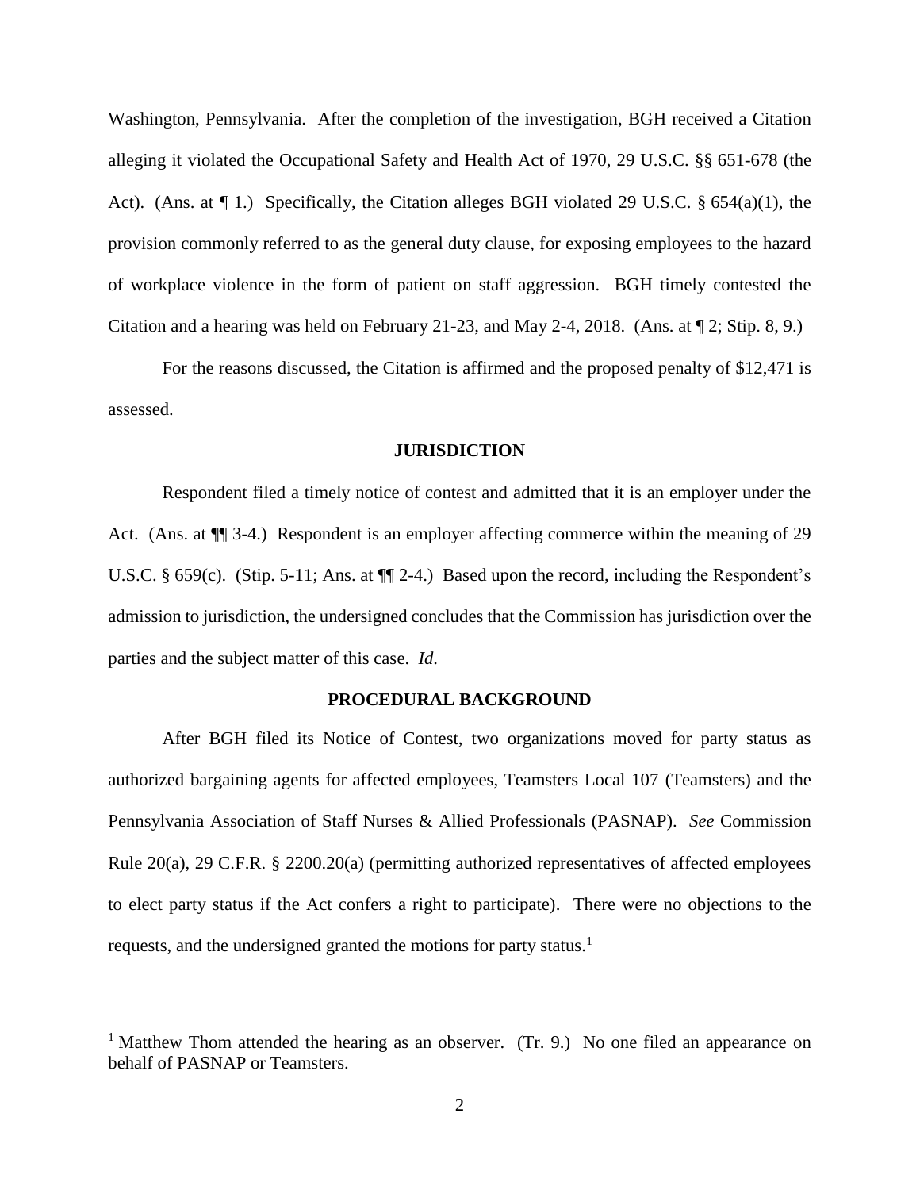Washington, Pennsylvania. After the completion of the investigation, BGH received a Citation alleging it violated the Occupational Safety and Health Act of 1970, 29 U.S.C. §§ 651-678 (the Act). (Ans. at ¶ 1.) Specifically, the Citation alleges BGH violated 29 U.S.C. § 654(a)(1), the provision commonly referred to as the general duty clause, for exposing employees to the hazard of workplace violence in the form of patient on staff aggression. BGH timely contested the Citation and a hearing was held on February 21-23, and May 2-4, 2018. (Ans. at ¶ 2; Stip. 8, 9.)

For the reasons discussed, the Citation is affirmed and the proposed penalty of $12,471 is assessed.

## JURISDICTION

Respondent filed a timely notice of contest and admitted that it is an employer under the Act. (Ans. at ¶¶ 3-4.) Respondent is an employer affecting commerce within the meaning of 29 U.S.C. § 659(c). (Stip. 5-11; Ans. at ¶¶ 2-4.) Based upon the record, including the Respondent's admission to jurisdiction, the undersigned concludes that the Commission has jurisdiction over the parties and the subject matter of this case. *Id.*

## PROCEDURAL BACKGROUND

After BGH filed its Notice of Contest, two organizations moved for party status as authorized bargaining agents for affected employees, Teamsters Local 107 (Teamsters) and the Pennsylvania Association of Staff Nurses & Allied Professionals (PASNAP). *See* Commission Rule 20(a), 29 C.F.R. § 2200.20(a) (permitting authorized representatives of affected employees to elect party status if the Act confers a right to participate). There were no objections to the requests, and the undersigned granted the motions for party status.[1]

[1] Matthew Thom attended the hearing as an observer. (Tr. 9.) No one filed an appearance on behalf of PASNAP or Teamsters.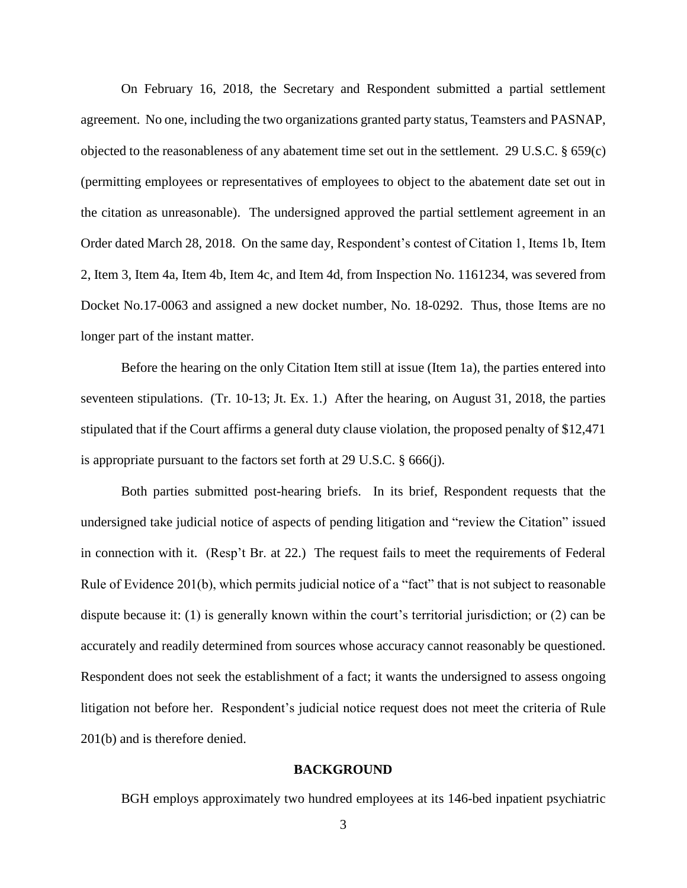On February 16, 2018, the Secretary and Respondent submitted a partial settlement agreement. No one, including the two organizations granted party status, Teamsters and PASNAP, objected to the reasonableness of any abatement time set out in the settlement. 29 U.S.C. § 659(c) (permitting employees or representatives of employees to object to the abatement date set out in the citation as unreasonable). The undersigned approved the partial settlement agreement in an Order dated March 28, 2018. On the same day, Respondent's contest of Citation 1, Items 1b, Item 2, Item 3, Item 4a, Item 4b, Item 4c, and Item 4d, from Inspection No. 1161234, was severed from Docket No.17-0063 and assigned a new docket number, No. 18-0292. Thus, those Items are no longer part of the instant matter.

Before the hearing on the only Citation Item still at issue (Item 1a), the parties entered into seventeen stipulations. (Tr. 10-13; Jt. Ex. 1.) After the hearing, on August 31, 2018, the parties stipulated that if the Court affirms a general duty clause violation, the proposed penalty of $12,471 is appropriate pursuant to the factors set forth at 29 U.S.C. § 666(j).

Both parties submitted post-hearing briefs. In its brief, Respondent requests that the undersigned take judicial notice of aspects of pending litigation and "review the Citation" issued in connection with it. (Resp't Br. at 22.) The request fails to meet the requirements of Federal Rule of Evidence 201(b), which permits judicial notice of a "fact" that is not subject to reasonable dispute because it: (1) is generally known within the court's territorial jurisdiction; or (2) can be accurately and readily determined from sources whose accuracy cannot reasonably be questioned. Respondent does not seek the establishment of a fact; it wants the undersigned to assess ongoing litigation not before her. Respondent's judicial notice request does not meet the criteria of Rule 201(b) and is therefore denied.

## BACKGROUND

BGH employs approximately two hundred employees at its 146-bed inpatient psychiatric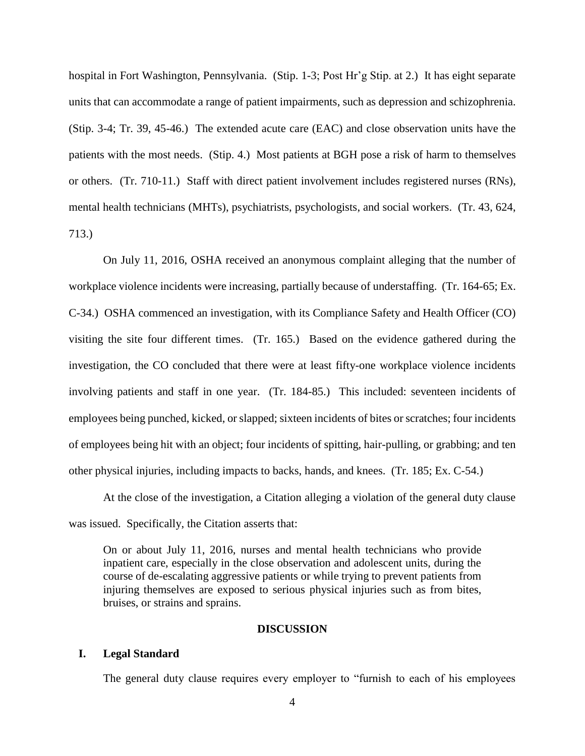hospital in Fort Washington, Pennsylvania. (Stip. 1-3; Post Hr'g Stip. at 2.) It has eight separate units that can accommodate a range of patient impairments, such as depression and schizophrenia. (Stip. 3-4; Tr. 39, 45-46.) The extended acute care (EAC) and close observation units have the patients with the most needs. (Stip. 4.) Most patients at BGH pose a risk of harm to themselves or others. (Tr. 710-11.) Staff with direct patient involvement includes registered nurses (RNs), mental health technicians (MHTs), psychiatrists, psychologists, and social workers. (Tr. 43, 624, 713.)

On July 11, 2016, OSHA received an anonymous complaint alleging that the number of workplace violence incidents were increasing, partially because of understaffing. (Tr. 164-65; Ex. C-34.) OSHA commenced an investigation, with its Compliance Safety and Health Officer (CO) visiting the site four different times. (Tr. 165.) Based on the evidence gathered during the investigation, the CO concluded that there were at least fifty-one workplace violence incidents involving patients and staff in one year. (Tr. 184-85.) This included: seventeen incidents of employees being punched, kicked, or slapped; sixteen incidents of bites or scratches; four incidents of employees being hit with an object; four incidents of spitting, hair-pulling, or grabbing; and ten other physical injuries, including impacts to backs, hands, and knees. (Tr. 185; Ex. C-54.)

At the close of the investigation, a Citation alleging a violation of the general duty clause was issued. Specifically, the Citation asserts that:

> On or about July 11, 2016, nurses and mental health technicians who provide inpatient care, especially in the close observation and adolescent units, during the course of de-escalating aggressive patients or while trying to prevent patients from injuring themselves are exposed to serious physical injuries such as from bites, bruises, or strains and sprains.

## DISCUSSION

### I. Legal Standard

The general duty clause requires every employer to "furnish to each of his employees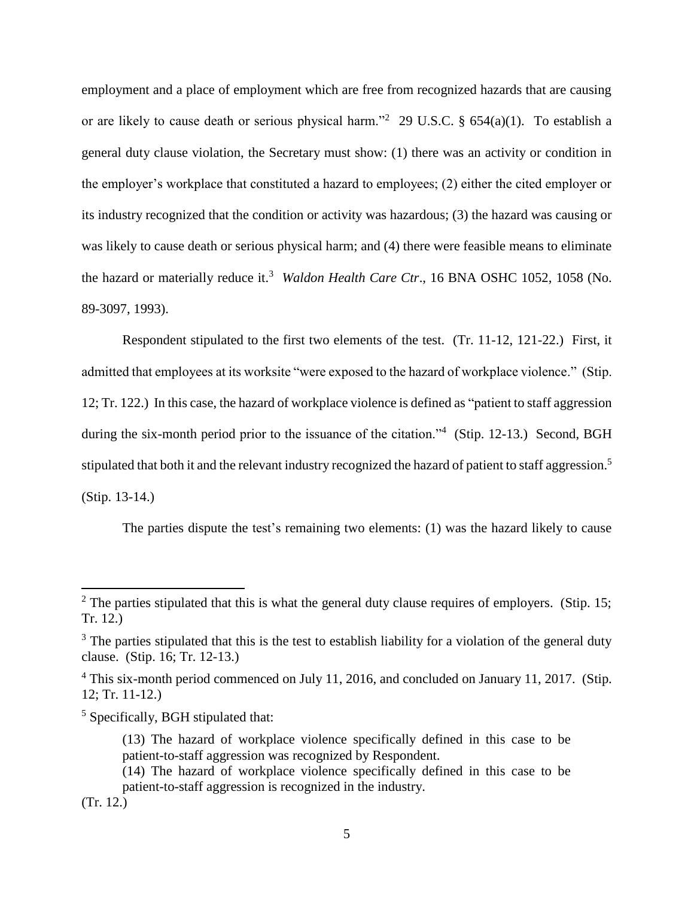employment and a place of employment which are free from recognized hazards that are causing or are likely to cause death or serious physical harm."[2] 29 U.S.C. § 654(a)(1). To establish a general duty clause violation, the Secretary must show: (1) there was an activity or condition in the employer's workplace that constituted a hazard to employees; (2) either the cited employer or its industry recognized that the condition or activity was hazardous; (3) the hazard was causing or was likely to cause death or serious physical harm; and (4) there were feasible means to eliminate the hazard or materially reduce it.[3] *Waldon Health Care Ctr*., 16 BNA OSHC 1052, 1058 (No. 89-3097, 1993).

Respondent stipulated to the first two elements of the test. (Tr. 11-12, 121-22.) First, it admitted that employees at its worksite "were exposed to the hazard of workplace violence." (Stip. 12; Tr. 122.) In this case, the hazard of workplace violence is defined as "patient to staff aggression during the six-month period prior to the issuance of the citation."[4] (Stip. 12-13.) Second, BGH stipulated that both it and the relevant industry recognized the hazard of patient to staff aggression.[5] (Stip. 13-14.)

The parties dispute the test's remaining two elements: (1) was the hazard likely to cause

---

[2] The parties stipulated that this is what the general duty clause requires of employers. (Stip. 15; Tr. 12.)

[3] The parties stipulated that this is the test to establish liability for a violation of the general duty clause. (Stip. 16; Tr. 12-13.)

[4] This six-month period commenced on July 11, 2016, and concluded on January 11, 2017. (Stip. 12; Tr. 11-12.)

[5] Specifically, BGH stipulated that:

> (13) The hazard of workplace violence specifically defined in this case to be patient-to-staff aggression was recognized by Respondent.
> (14) The hazard of workplace violence specifically defined in this case to be patient-to-staff aggression is recognized in the industry.

(Tr. 12.)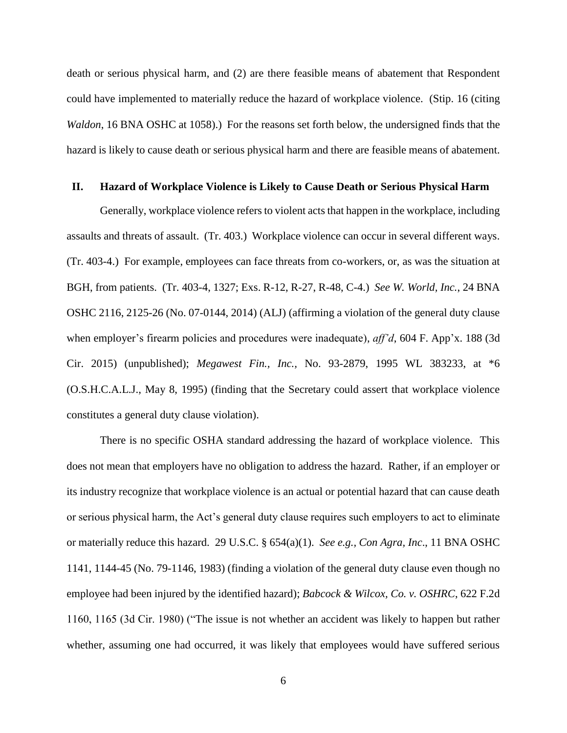death or serious physical harm, and (2) are there feasible means of abatement that Respondent could have implemented to materially reduce the hazard of workplace violence. (Stip. 16 (citing *Waldon*, 16 BNA OSHC at 1058).) For the reasons set forth below, the undersigned finds that the hazard is likely to cause death or serious physical harm and there are feasible means of abatement.

## II. Hazard of Workplace Violence is Likely to Cause Death or Serious Physical Harm

Generally, workplace violence refers to violent acts that happen in the workplace, including assaults and threats of assault. (Tr. 403.) Workplace violence can occur in several different ways. (Tr. 403-4.) For example, employees can face threats from co-workers, or, as was the situation at BGH, from patients. (Tr. 403-4, 1327; Exs. R-12, R-27, R-48, C-4.) *See W. World, Inc.*, 24 BNA OSHC 2116, 2125-26 (No. 07-0144, 2014) (ALJ) (affirming a violation of the general duty clause when employer's firearm policies and procedures were inadequate), *aff'd*, 604 F. App'x. 188 (3d Cir. 2015) (unpublished); *Megawest Fin., Inc.*, No. 93-2879, 1995 WL 383233, at *6 (O.S.H.C.A.L.J., May 8, 1995) (finding that the Secretary could assert that workplace violence constitutes a general duty clause violation).

There is no specific OSHA standard addressing the hazard of workplace violence. This does not mean that employers have no obligation to address the hazard. Rather, if an employer or its industry recognize that workplace violence is an actual or potential hazard that can cause death or serious physical harm, the Act's general duty clause requires such employers to act to eliminate or materially reduce this hazard. 29 U.S.C. § 654(a)(1). *See e.g.*, *Con Agra, Inc*., 11 BNA OSHC 1141, 1144-45 (No. 79-1146, 1983) (finding a violation of the general duty clause even though no employee had been injured by the identified hazard); *Babcock & Wilcox, Co. v. OSHRC*, 622 F.2d 1160, 1165 (3d Cir. 1980) ("The issue is not whether an accident was likely to happen but rather whether, assuming one had occurred, it was likely that employees would have suffered serious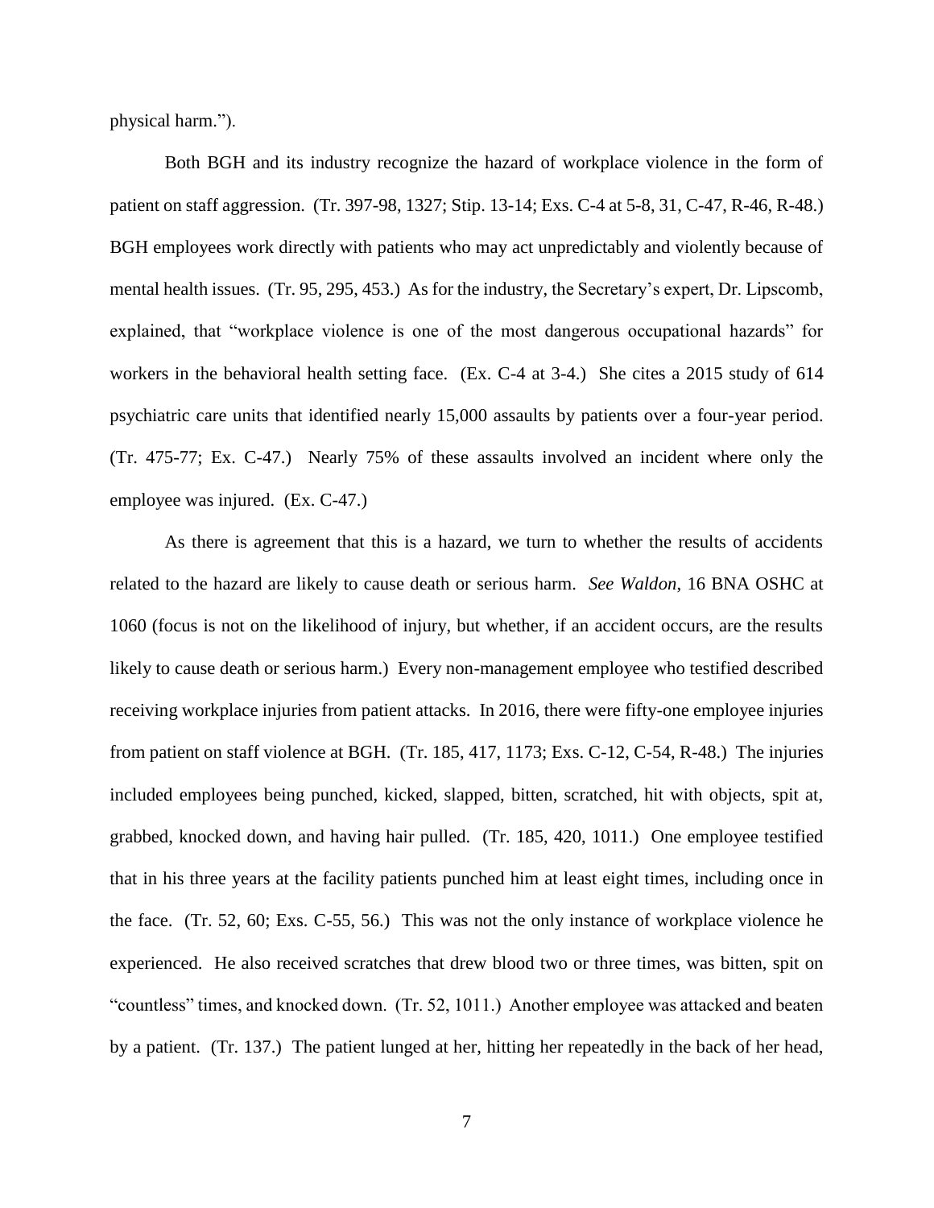physical harm.").

Both BGH and its industry recognize the hazard of workplace violence in the form of patient on staff aggression. (Tr. 397-98, 1327; Stip. 13-14; Exs. C-4 at 5-8, 31, C-47, R-46, R-48.) BGH employees work directly with patients who may act unpredictably and violently because of mental health issues. (Tr. 95, 295, 453.) As for the industry, the Secretary's expert, Dr. Lipscomb, explained, that "workplace violence is one of the most dangerous occupational hazards" for workers in the behavioral health setting face. (Ex. C-4 at 3-4.) She cites a 2015 study of 614 psychiatric care units that identified nearly 15,000 assaults by patients over a four-year period. (Tr. 475-77; Ex. C-47.) Nearly 75% of these assaults involved an incident where only the employee was injured. (Ex. C-47.)

As there is agreement that this is a hazard, we turn to whether the results of accidents related to the hazard are likely to cause death or serious harm. *See Waldon*, 16 BNA OSHC at 1060 (focus is not on the likelihood of injury, but whether, if an accident occurs, are the results likely to cause death or serious harm.) Every non-management employee who testified described receiving workplace injuries from patient attacks. In 2016, there were fifty-one employee injuries from patient on staff violence at BGH. (Tr. 185, 417, 1173; Exs. C-12, C-54, R-48.) The injuries included employees being punched, kicked, slapped, bitten, scratched, hit with objects, spit at, grabbed, knocked down, and having hair pulled. (Tr. 185, 420, 1011.) One employee testified that in his three years at the facility patients punched him at least eight times, including once in the face. (Tr. 52, 60; Exs. C-55, 56.) This was not the only instance of workplace violence he experienced. He also received scratches that drew blood two or three times, was bitten, spit on "countless" times, and knocked down. (Tr. 52, 1011.) Another employee was attacked and beaten by a patient. (Tr. 137.) The patient lunged at her, hitting her repeatedly in the back of her head,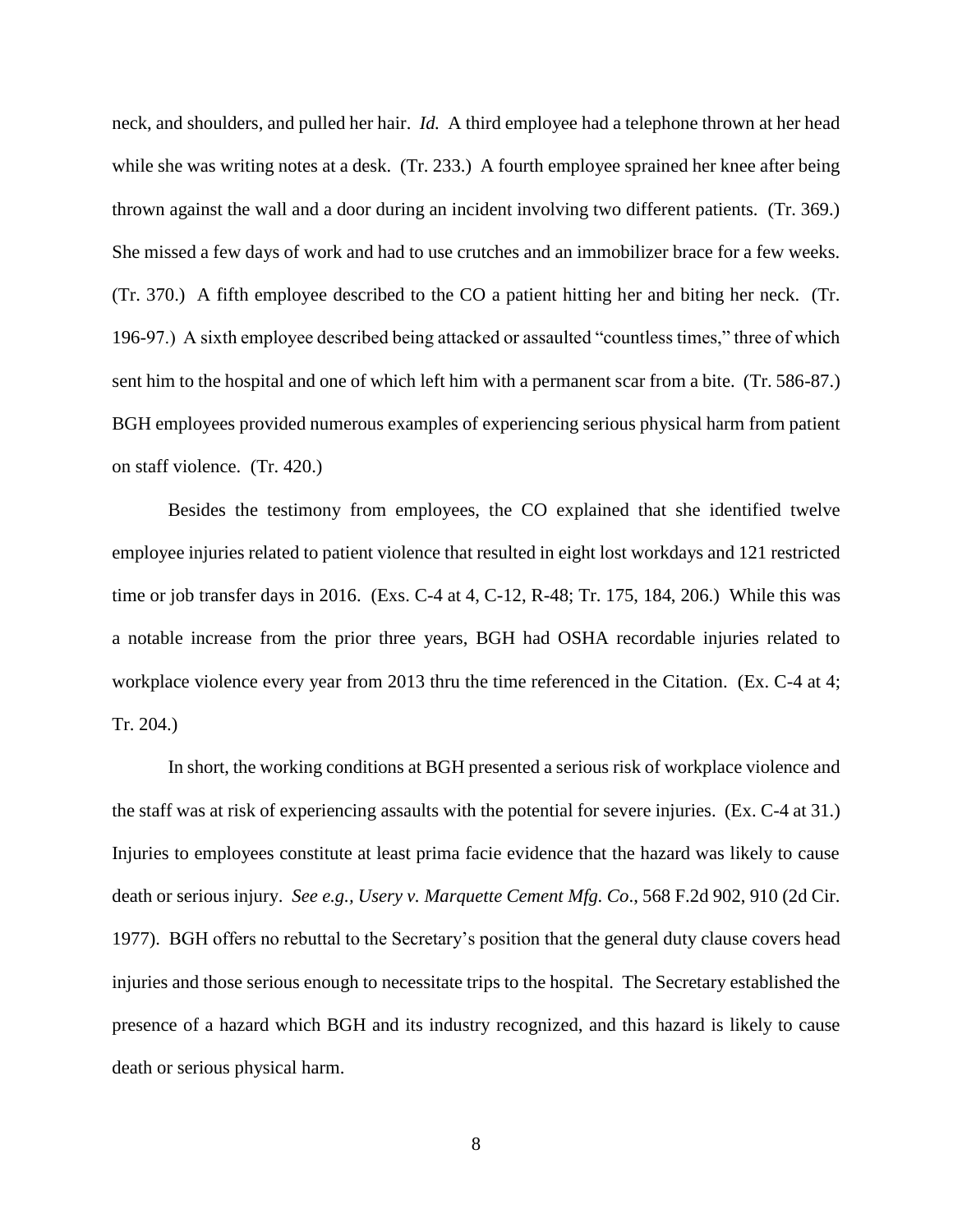neck, and shoulders, and pulled her hair. *Id.* A third employee had a telephone thrown at her head while she was writing notes at a desk. (Tr. 233.) A fourth employee sprained her knee after being thrown against the wall and a door during an incident involving two different patients. (Tr. 369.) She missed a few days of work and had to use crutches and an immobilizer brace for a few weeks. (Tr. 370.) A fifth employee described to the CO a patient hitting her and biting her neck. (Tr. 196-97.) A sixth employee described being attacked or assaulted "countless times," three of which sent him to the hospital and one of which left him with a permanent scar from a bite. (Tr. 586-87.) BGH employees provided numerous examples of experiencing serious physical harm from patient on staff violence. (Tr. 420.)

Besides the testimony from employees, the CO explained that she identified twelve employee injuries related to patient violence that resulted in eight lost workdays and 121 restricted time or job transfer days in 2016. (Exs. C-4 at 4, C-12, R-48; Tr. 175, 184, 206.) While this was a notable increase from the prior three years, BGH had OSHA recordable injuries related to workplace violence every year from 2013 thru the time referenced in the Citation. (Ex. C-4 at 4; Tr. 204.)

In short, the working conditions at BGH presented a serious risk of workplace violence and the staff was at risk of experiencing assaults with the potential for severe injuries. (Ex. C-4 at 31.) Injuries to employees constitute at least prima facie evidence that the hazard was likely to cause death or serious injury. *See e.g., Usery v. Marquette Cement Mfg. Co*., 568 F.2d 902, 910 (2d Cir. 1977). BGH offers no rebuttal to the Secretary's position that the general duty clause covers head injuries and those serious enough to necessitate trips to the hospital. The Secretary established the presence of a hazard which BGH and its industry recognized, and this hazard is likely to cause death or serious physical harm.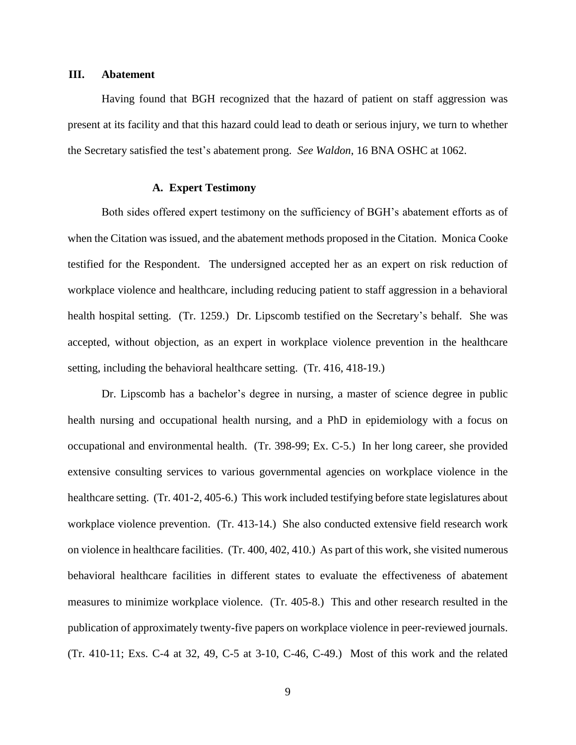## III. Abatement

Having found that BGH recognized that the hazard of patient on staff aggression was present at its facility and that this hazard could lead to death or serious injury, we turn to whether the Secretary satisfied the test's abatement prong. *See Waldon*, 16 BNA OSHC at 1062.

### A. Expert Testimony

Both sides offered expert testimony on the sufficiency of BGH's abatement efforts as of when the Citation was issued, and the abatement methods proposed in the Citation. Monica Cooke testified for the Respondent. The undersigned accepted her as an expert on risk reduction of workplace violence and healthcare, including reducing patient to staff aggression in a behavioral health hospital setting. (Tr. 1259.) Dr. Lipscomb testified on the Secretary's behalf. She was accepted, without objection, as an expert in workplace violence prevention in the healthcare setting, including the behavioral healthcare setting. (Tr. 416, 418-19.)

Dr. Lipscomb has a bachelor's degree in nursing, a master of science degree in public health nursing and occupational health nursing, and a PhD in epidemiology with a focus on occupational and environmental health. (Tr. 398-99; Ex. C-5.) In her long career, she provided extensive consulting services to various governmental agencies on workplace violence in the healthcare setting. (Tr. 401-2, 405-6.) This work included testifying before state legislatures about workplace violence prevention. (Tr. 413-14.) She also conducted extensive field research work on violence in healthcare facilities. (Tr. 400, 402, 410.) As part of this work, she visited numerous behavioral healthcare facilities in different states to evaluate the effectiveness of abatement measures to minimize workplace violence. (Tr. 405-8.) This and other research resulted in the publication of approximately twenty-five papers on workplace violence in peer-reviewed journals. (Tr. 410-11; Exs. C-4 at 32, 49, C-5 at 3-10, C-46, C-49.) Most of this work and the related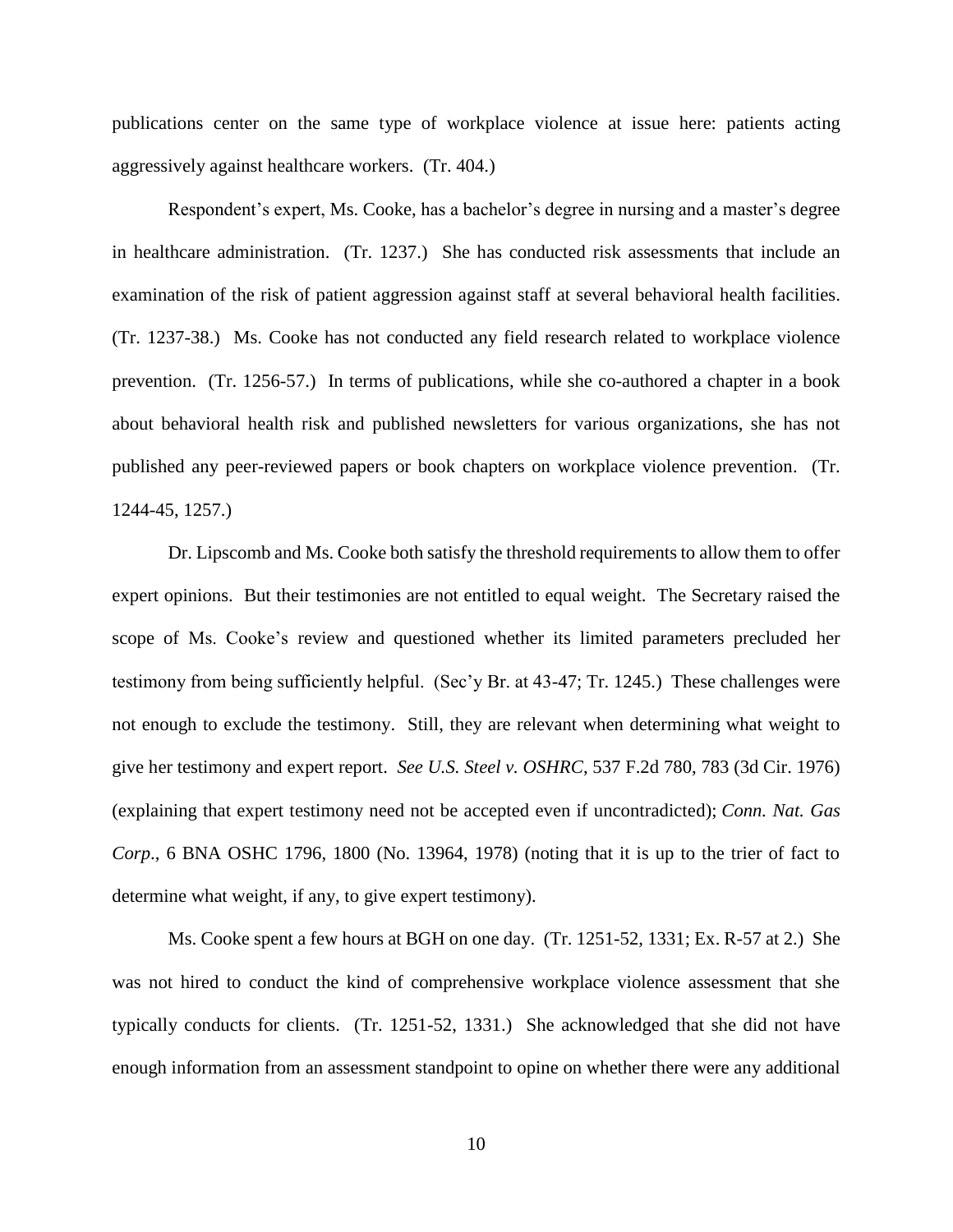publications center on the same type of workplace violence at issue here: patients acting aggressively against healthcare workers. (Tr. 404.)

Respondent's expert, Ms. Cooke, has a bachelor's degree in nursing and a master's degree in healthcare administration. (Tr. 1237.) She has conducted risk assessments that include an examination of the risk of patient aggression against staff at several behavioral health facilities. (Tr. 1237-38.) Ms. Cooke has not conducted any field research related to workplace violence prevention. (Tr. 1256-57.) In terms of publications, while she co-authored a chapter in a book about behavioral health risk and published newsletters for various organizations, she has not published any peer-reviewed papers or book chapters on workplace violence prevention. (Tr. 1244-45, 1257.)

Dr. Lipscomb and Ms. Cooke both satisfy the threshold requirements to allow them to offer expert opinions. But their testimonies are not entitled to equal weight. The Secretary raised the scope of Ms. Cooke's review and questioned whether its limited parameters precluded her testimony from being sufficiently helpful. (Sec'y Br. at 43-47; Tr. 1245.) These challenges were not enough to exclude the testimony. Still, they are relevant when determining what weight to give her testimony and expert report. *See U.S. Steel v. OSHRC*, 537 F.2d 780, 783 (3d Cir. 1976) (explaining that expert testimony need not be accepted even if uncontradicted); *Conn. Nat. Gas Corp*., 6 BNA OSHC 1796, 1800 (No. 13964, 1978) (noting that it is up to the trier of fact to determine what weight, if any, to give expert testimony).

Ms. Cooke spent a few hours at BGH on one day. (Tr. 1251-52, 1331; Ex. R-57 at 2.) She was not hired to conduct the kind of comprehensive workplace violence assessment that she typically conducts for clients. (Tr. 1251-52, 1331.) She acknowledged that she did not have enough information from an assessment standpoint to opine on whether there were any additional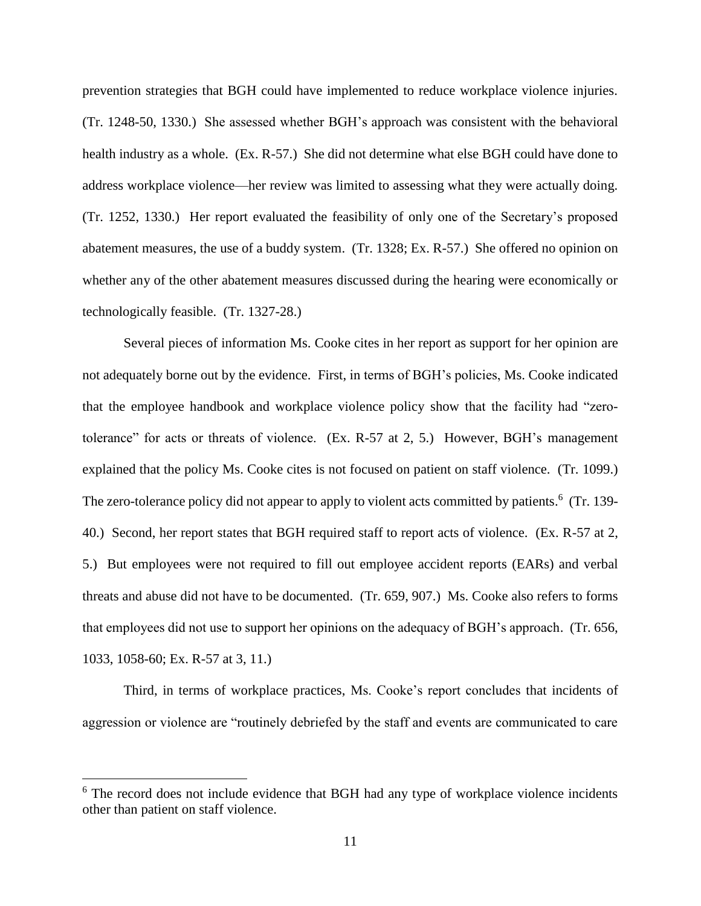prevention strategies that BGH could have implemented to reduce workplace violence injuries. (Tr. 1248-50, 1330.) She assessed whether BGH's approach was consistent with the behavioral health industry as a whole. (Ex. R-57.) She did not determine what else BGH could have done to address workplace violence—her review was limited to assessing what they were actually doing. (Tr. 1252, 1330.) Her report evaluated the feasibility of only one of the Secretary's proposed abatement measures, the use of a buddy system. (Tr. 1328; Ex. R-57.) She offered no opinion on whether any of the other abatement measures discussed during the hearing were economically or technologically feasible. (Tr. 1327-28.)

Several pieces of information Ms. Cooke cites in her report as support for her opinion are not adequately borne out by the evidence. First, in terms of BGH's policies, Ms. Cooke indicated that the employee handbook and workplace violence policy show that the facility had "zero-tolerance" for acts or threats of violence. (Ex. R-57 at 2, 5.) However, BGH's management explained that the policy Ms. Cooke cites is not focused on patient on staff violence. (Tr. 1099.) The zero-tolerance policy did not appear to apply to violent acts committed by patients.[6] (Tr. 139-40.) Second, her report states that BGH required staff to report acts of violence. (Ex. R-57 at 2, 5.) But employees were not required to fill out employee accident reports (EARs) and verbal threats and abuse did not have to be documented. (Tr. 659, 907.) Ms. Cooke also refers to forms that employees did not use to support her opinions on the adequacy of BGH's approach. (Tr. 656, 1033, 1058-60; Ex. R-57 at 3, 11.)

Third, in terms of workplace practices, Ms. Cooke's report concludes that incidents of aggression or violence are "routinely debriefed by the staff and events are communicated to care

[6] The record does not include evidence that BGH had any type of workplace violence incidents other than patient on staff violence.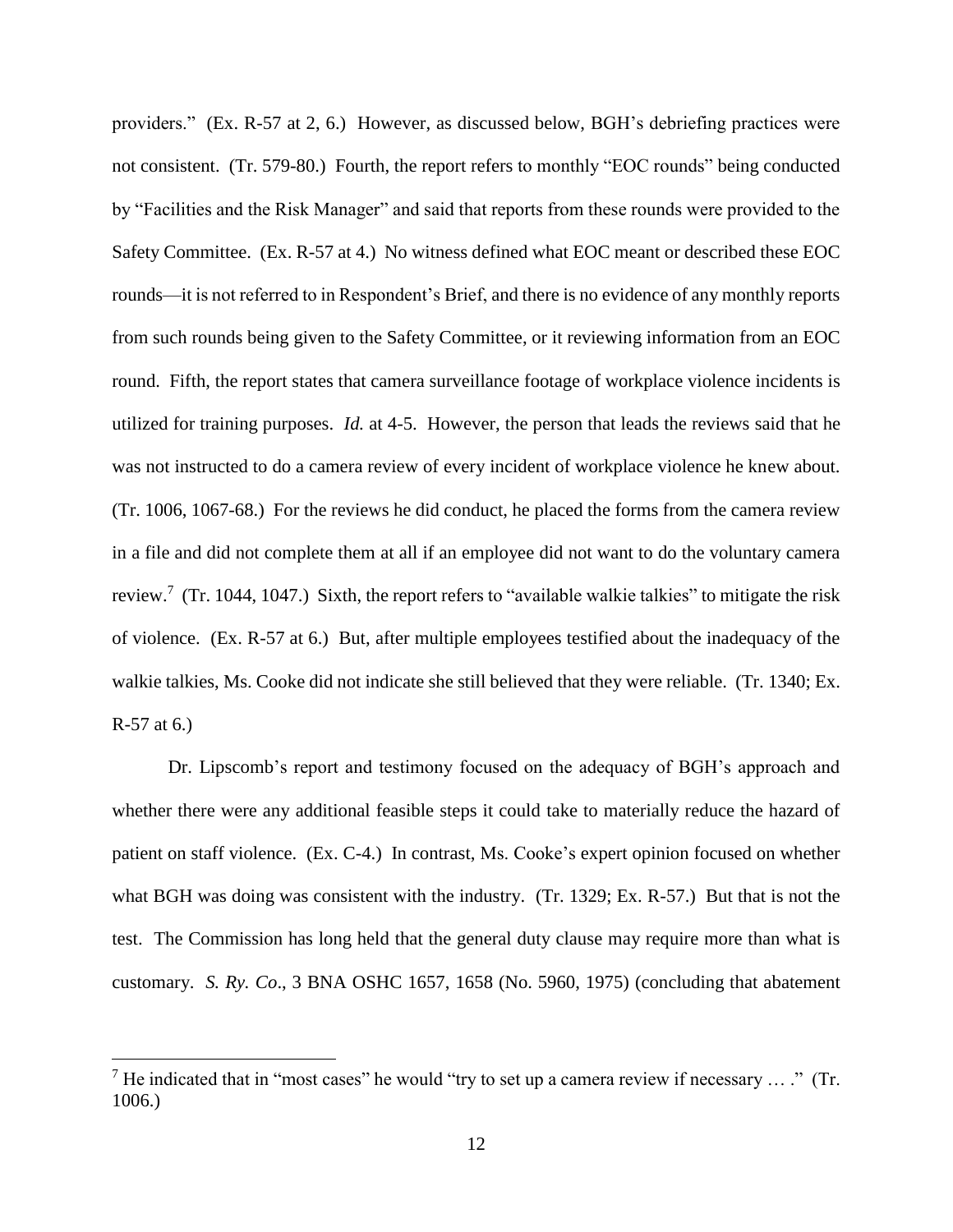providers." (Ex. R-57 at 2, 6.) However, as discussed below, BGH's debriefing practices were not consistent. (Tr. 579-80.) Fourth, the report refers to monthly "EOC rounds" being conducted by "Facilities and the Risk Manager" and said that reports from these rounds were provided to the Safety Committee. (Ex. R-57 at 4.) No witness defined what EOC meant or described these EOC rounds—it is not referred to in Respondent's Brief, and there is no evidence of any monthly reports from such rounds being given to the Safety Committee, or it reviewing information from an EOC round. Fifth, the report states that camera surveillance footage of workplace violence incidents is utilized for training purposes. *Id.* at 4-5. However, the person that leads the reviews said that he was not instructed to do a camera review of every incident of workplace violence he knew about. (Tr. 1006, 1067-68.) For the reviews he did conduct, he placed the forms from the camera review in a file and did not complete them at all if an employee did not want to do the voluntary camera review.[7] (Tr. 1044, 1047.) Sixth, the report refers to "available walkie talkies" to mitigate the risk of violence. (Ex. R-57 at 6.) But, after multiple employees testified about the inadequacy of the walkie talkies, Ms. Cooke did not indicate she still believed that they were reliable. (Tr. 1340; Ex. R-57 at 6.)

Dr. Lipscomb's report and testimony focused on the adequacy of BGH's approach and whether there were any additional feasible steps it could take to materially reduce the hazard of patient on staff violence. (Ex. C-4.) In contrast, Ms. Cooke's expert opinion focused on whether what BGH was doing was consistent with the industry. (Tr. 1329; Ex. R-57.) But that is not the test. The Commission has long held that the general duty clause may require more than what is customary. *S. Ry. Co*., 3 BNA OSHC 1657, 1658 (No. 5960, 1975) (concluding that abatement

[7] He indicated that in "most cases" he would "try to set up a camera review if necessary … ." (Tr. 1006.)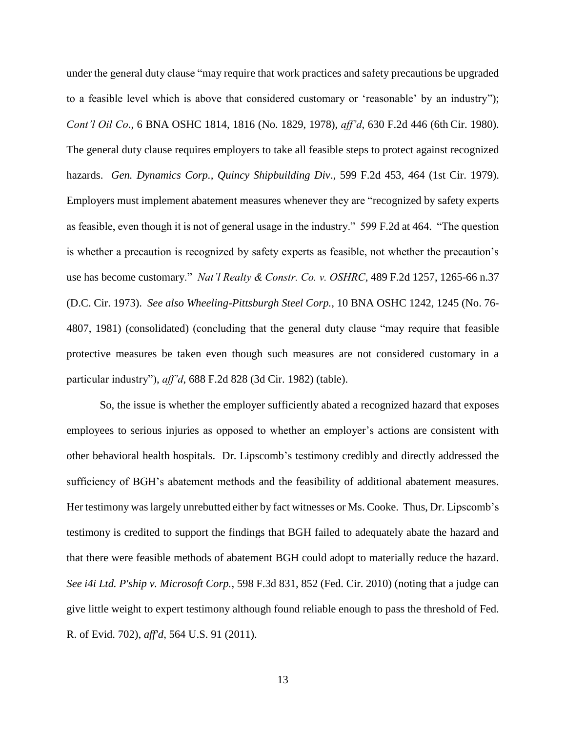under the general duty clause "may require that work practices and safety precautions be upgraded to a feasible level which is above that considered customary or 'reasonable' by an industry"); *Cont'l Oil Co*., 6 BNA OSHC 1814, 1816 (No. 1829, 1978), *aff'd*, 630 F.2d 446 (6th Cir. 1980). The general duty clause requires employers to take all feasible steps to protect against recognized hazards. *Gen. Dynamics Corp., Quincy Shipbuilding Div*., 599 F.2d 453, 464 (1st Cir. 1979). Employers must implement abatement measures whenever they are "recognized by safety experts as feasible, even though it is not of general usage in the industry." 599 F.2d at 464. "The question is whether a precaution is recognized by safety experts as feasible, not whether the precaution's use has become customary." *Nat'l Realty & Constr. Co. v. OSHRC*, 489 F.2d 1257, 1265-66 n.37 (D.C. Cir. 1973). *See also Wheeling-Pittsburgh Steel Corp.*, 10 BNA OSHC 1242, 1245 (No. 76-4807, 1981) (consolidated) (concluding that the general duty clause "may require that feasible protective measures be taken even though such measures are not considered customary in a particular industry"), *aff'd*, 688 F.2d 828 (3d Cir. 1982) (table).

So, the issue is whether the employer sufficiently abated a recognized hazard that exposes employees to serious injuries as opposed to whether an employer's actions are consistent with other behavioral health hospitals. Dr. Lipscomb's testimony credibly and directly addressed the sufficiency of BGH's abatement methods and the feasibility of additional abatement measures. Her testimony was largely unrebutted either by fact witnesses or Ms. Cooke. Thus, Dr. Lipscomb's testimony is credited to support the findings that BGH failed to adequately abate the hazard and that there were feasible methods of abatement BGH could adopt to materially reduce the hazard. *See i4i Ltd. P'ship v. Microsoft Corp.*, 598 F.3d 831, 852 (Fed. Cir. 2010) (noting that a judge can give little weight to expert testimony although found reliable enough to pass the threshold of Fed. R. of Evid. 702), *aff'd*, 564 U.S. 91 (2011).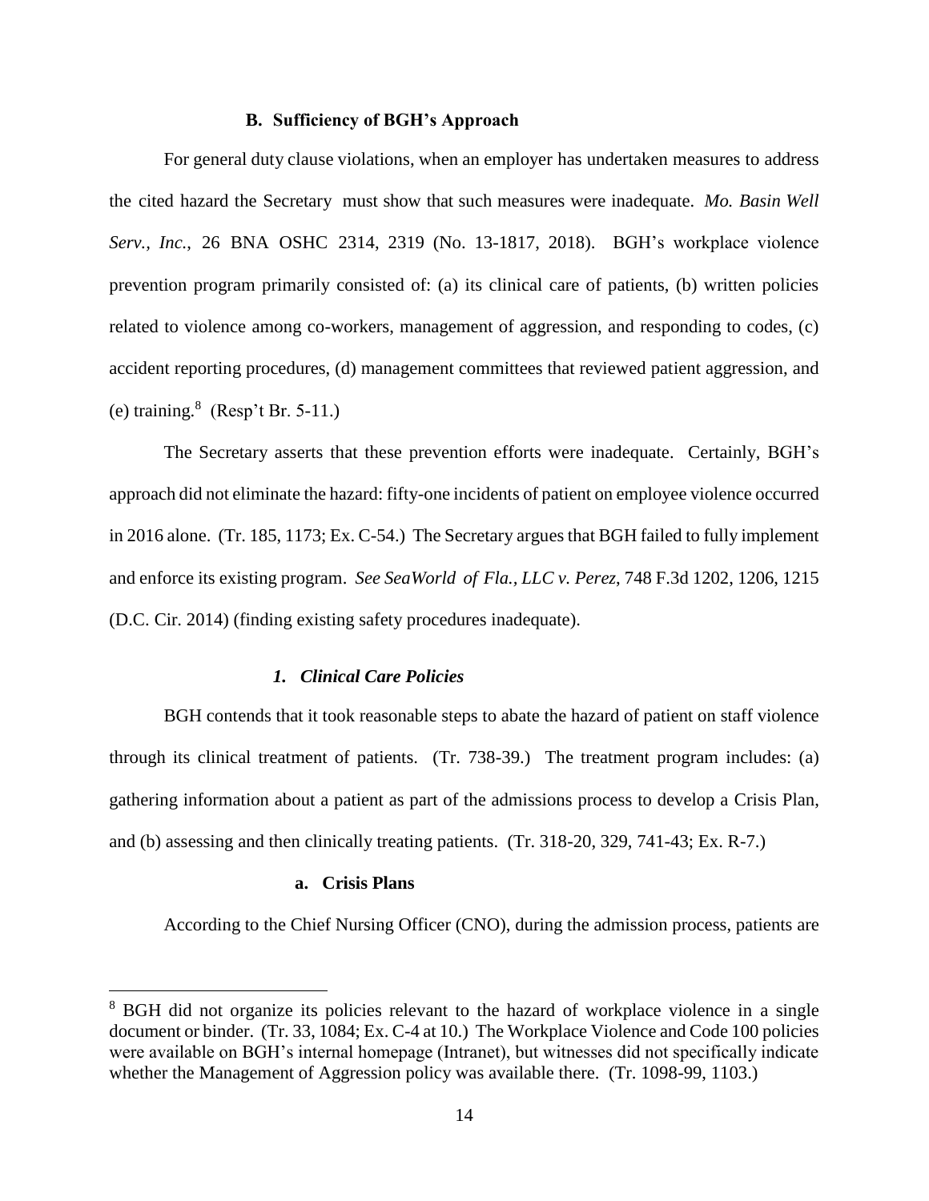### B. Sufficiency of BGH's Approach

For general duty clause violations, when an employer has undertaken measures to address the cited hazard the Secretary must show that such measures were inadequate. *Mo. Basin Well Serv., Inc.*, 26 BNA OSHC 2314, 2319 (No. 13-1817, 2018). BGH's workplace violence prevention program primarily consisted of: (a) its clinical care of patients, (b) written policies related to violence among co-workers, management of aggression, and responding to codes, (c) accident reporting procedures, (d) management committees that reviewed patient aggression, and (e) training.[8] (Resp't Br. 5-11.)

The Secretary asserts that these prevention efforts were inadequate. Certainly, BGH's approach did not eliminate the hazard: fifty-one incidents of patient on employee violence occurred in 2016 alone. (Tr. 185, 1173; Ex. C-54.) The Secretary argues that BGH failed to fully implement and enforce its existing program. *See SeaWorld of Fla., LLC v. Perez*, 748 F.3d 1202, 1206, 1215 (D.C. Cir. 2014) (finding existing safety procedures inadequate).

#### *1. Clinical Care Policies*

BGH contends that it took reasonable steps to abate the hazard of patient on staff violence through its clinical treatment of patients. (Tr. 738-39.) The treatment program includes: (a) gathering information about a patient as part of the admissions process to develop a Crisis Plan, and (b) assessing and then clinically treating patients. (Tr. 318-20, 329, 741-43; Ex. R-7.)

##### a. Crisis Plans

According to the Chief Nursing Officer (CNO), during the admission process, patients are

[8] BGH did not organize its policies relevant to the hazard of workplace violence in a single document or binder. (Tr. 33, 1084; Ex. C-4 at 10.) The Workplace Violence and Code 100 policies were available on BGH's internal homepage (Intranet), but witnesses did not specifically indicate whether the Management of Aggression policy was available there. (Tr. 1098-99, 1103.)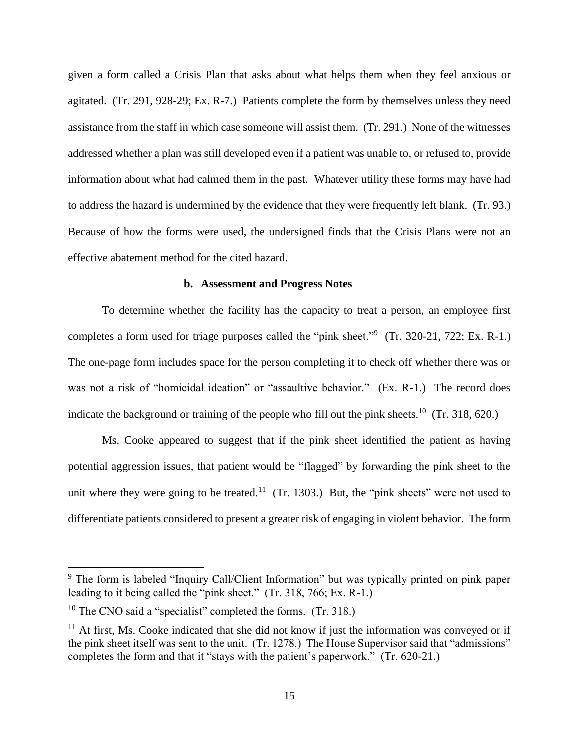given a form called a Crisis Plan that asks about what helps them when they feel anxious or agitated. (Tr. 291, 928-29; Ex. R-7.) Patients complete the form by themselves unless they need assistance from the staff in which case someone will assist them. (Tr. 291.) None of the witnesses addressed whether a plan was still developed even if a patient was unable to, or refused to, provide information about what had calmed them in the past. Whatever utility these forms may have had to address the hazard is undermined by the evidence that they were frequently left blank. (Tr. 93.) Because of how the forms were used, the undersigned finds that the Crisis Plans were not an effective abatement method for the cited hazard.

**b. Assessment and Progress Notes**

To determine whether the facility has the capacity to treat a person, an employee first completes a form used for triage purposes called the "pink sheet."[9] (Tr. 320-21, 722; Ex. R-1.) The one-page form includes space for the person completing it to check off whether there was or was not a risk of "homicidal ideation" or "assaultive behavior." (Ex. R-1.) The record does indicate the background or training of the people who fill out the pink sheets.[10] (Tr. 318, 620.)

Ms. Cooke appeared to suggest that if the pink sheet identified the patient as having potential aggression issues, that patient would be "flagged" by forwarding the pink sheet to the unit where they were going to be treated.[11] (Tr. 1303.) But, the "pink sheets" were not used to differentiate patients considered to present a greater risk of engaging in violent behavior. The form

---

[9] The form is labeled "Inquiry Call/Client Information" but was typically printed on pink paper leading to it being called the "pink sheet." (Tr. 318, 766; Ex. R-1.)

[10] The CNO said a "specialist" completed the forms. (Tr. 318.)

[11] At first, Ms. Cooke indicated that she did not know if just the information was conveyed or if the pink sheet itself was sent to the unit. (Tr. 1278.) The House Supervisor said that "admissions" completes the form and that it "stays with the patient's paperwork." (Tr. 620-21.)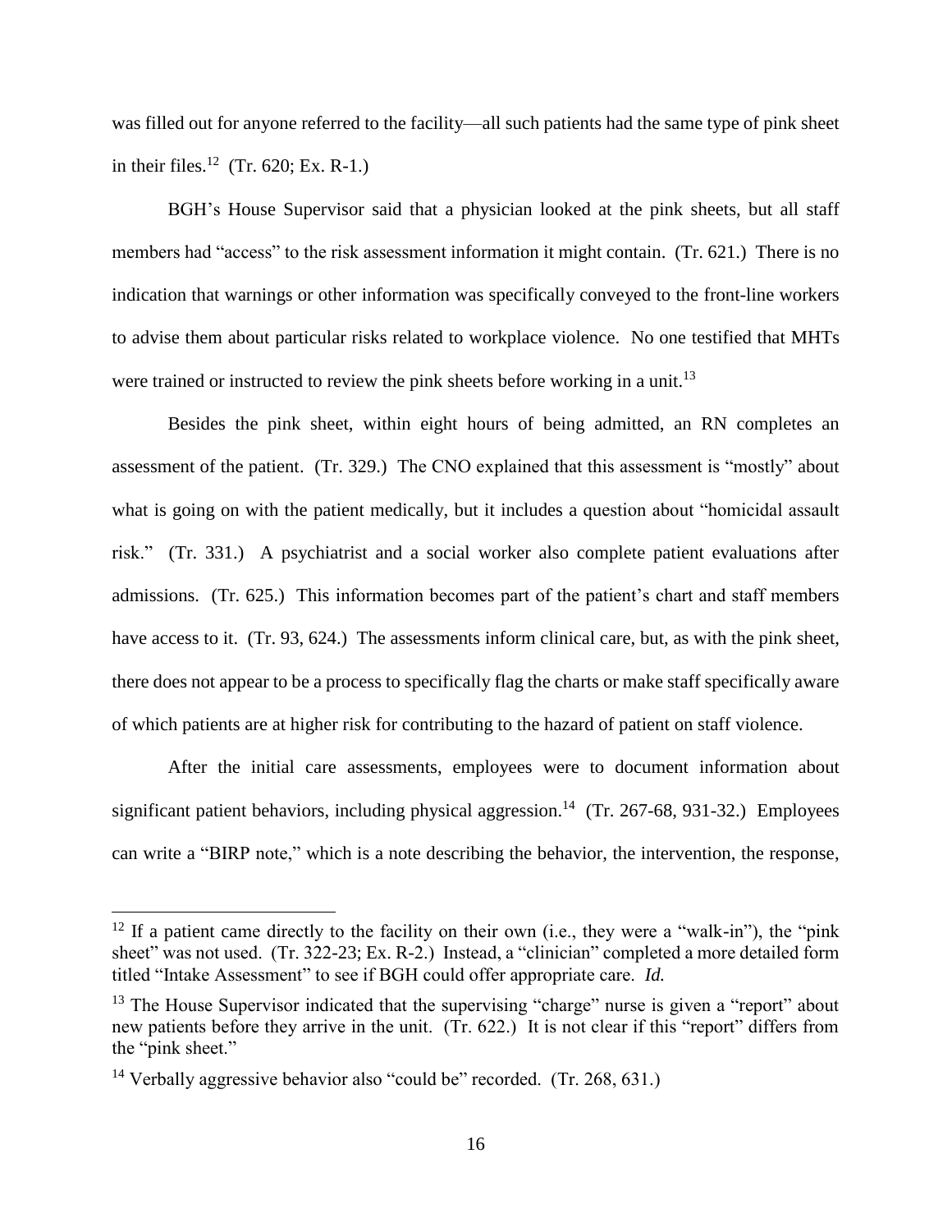was filled out for anyone referred to the facility—all such patients had the same type of pink sheet in their files.[12] (Tr. 620; Ex. R-1.)

BGH's House Supervisor said that a physician looked at the pink sheets, but all staff members had "access" to the risk assessment information it might contain. (Tr. 621.) There is no indication that warnings or other information was specifically conveyed to the front-line workers to advise them about particular risks related to workplace violence. No one testified that MHTs were trained or instructed to review the pink sheets before working in a unit.[13]

Besides the pink sheet, within eight hours of being admitted, an RN completes an assessment of the patient. (Tr. 329.) The CNO explained that this assessment is "mostly" about what is going on with the patient medically, but it includes a question about "homicidal assault risk." (Tr. 331.) A psychiatrist and a social worker also complete patient evaluations after admissions. (Tr. 625.) This information becomes part of the patient's chart and staff members have access to it. (Tr. 93, 624.) The assessments inform clinical care, but, as with the pink sheet, there does not appear to be a process to specifically flag the charts or make staff specifically aware of which patients are at higher risk for contributing to the hazard of patient on staff violence.

After the initial care assessments, employees were to document information about significant patient behaviors, including physical aggression.[14] (Tr. 267-68, 931-32.) Employees can write a "BIRP note," which is a note describing the behavior, the intervention, the response,

---

[12] If a patient came directly to the facility on their own (i.e., they were a "walk-in"), the "pink sheet" was not used. (Tr. 322-23; Ex. R-2.) Instead, a "clinician" completed a more detailed form titled "Intake Assessment" to see if BGH could offer appropriate care. *Id.*

[13] The House Supervisor indicated that the supervising "charge" nurse is given a "report" about new patients before they arrive in the unit. (Tr. 622.) It is not clear if this "report" differs from the "pink sheet."

[14] Verbally aggressive behavior also "could be" recorded. (Tr. 268, 631.)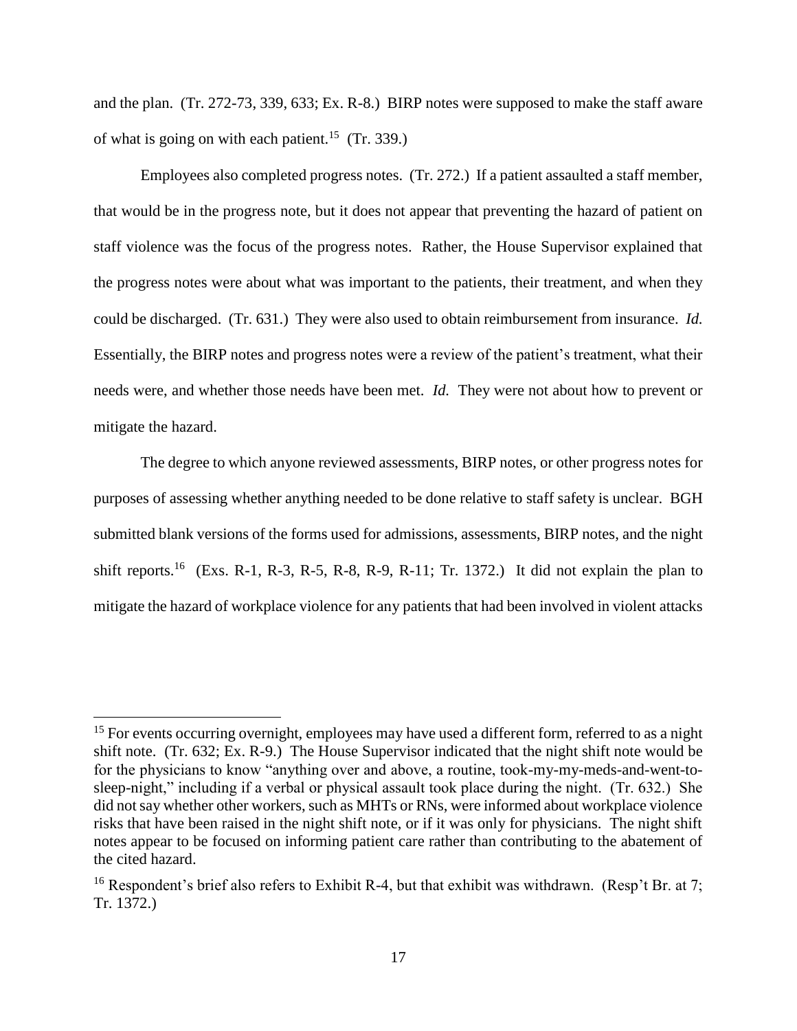and the plan. (Tr. 272-73, 339, 633; Ex. R-8.) BIRP notes were supposed to make the staff aware of what is going on with each patient.[15] (Tr. 339.)

Employees also completed progress notes. (Tr. 272.) If a patient assaulted a staff member, that would be in the progress note, but it does not appear that preventing the hazard of patient on staff violence was the focus of the progress notes. Rather, the House Supervisor explained that the progress notes were about what was important to the patients, their treatment, and when they could be discharged. (Tr. 631.) They were also used to obtain reimbursement from insurance. *Id.* Essentially, the BIRP notes and progress notes were a review of the patient's treatment, what their needs were, and whether those needs have been met. *Id.* They were not about how to prevent or mitigate the hazard.

The degree to which anyone reviewed assessments, BIRP notes, or other progress notes for purposes of assessing whether anything needed to be done relative to staff safety is unclear. BGH submitted blank versions of the forms used for admissions, assessments, BIRP notes, and the night shift reports.[16] (Exs. R-1, R-3, R-5, R-8, R-9, R-11; Tr. 1372.) It did not explain the plan to mitigate the hazard of workplace violence for any patients that had been involved in violent attacks

---

[15] For events occurring overnight, employees may have used a different form, referred to as a night shift note. (Tr. 632; Ex. R-9.) The House Supervisor indicated that the night shift note would be for the physicians to know "anything over and above, a routine, took-my-my-meds-and-went-to-sleep-night," including if a verbal or physical assault took place during the night. (Tr. 632.) She did not say whether other workers, such as MHTs or RNs, were informed about workplace violence risks that have been raised in the night shift note, or if it was only for physicians. The night shift notes appear to be focused on informing patient care rather than contributing to the abatement of the cited hazard.

[16] Respondent's brief also refers to Exhibit R-4, but that exhibit was withdrawn. (Resp't Br. at 7; Tr. 1372.)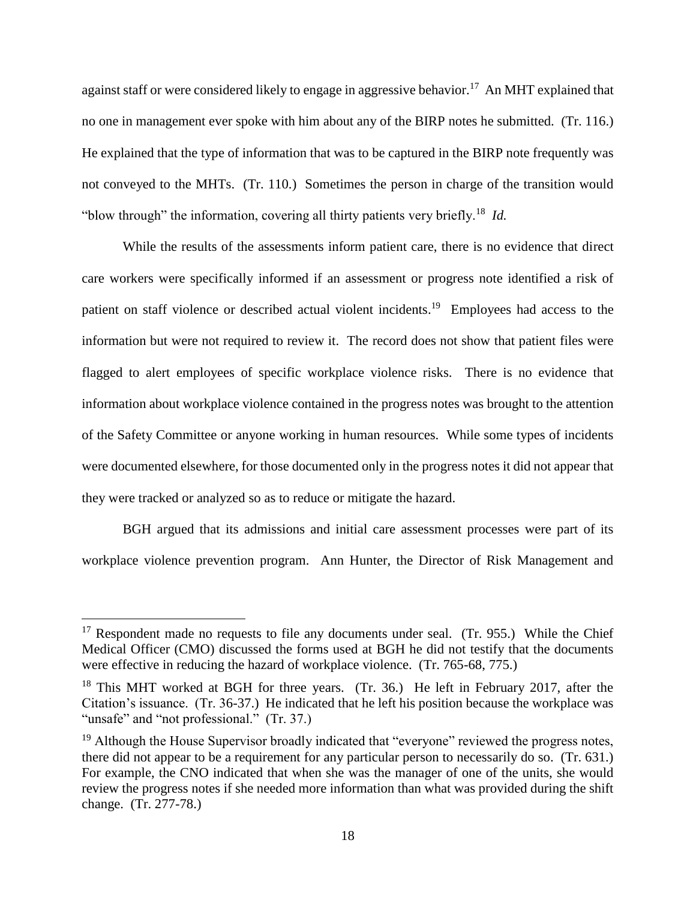against staff or were considered likely to engage in aggressive behavior.[17] An MHT explained that no one in management ever spoke with him about any of the BIRP notes he submitted. (Tr. 116.) He explained that the type of information that was to be captured in the BIRP note frequently was not conveyed to the MHTs. (Tr. 110.) Sometimes the person in charge of the transition would "blow through" the information, covering all thirty patients very briefly.[18] *Id.*

While the results of the assessments inform patient care, there is no evidence that direct care workers were specifically informed if an assessment or progress note identified a risk of patient on staff violence or described actual violent incidents.[19] Employees had access to the information but were not required to review it. The record does not show that patient files were flagged to alert employees of specific workplace violence risks. There is no evidence that information about workplace violence contained in the progress notes was brought to the attention of the Safety Committee or anyone working in human resources. While some types of incidents were documented elsewhere, for those documented only in the progress notes it did not appear that they were tracked or analyzed so as to reduce or mitigate the hazard.

BGH argued that its admissions and initial care assessment processes were part of its workplace violence prevention program. Ann Hunter, the Director of Risk Management and

---

[17] Respondent made no requests to file any documents under seal. (Tr. 955.) While the Chief Medical Officer (CMO) discussed the forms used at BGH he did not testify that the documents were effective in reducing the hazard of workplace violence. (Tr. 765-68, 775.)

[18] This MHT worked at BGH for three years. (Tr. 36.) He left in February 2017, after the Citation's issuance. (Tr. 36-37.) He indicated that he left his position because the workplace was "unsafe" and "not professional." (Tr. 37.)

[19] Although the House Supervisor broadly indicated that "everyone" reviewed the progress notes, there did not appear to be a requirement for any particular person to necessarily do so. (Tr. 631.) For example, the CNO indicated that when she was the manager of one of the units, she would review the progress notes if she needed more information than what was provided during the shift change. (Tr. 277-78.)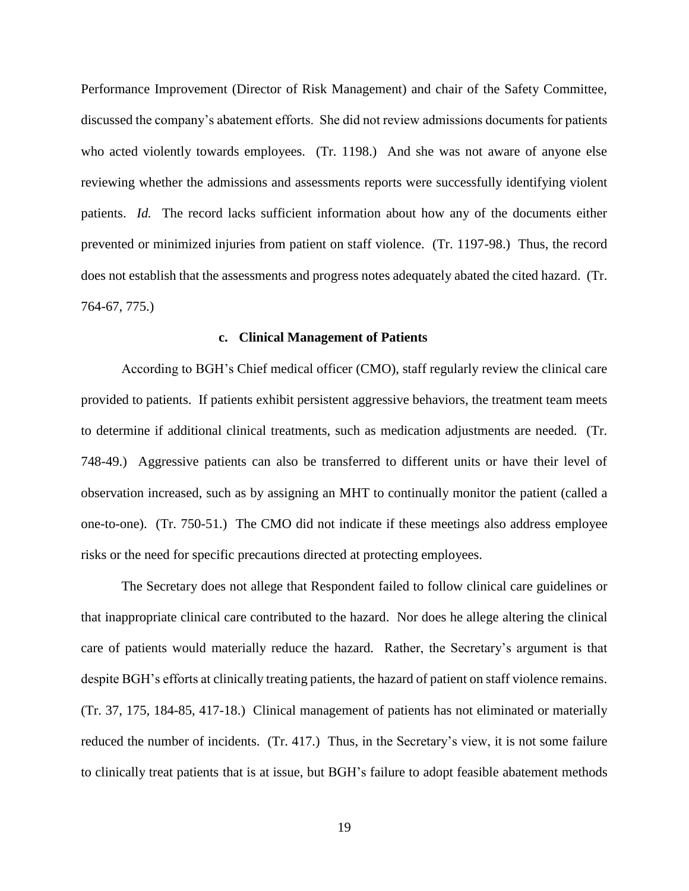Performance Improvement (Director of Risk Management) and chair of the Safety Committee, discussed the company's abatement efforts. She did not review admissions documents for patients who acted violently towards employees. (Tr. 1198.) And she was not aware of anyone else reviewing whether the admissions and assessments reports were successfully identifying violent patients. *Id.* The record lacks sufficient information about how any of the documents either prevented or minimized injuries from patient on staff violence. (Tr. 1197-98.) Thus, the record does not establish that the assessments and progress notes adequately abated the cited hazard. (Tr. 764-67, 775.)

#### c. Clinical Management of Patients

According to BGH's Chief medical officer (CMO), staff regularly review the clinical care provided to patients. If patients exhibit persistent aggressive behaviors, the treatment team meets to determine if additional clinical treatments, such as medication adjustments are needed. (Tr. 748-49.) Aggressive patients can also be transferred to different units or have their level of observation increased, such as by assigning an MHT to continually monitor the patient (called a one-to-one). (Tr. 750-51.) The CMO did not indicate if these meetings also address employee risks or the need for specific precautions directed at protecting employees.

The Secretary does not allege that Respondent failed to follow clinical care guidelines or that inappropriate clinical care contributed to the hazard. Nor does he allege altering the clinical care of patients would materially reduce the hazard. Rather, the Secretary's argument is that despite BGH's efforts at clinically treating patients, the hazard of patient on staff violence remains. (Tr. 37, 175, 184-85, 417-18.) Clinical management of patients has not eliminated or materially reduced the number of incidents. (Tr. 417.) Thus, in the Secretary's view, it is not some failure to clinically treat patients that is at issue, but BGH's failure to adopt feasible abatement methods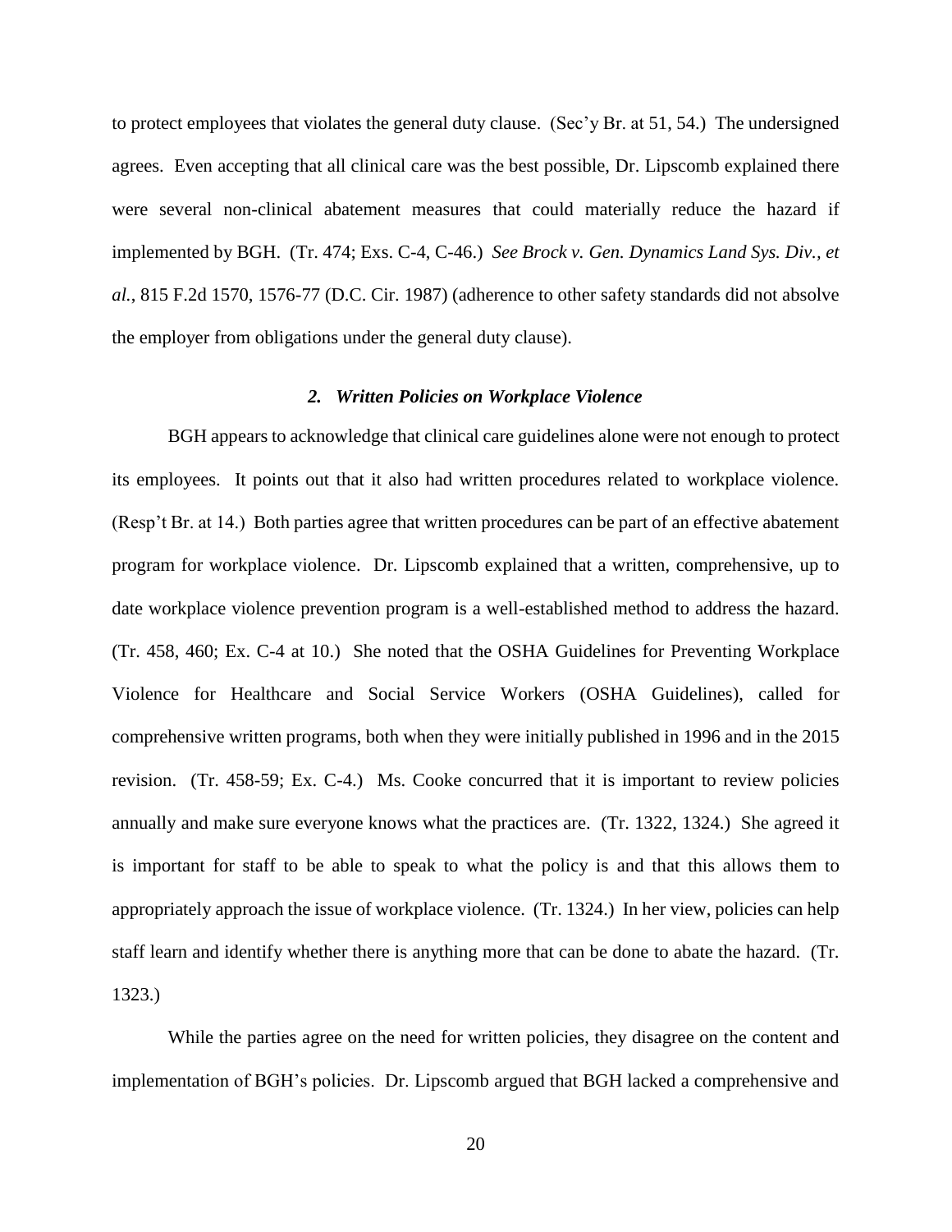to protect employees that violates the general duty clause. (Sec'y Br. at 51, 54.) The undersigned agrees. Even accepting that all clinical care was the best possible, Dr. Lipscomb explained there were several non-clinical abatement measures that could materially reduce the hazard if implemented by BGH. (Tr. 474; Exs. C-4, C-46.) *See Brock v. Gen. Dynamics Land Sys. Div., et al.*, 815 F.2d 1570, 1576-77 (D.C. Cir. 1987) (adherence to other safety standards did not absolve the employer from obligations under the general duty clause).

### *2. Written Policies on Workplace Violence*

BGH appears to acknowledge that clinical care guidelines alone were not enough to protect its employees. It points out that it also had written procedures related to workplace violence. (Resp't Br. at 14.) Both parties agree that written procedures can be part of an effective abatement program for workplace violence. Dr. Lipscomb explained that a written, comprehensive, up to date workplace violence prevention program is a well-established method to address the hazard. (Tr. 458, 460; Ex. C-4 at 10.) She noted that the OSHA Guidelines for Preventing Workplace Violence for Healthcare and Social Service Workers (OSHA Guidelines), called for comprehensive written programs, both when they were initially published in 1996 and in the 2015 revision. (Tr. 458-59; Ex. C-4.) Ms. Cooke concurred that it is important to review policies annually and make sure everyone knows what the practices are. (Tr. 1322, 1324.) She agreed it is important for staff to be able to speak to what the policy is and that this allows them to appropriately approach the issue of workplace violence. (Tr. 1324.) In her view, policies can help staff learn and identify whether there is anything more that can be done to abate the hazard. (Tr. 1323.)

While the parties agree on the need for written policies, they disagree on the content and implementation of BGH's policies. Dr. Lipscomb argued that BGH lacked a comprehensive and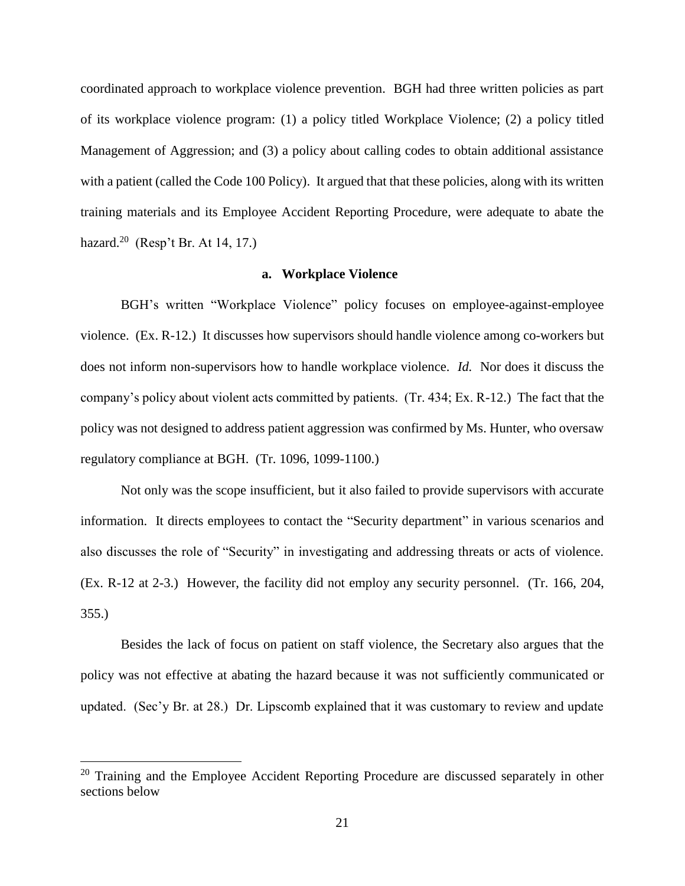coordinated approach to workplace violence prevention. BGH had three written policies as part of its workplace violence program: (1) a policy titled Workplace Violence; (2) a policy titled Management of Aggression; and (3) a policy about calling codes to obtain additional assistance with a patient (called the Code 100 Policy). It argued that that these policies, along with its written training materials and its Employee Accident Reporting Procedure, were adequate to abate the hazard.[20] (Resp't Br. At 14, 17.)

#### a. Workplace Violence

BGH's written "Workplace Violence" policy focuses on employee-against-employee violence. (Ex. R-12.) It discusses how supervisors should handle violence among co-workers but does not inform non-supervisors how to handle workplace violence. *Id.* Nor does it discuss the company's policy about violent acts committed by patients. (Tr. 434; Ex. R-12.) The fact that the policy was not designed to address patient aggression was confirmed by Ms. Hunter, who oversaw regulatory compliance at BGH. (Tr. 1096, 1099-1100.)

Not only was the scope insufficient, but it also failed to provide supervisors with accurate information. It directs employees to contact the "Security department" in various scenarios and also discusses the role of "Security" in investigating and addressing threats or acts of violence. (Ex. R-12 at 2-3.) However, the facility did not employ any security personnel. (Tr. 166, 204, 355.)

Besides the lack of focus on patient on staff violence, the Secretary also argues that the policy was not effective at abating the hazard because it was not sufficiently communicated or updated. (Sec'y Br. at 28.) Dr. Lipscomb explained that it was customary to review and update

---

[20] Training and the Employee Accident Reporting Procedure are discussed separately in other sections below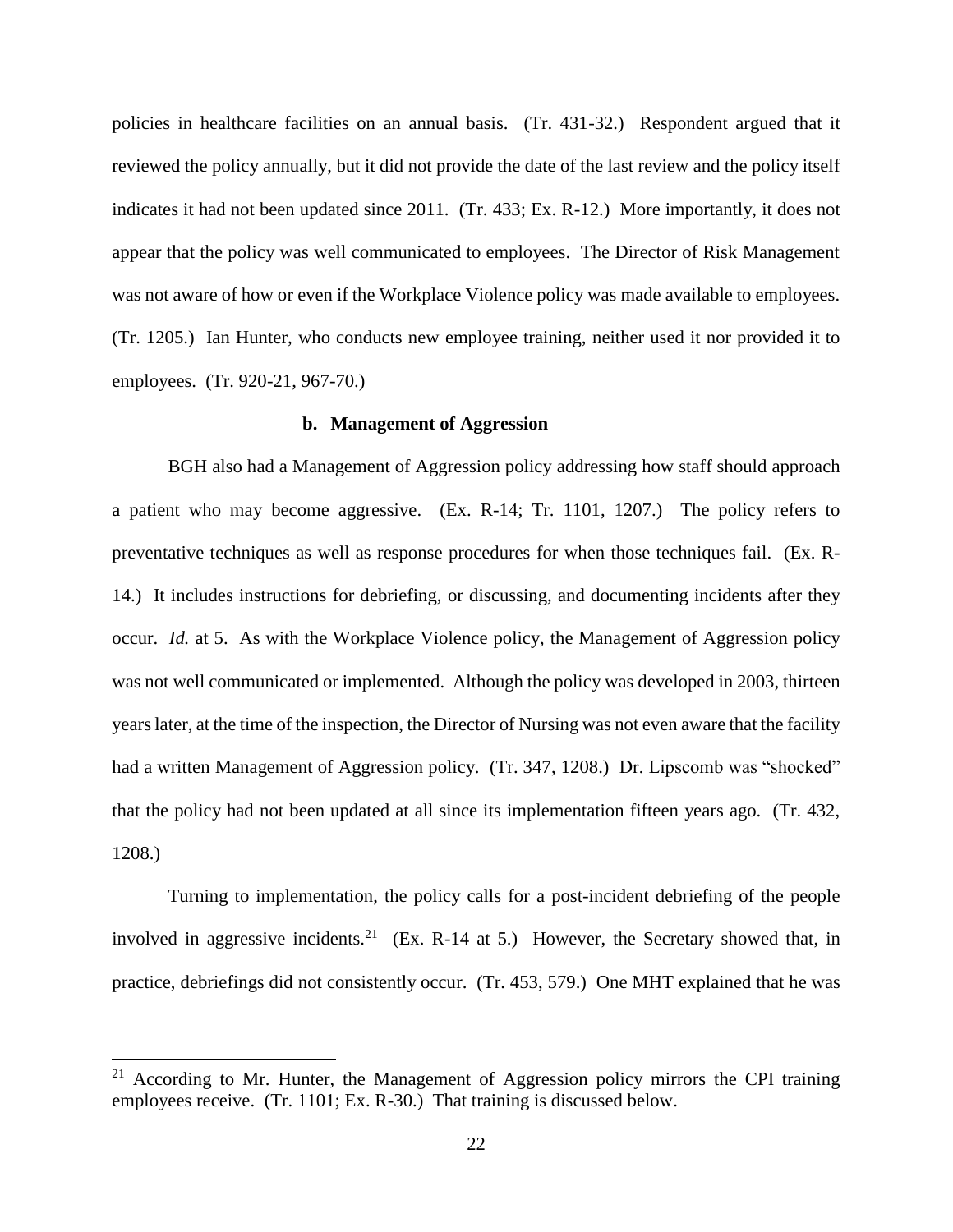policies in healthcare facilities on an annual basis. (Tr. 431-32.) Respondent argued that it reviewed the policy annually, but it did not provide the date of the last review and the policy itself indicates it had not been updated since 2011. (Tr. 433; Ex. R-12.) More importantly, it does not appear that the policy was well communicated to employees. The Director of Risk Management was not aware of how or even if the Workplace Violence policy was made available to employees. (Tr. 1205.) Ian Hunter, who conducts new employee training, neither used it nor provided it to employees. (Tr. 920-21, 967-70.)

**b. Management of Aggression**

BGH also had a Management of Aggression policy addressing how staff should approach a patient who may become aggressive. (Ex. R-14; Tr. 1101, 1207.) The policy refers to preventative techniques as well as response procedures for when those techniques fail. (Ex. R-14.) It includes instructions for debriefing, or discussing, and documenting incidents after they occur. *Id.* at 5. As with the Workplace Violence policy, the Management of Aggression policy was not well communicated or implemented. Although the policy was developed in 2003, thirteen years later, at the time of the inspection, the Director of Nursing was not even aware that the facility had a written Management of Aggression policy. (Tr. 347, 1208.) Dr. Lipscomb was "shocked" that the policy had not been updated at all since its implementation fifteen years ago. (Tr. 432, 1208.)

Turning to implementation, the policy calls for a post-incident debriefing of the people involved in aggressive incidents.[21] (Ex. R-14 at 5.) However, the Secretary showed that, in practice, debriefings did not consistently occur. (Tr. 453, 579.) One MHT explained that he was

---

[21] According to Mr. Hunter, the Management of Aggression policy mirrors the CPI training employees receive. (Tr. 1101; Ex. R-30.) That training is discussed below.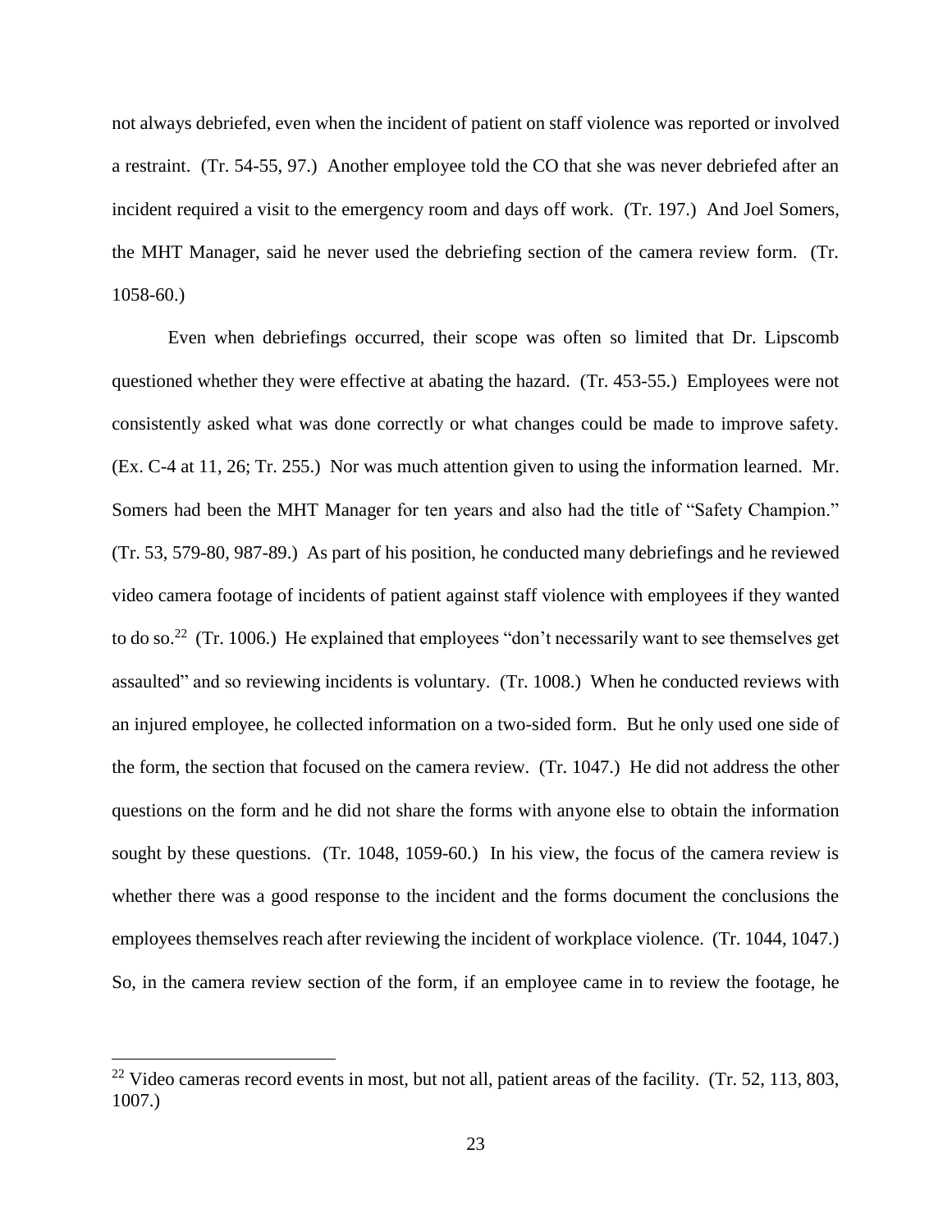not always debriefed, even when the incident of patient on staff violence was reported or involved a restraint. (Tr. 54-55, 97.) Another employee told the CO that she was never debriefed after an incident required a visit to the emergency room and days off work. (Tr. 197.) And Joel Somers, the MHT Manager, said he never used the debriefing section of the camera review form. (Tr. 1058-60.)

Even when debriefings occurred, their scope was often so limited that Dr. Lipscomb questioned whether they were effective at abating the hazard. (Tr. 453-55.) Employees were not consistently asked what was done correctly or what changes could be made to improve safety. (Ex. C-4 at 11, 26; Tr. 255.) Nor was much attention given to using the information learned. Mr. Somers had been the MHT Manager for ten years and also had the title of "Safety Champion." (Tr. 53, 579-80, 987-89.) As part of his position, he conducted many debriefings and he reviewed video camera footage of incidents of patient against staff violence with employees if they wanted to do so.[22] (Tr. 1006.) He explained that employees "don't necessarily want to see themselves get assaulted" and so reviewing incidents is voluntary. (Tr. 1008.) When he conducted reviews with an injured employee, he collected information on a two-sided form. But he only used one side of the form, the section that focused on the camera review. (Tr. 1047.) He did not address the other questions on the form and he did not share the forms with anyone else to obtain the information sought by these questions. (Tr. 1048, 1059-60.) In his view, the focus of the camera review is whether there was a good response to the incident and the forms document the conclusions the employees themselves reach after reviewing the incident of workplace violence. (Tr. 1044, 1047.) So, in the camera review section of the form, if an employee came in to review the footage, he

[22] Video cameras record events in most, but not all, patient areas of the facility. (Tr. 52, 113, 803, 1007.)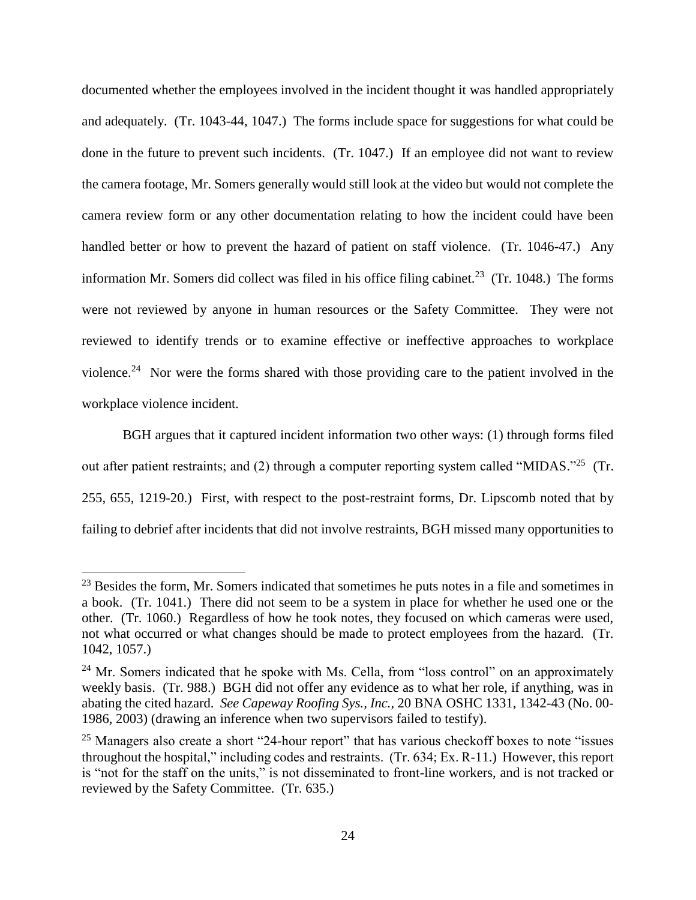documented whether the employees involved in the incident thought it was handled appropriately and adequately. (Tr. 1043-44, 1047.) The forms include space for suggestions for what could be done in the future to prevent such incidents. (Tr. 1047.) If an employee did not want to review the camera footage, Mr. Somers generally would still look at the video but would not complete the camera review form or any other documentation relating to how the incident could have been handled better or how to prevent the hazard of patient on staff violence. (Tr. 1046-47.) Any information Mr. Somers did collect was filed in his office filing cabinet.[23] (Tr. 1048.) The forms were not reviewed by anyone in human resources or the Safety Committee. They were not reviewed to identify trends or to examine effective or ineffective approaches to workplace violence.[24] Nor were the forms shared with those providing care to the patient involved in the workplace violence incident.

BGH argues that it captured incident information two other ways: (1) through forms filed out after patient restraints; and (2) through a computer reporting system called "MIDAS."[25] (Tr. 255, 655, 1219-20.) First, with respect to the post-restraint forms, Dr. Lipscomb noted that by failing to debrief after incidents that did not involve restraints, BGH missed many opportunities to

---

[23] Besides the form, Mr. Somers indicated that sometimes he puts notes in a file and sometimes in a book. (Tr. 1041.) There did not seem to be a system in place for whether he used one or the other. (Tr. 1060.) Regardless of how he took notes, they focused on which cameras were used, not what occurred or what changes should be made to protect employees from the hazard. (Tr. 1042, 1057.)

[24] Mr. Somers indicated that he spoke with Ms. Cella, from "loss control" on an approximately weekly basis. (Tr. 988.) BGH did not offer any evidence as to what her role, if anything, was in abating the cited hazard. *See Capeway Roofing Sys., Inc.,* 20 BNA OSHC 1331, 1342-43 (No. 00-1986, 2003) (drawing an inference when two supervisors failed to testify).

[25] Managers also create a short "24-hour report" that has various checkoff boxes to note "issues throughout the hospital," including codes and restraints. (Tr. 634; Ex. R-11.) However, this report is "not for the staff on the units," is not disseminated to front-line workers, and is not tracked or reviewed by the Safety Committee. (Tr. 635.)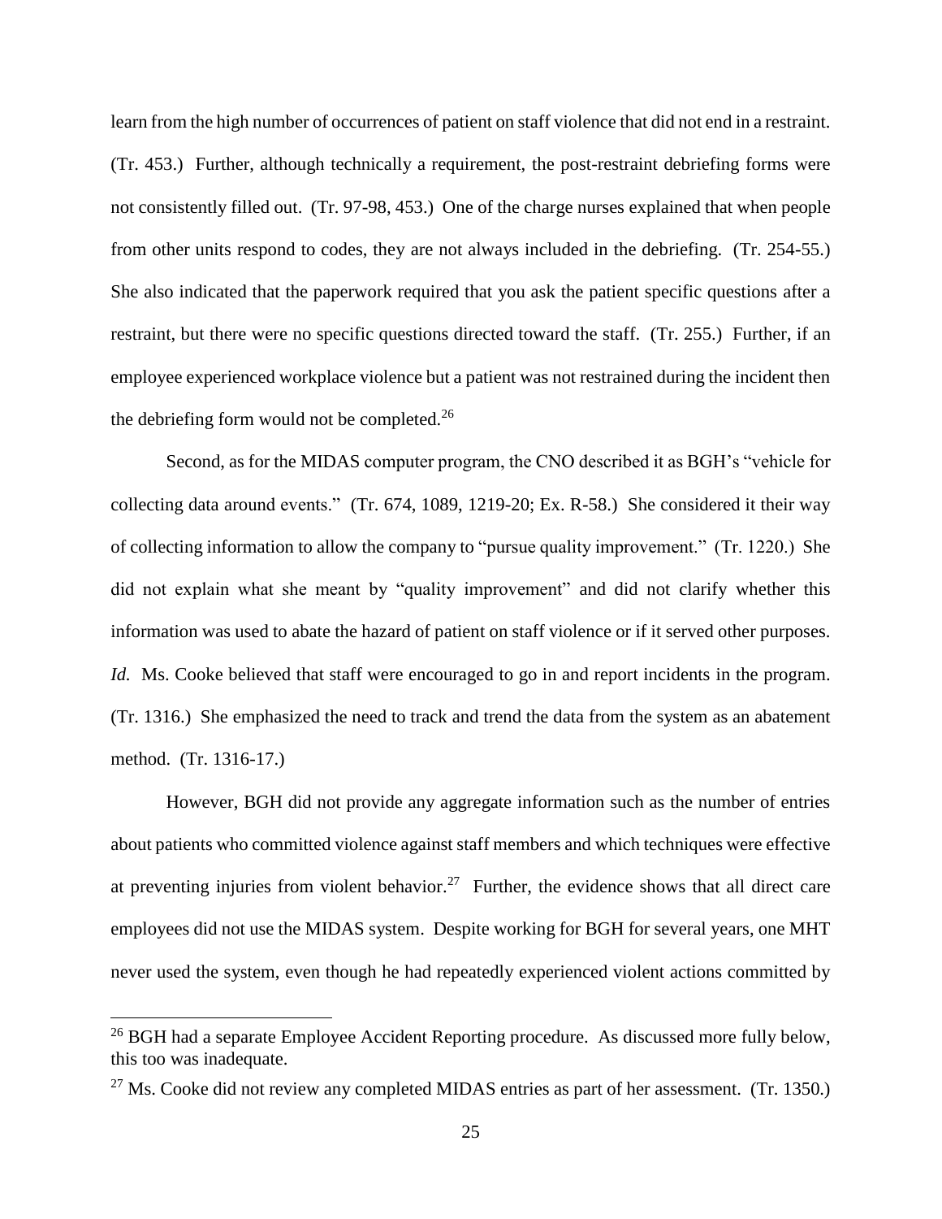learn from the high number of occurrences of patient on staff violence that did not end in a restraint. (Tr. 453.) Further, although technically a requirement, the post-restraint debriefing forms were not consistently filled out. (Tr. 97-98, 453.) One of the charge nurses explained that when people from other units respond to codes, they are not always included in the debriefing. (Tr. 254-55.) She also indicated that the paperwork required that you ask the patient specific questions after a restraint, but there were no specific questions directed toward the staff. (Tr. 255.) Further, if an employee experienced workplace violence but a patient was not restrained during the incident then the debriefing form would not be completed.[26]

Second, as for the MIDAS computer program, the CNO described it as BGH's "vehicle for collecting data around events." (Tr. 674, 1089, 1219-20; Ex. R-58.) She considered it their way of collecting information to allow the company to "pursue quality improvement." (Tr. 1220.) She did not explain what she meant by "quality improvement" and did not clarify whether this information was used to abate the hazard of patient on staff violence or if it served other purposes. *Id.* Ms. Cooke believed that staff were encouraged to go in and report incidents in the program. (Tr. 1316.) She emphasized the need to track and trend the data from the system as an abatement method. (Tr. 1316-17.)

However, BGH did not provide any aggregate information such as the number of entries about patients who committed violence against staff members and which techniques were effective at preventing injuries from violent behavior.[27] Further, the evidence shows that all direct care employees did not use the MIDAS system. Despite working for BGH for several years, one MHT never used the system, even though he had repeatedly experienced violent actions committed by

[26] BGH had a separate Employee Accident Reporting procedure. As discussed more fully below, this too was inadequate.

[27] Ms. Cooke did not review any completed MIDAS entries as part of her assessment. (Tr. 1350.)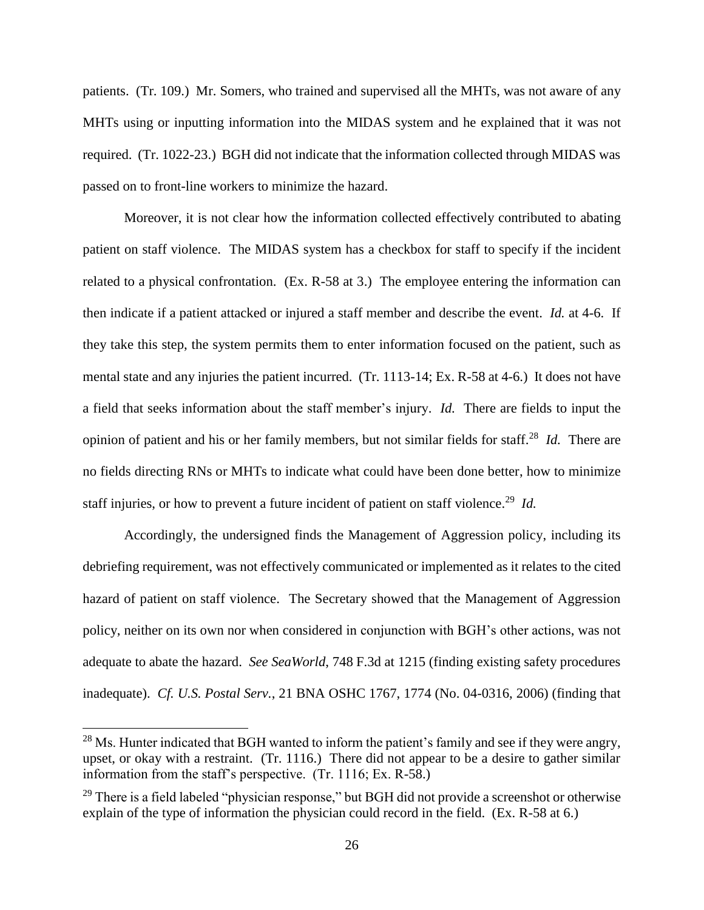patients. (Tr. 109.) Mr. Somers, who trained and supervised all the MHTs, was not aware of any MHTs using or inputting information into the MIDAS system and he explained that it was not required. (Tr. 1022-23.) BGH did not indicate that the information collected through MIDAS was passed on to front-line workers to minimize the hazard.

Moreover, it is not clear how the information collected effectively contributed to abating patient on staff violence. The MIDAS system has a checkbox for staff to specify if the incident related to a physical confrontation. (Ex. R-58 at 3.) The employee entering the information can then indicate if a patient attacked or injured a staff member and describe the event. *Id.* at 4-6. If they take this step, the system permits them to enter information focused on the patient, such as mental state and any injuries the patient incurred. (Tr. 1113-14; Ex. R-58 at 4-6.) It does not have a field that seeks information about the staff member's injury. *Id.* There are fields to input the opinion of patient and his or her family members, but not similar fields for staff.[28] *Id.* There are no fields directing RNs or MHTs to indicate what could have been done better, how to minimize staff injuries, or how to prevent a future incident of patient on staff violence.[29] *Id.*

Accordingly, the undersigned finds the Management of Aggression policy, including its debriefing requirement, was not effectively communicated or implemented as it relates to the cited hazard of patient on staff violence. The Secretary showed that the Management of Aggression policy, neither on its own nor when considered in conjunction with BGH's other actions, was not adequate to abate the hazard. *See SeaWorld*, 748 F.3d at 1215 (finding existing safety procedures inadequate). *Cf. U.S. Postal Serv.*, 21 BNA OSHC 1767, 1774 (No. 04-0316, 2006) (finding that

---

[28] Ms. Hunter indicated that BGH wanted to inform the patient's family and see if they were angry, upset, or okay with a restraint. (Tr. 1116.) There did not appear to be a desire to gather similar information from the staff's perspective. (Tr. 1116; Ex. R-58.)

[29] There is a field labeled "physician response," but BGH did not provide a screenshot or otherwise explain of the type of information the physician could record in the field. (Ex. R-58 at 6.)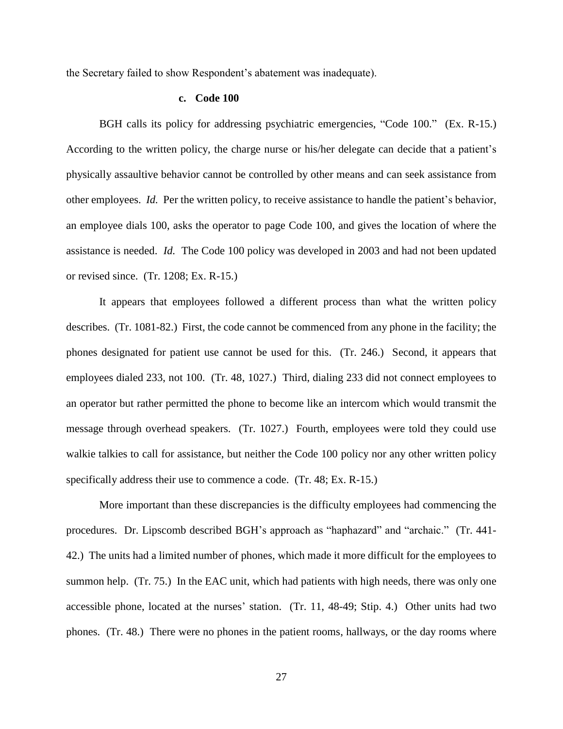the Secretary failed to show Respondent's abatement was inadequate).

#### c. Code 100

BGH calls its policy for addressing psychiatric emergencies, "Code 100." (Ex. R-15.) According to the written policy, the charge nurse or his/her delegate can decide that a patient's physically assaultive behavior cannot be controlled by other means and can seek assistance from other employees. *Id.* Per the written policy, to receive assistance to handle the patient's behavior, an employee dials 100, asks the operator to page Code 100, and gives the location of where the assistance is needed. *Id.* The Code 100 policy was developed in 2003 and had not been updated or revised since. (Tr. 1208; Ex. R-15.)

It appears that employees followed a different process than what the written policy describes. (Tr. 1081-82.) First, the code cannot be commenced from any phone in the facility; the phones designated for patient use cannot be used for this. (Tr. 246.) Second, it appears that employees dialed 233, not 100. (Tr. 48, 1027.) Third, dialing 233 did not connect employees to an operator but rather permitted the phone to become like an intercom which would transmit the message through overhead speakers. (Tr. 1027.) Fourth, employees were told they could use walkie talkies to call for assistance, but neither the Code 100 policy nor any other written policy specifically address their use to commence a code. (Tr. 48; Ex. R-15.)

More important than these discrepancies is the difficulty employees had commencing the procedures. Dr. Lipscomb described BGH's approach as "haphazard" and "archaic." (Tr. 441-42.) The units had a limited number of phones, which made it more difficult for the employees to summon help. (Tr. 75.) In the EAC unit, which had patients with high needs, there was only one accessible phone, located at the nurses' station. (Tr. 11, 48-49; Stip. 4.) Other units had two phones. (Tr. 48.) There were no phones in the patient rooms, hallways, or the day rooms where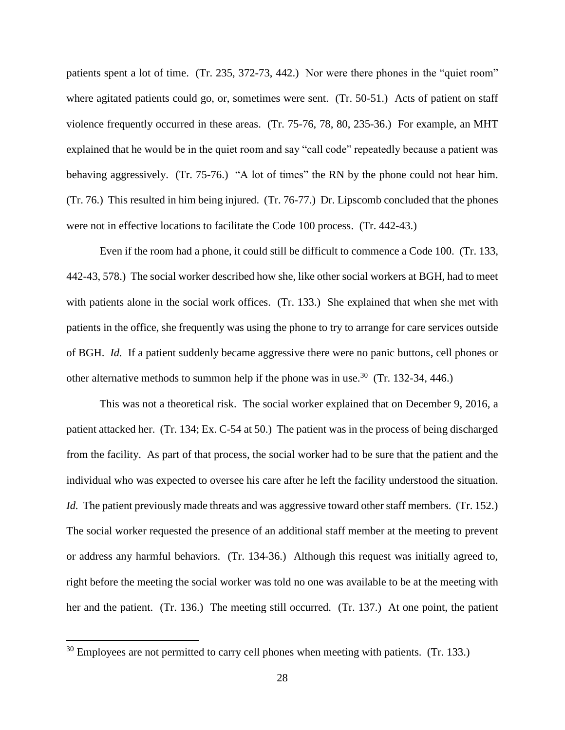patients spent a lot of time. (Tr. 235, 372-73, 442.) Nor were there phones in the "quiet room" where agitated patients could go, or, sometimes were sent. (Tr. 50-51.) Acts of patient on staff violence frequently occurred in these areas. (Tr. 75-76, 78, 80, 235-36.) For example, an MHT explained that he would be in the quiet room and say "call code" repeatedly because a patient was behaving aggressively. (Tr. 75-76.) "A lot of times" the RN by the phone could not hear him. (Tr. 76.) This resulted in him being injured. (Tr. 76-77.) Dr. Lipscomb concluded that the phones were not in effective locations to facilitate the Code 100 process. (Tr. 442-43.)

Even if the room had a phone, it could still be difficult to commence a Code 100. (Tr. 133, 442-43, 578.) The social worker described how she, like other social workers at BGH, had to meet with patients alone in the social work offices. (Tr. 133.) She explained that when she met with patients in the office, she frequently was using the phone to try to arrange for care services outside of BGH. *Id.* If a patient suddenly became aggressive there were no panic buttons, cell phones or other alternative methods to summon help if the phone was in use.[30] (Tr. 132-34, 446.)

This was not a theoretical risk. The social worker explained that on December 9, 2016, a patient attacked her. (Tr. 134; Ex. C-54 at 50.) The patient was in the process of being discharged from the facility. As part of that process, the social worker had to be sure that the patient and the individual who was expected to oversee his care after he left the facility understood the situation. *Id.* The patient previously made threats and was aggressive toward other staff members. (Tr. 152.) The social worker requested the presence of an additional staff member at the meeting to prevent or address any harmful behaviors. (Tr. 134-36.) Although this request was initially agreed to, right before the meeting the social worker was told no one was available to be at the meeting with her and the patient. (Tr. 136.) The meeting still occurred. (Tr. 137.) At one point, the patient

---

[30] Employees are not permitted to carry cell phones when meeting with patients. (Tr. 133.)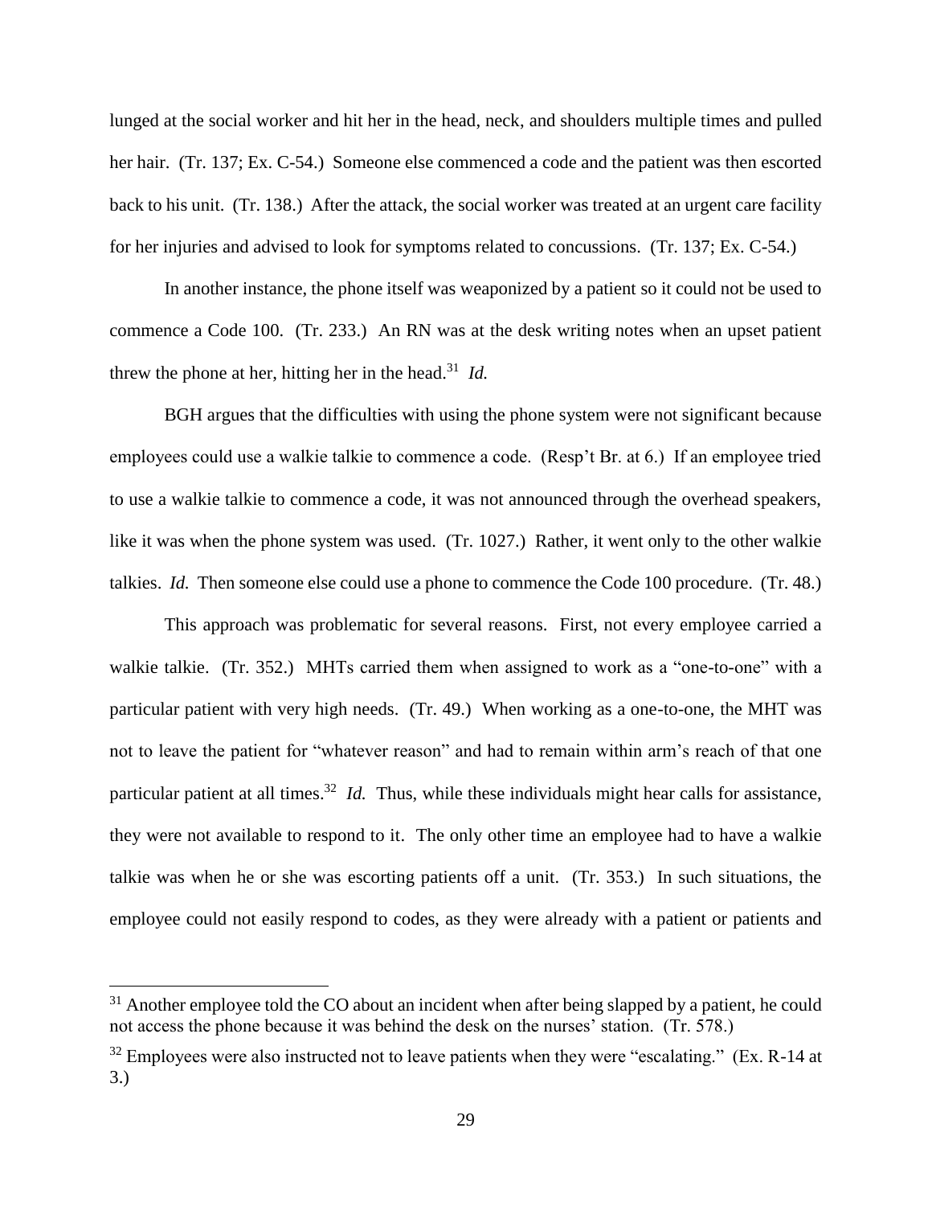lunged at the social worker and hit her in the head, neck, and shoulders multiple times and pulled her hair. (Tr. 137; Ex. C-54.) Someone else commenced a code and the patient was then escorted back to his unit. (Tr. 138.) After the attack, the social worker was treated at an urgent care facility for her injuries and advised to look for symptoms related to concussions. (Tr. 137; Ex. C-54.)

In another instance, the phone itself was weaponized by a patient so it could not be used to commence a Code 100. (Tr. 233.) An RN was at the desk writing notes when an upset patient threw the phone at her, hitting her in the head.[31] *Id.*

BGH argues that the difficulties with using the phone system were not significant because employees could use a walkie talkie to commence a code. (Resp't Br. at 6.) If an employee tried to use a walkie talkie to commence a code, it was not announced through the overhead speakers, like it was when the phone system was used. (Tr. 1027.) Rather, it went only to the other walkie talkies. *Id.* Then someone else could use a phone to commence the Code 100 procedure. (Tr. 48.)

This approach was problematic for several reasons. First, not every employee carried a walkie talkie. (Tr. 352.) MHTs carried them when assigned to work as a "one-to-one" with a particular patient with very high needs. (Tr. 49.) When working as a one-to-one, the MHT was not to leave the patient for "whatever reason" and had to remain within arm's reach of that one particular patient at all times.[32] *Id.* Thus, while these individuals might hear calls for assistance, they were not available to respond to it. The only other time an employee had to have a walkie talkie was when he or she was escorting patients off a unit. (Tr. 353.) In such situations, the employee could not easily respond to codes, as they were already with a patient or patients and

[31] Another employee told the CO about an incident when after being slapped by a patient, he could not access the phone because it was behind the desk on the nurses' station. (Tr. 578.)

[32] Employees were also instructed not to leave patients when they were "escalating." (Ex. R-14 at 3.)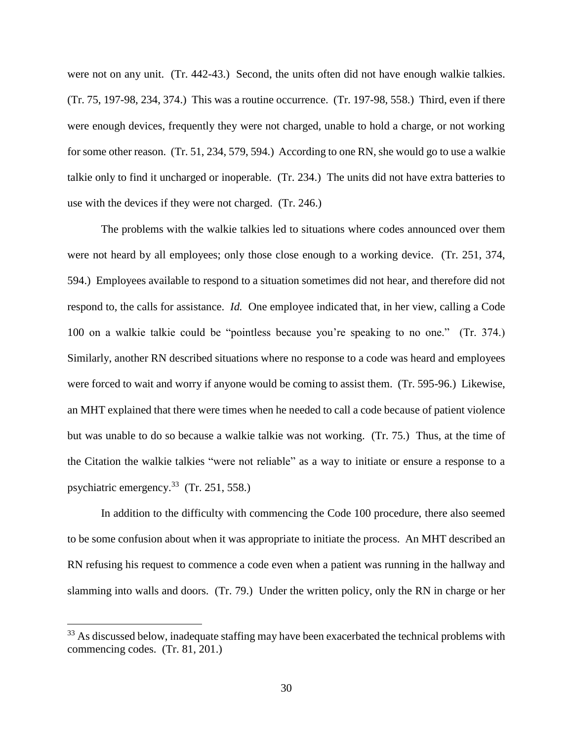were not on any unit. (Tr. 442-43.) Second, the units often did not have enough walkie talkies. (Tr. 75, 197-98, 234, 374.) This was a routine occurrence. (Tr. 197-98, 558.) Third, even if there were enough devices, frequently they were not charged, unable to hold a charge, or not working for some other reason. (Tr. 51, 234, 579, 594.) According to one RN, she would go to use a walkie talkie only to find it uncharged or inoperable. (Tr. 234.) The units did not have extra batteries to use with the devices if they were not charged. (Tr. 246.)

The problems with the walkie talkies led to situations where codes announced over them were not heard by all employees; only those close enough to a working device. (Tr. 251, 374, 594.) Employees available to respond to a situation sometimes did not hear, and therefore did not respond to, the calls for assistance. *Id.* One employee indicated that, in her view, calling a Code 100 on a walkie talkie could be "pointless because you're speaking to no one." (Tr. 374.) Similarly, another RN described situations where no response to a code was heard and employees were forced to wait and worry if anyone would be coming to assist them. (Tr. 595-96.) Likewise, an MHT explained that there were times when he needed to call a code because of patient violence but was unable to do so because a walkie talkie was not working. (Tr. 75.) Thus, at the time of the Citation the walkie talkies "were not reliable" as a way to initiate or ensure a response to a psychiatric emergency.[33] (Tr. 251, 558.)

In addition to the difficulty with commencing the Code 100 procedure, there also seemed to be some confusion about when it was appropriate to initiate the process. An MHT described an RN refusing his request to commence a code even when a patient was running in the hallway and slamming into walls and doors. (Tr. 79.) Under the written policy, only the RN in charge or her

---

[33] As discussed below, inadequate staffing may have been exacerbated the technical problems with commencing codes. (Tr. 81, 201.)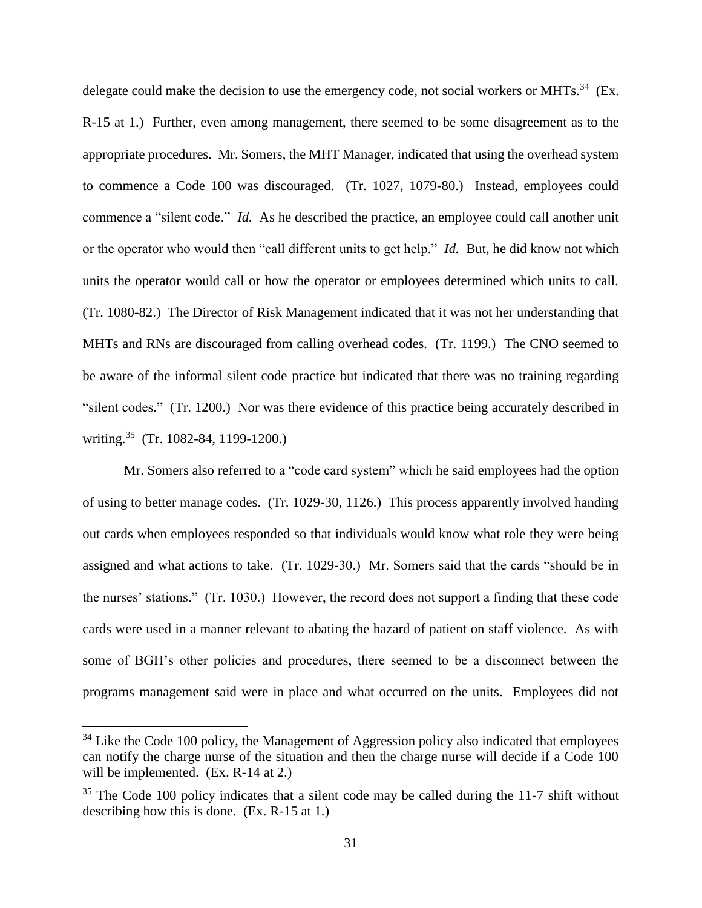delegate could make the decision to use the emergency code, not social workers or MHTs.[34] (Ex. R-15 at 1.) Further, even among management, there seemed to be some disagreement as to the appropriate procedures. Mr. Somers, the MHT Manager, indicated that using the overhead system to commence a Code 100 was discouraged. (Tr. 1027, 1079-80.) Instead, employees could commence a "silent code." *Id.* As he described the practice, an employee could call another unit or the operator who would then "call different units to get help." *Id.* But, he did know not which units the operator would call or how the operator or employees determined which units to call. (Tr. 1080-82.) The Director of Risk Management indicated that it was not her understanding that MHTs and RNs are discouraged from calling overhead codes. (Tr. 1199.) The CNO seemed to be aware of the informal silent code practice but indicated that there was no training regarding "silent codes." (Tr. 1200.) Nor was there evidence of this practice being accurately described in writing.[35] (Tr. 1082-84, 1199-1200.)

Mr. Somers also referred to a "code card system" which he said employees had the option of using to better manage codes. (Tr. 1029-30, 1126.) This process apparently involved handing out cards when employees responded so that individuals would know what role they were being assigned and what actions to take. (Tr. 1029-30.) Mr. Somers said that the cards "should be in the nurses' stations." (Tr. 1030.) However, the record does not support a finding that these code cards were used in a manner relevant to abating the hazard of patient on staff violence. As with some of BGH's other policies and procedures, there seemed to be a disconnect between the programs management said were in place and what occurred on the units. Employees did not

---

[34] Like the Code 100 policy, the Management of Aggression policy also indicated that employees can notify the charge nurse of the situation and then the charge nurse will decide if a Code 100 will be implemented. (Ex. R-14 at 2.)

[35] The Code 100 policy indicates that a silent code may be called during the 11-7 shift without describing how this is done. (Ex. R-15 at 1.)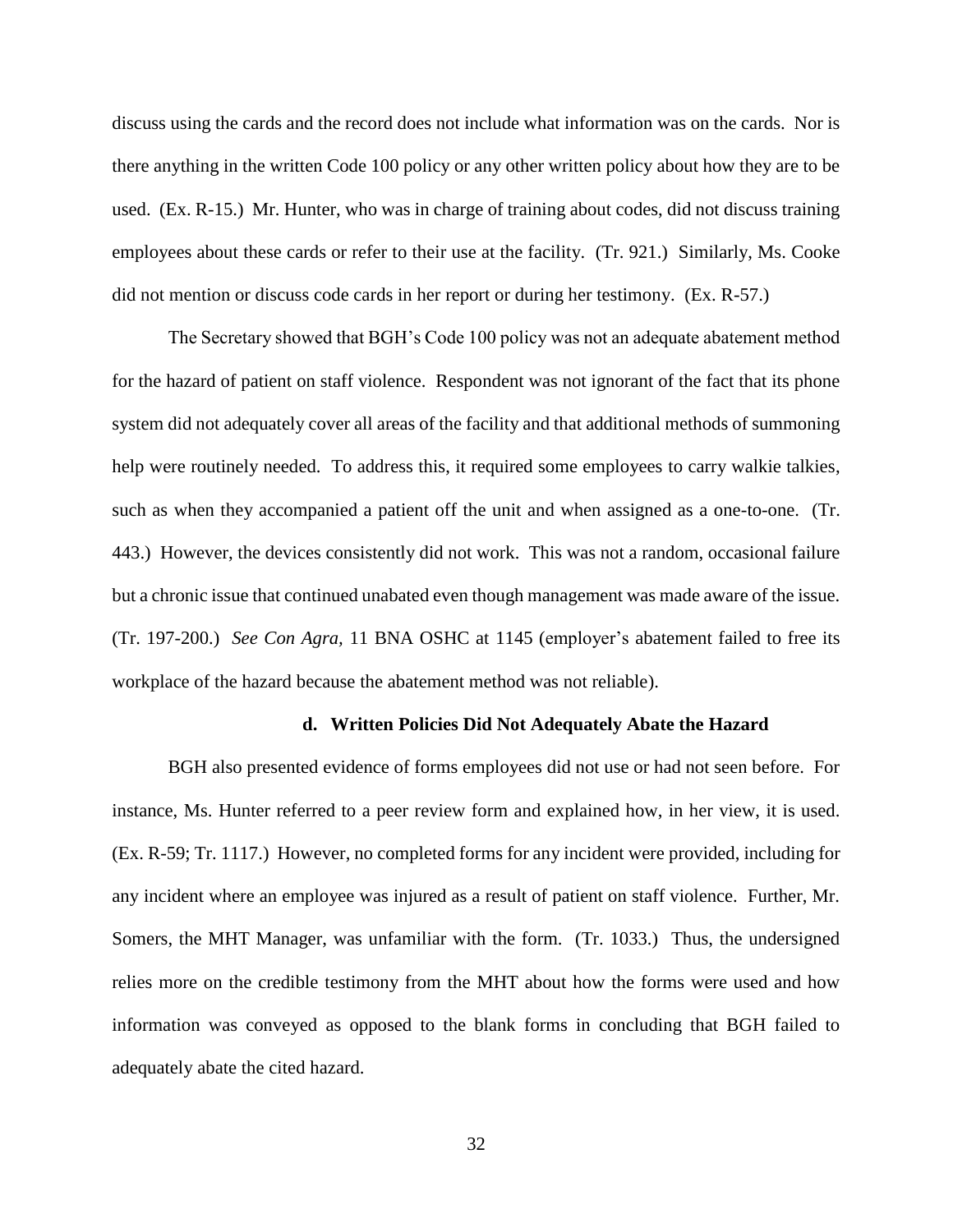discuss using the cards and the record does not include what information was on the cards. Nor is there anything in the written Code 100 policy or any other written policy about how they are to be used. (Ex. R-15.) Mr. Hunter, who was in charge of training about codes, did not discuss training employees about these cards or refer to their use at the facility. (Tr. 921.) Similarly, Ms. Cooke did not mention or discuss code cards in her report or during her testimony. (Ex. R-57.)

The Secretary showed that BGH's Code 100 policy was not an adequate abatement method for the hazard of patient on staff violence. Respondent was not ignorant of the fact that its phone system did not adequately cover all areas of the facility and that additional methods of summoning help were routinely needed. To address this, it required some employees to carry walkie talkies, such as when they accompanied a patient off the unit and when assigned as a one-to-one. (Tr. 443.) However, the devices consistently did not work. This was not a random, occasional failure but a chronic issue that continued unabated even though management was made aware of the issue. (Tr. 197-200.) *See Con Agra,* 11 BNA OSHC at 1145 (employer's abatement failed to free its workplace of the hazard because the abatement method was not reliable).

#### d. Written Policies Did Not Adequately Abate the Hazard

BGH also presented evidence of forms employees did not use or had not seen before. For instance, Ms. Hunter referred to a peer review form and explained how, in her view, it is used. (Ex. R-59; Tr. 1117.) However, no completed forms for any incident were provided, including for any incident where an employee was injured as a result of patient on staff violence. Further, Mr. Somers, the MHT Manager, was unfamiliar with the form. (Tr. 1033.) Thus, the undersigned relies more on the credible testimony from the MHT about how the forms were used and how information was conveyed as opposed to the blank forms in concluding that BGH failed to adequately abate the cited hazard.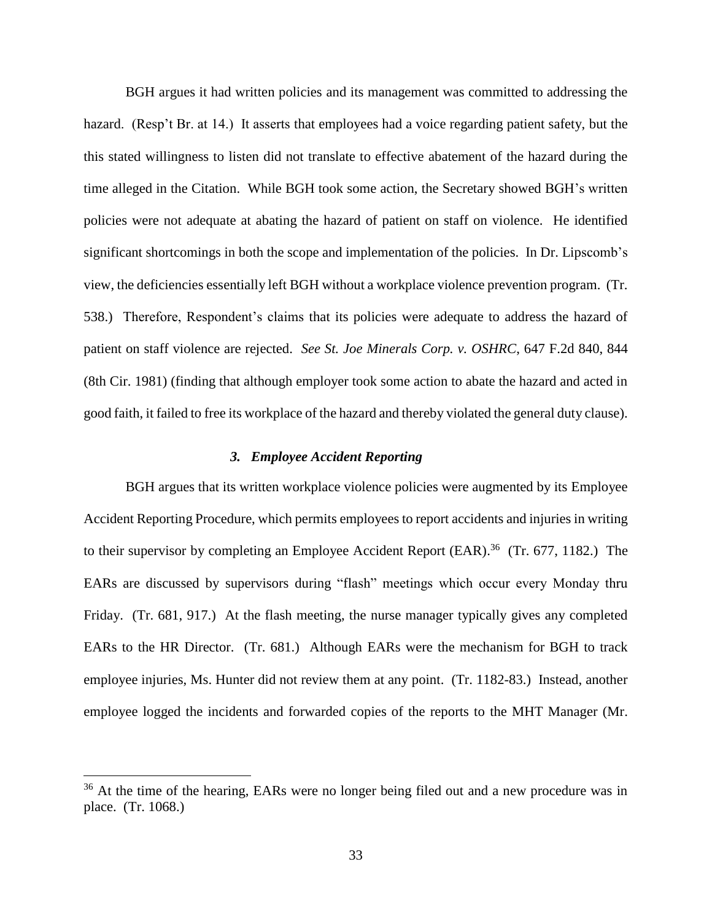BGH argues it had written policies and its management was committed to addressing the hazard. (Resp't Br. at 14.) It asserts that employees had a voice regarding patient safety, but the this stated willingness to listen did not translate to effective abatement of the hazard during the time alleged in the Citation. While BGH took some action, the Secretary showed BGH's written policies were not adequate at abating the hazard of patient on staff on violence. He identified significant shortcomings in both the scope and implementation of the policies. In Dr. Lipscomb's view, the deficiencies essentially left BGH without a workplace violence prevention program. (Tr. 538.) Therefore, Respondent's claims that its policies were adequate to address the hazard of patient on staff violence are rejected. *See St. Joe Minerals Corp. v. OSHRC*, 647 F.2d 840, 844 (8th Cir. 1981) (finding that although employer took some action to abate the hazard and acted in good faith, it failed to free its workplace of the hazard and thereby violated the general duty clause).

### *3. Employee Accident Reporting*

BGH argues that its written workplace violence policies were augmented by its Employee Accident Reporting Procedure, which permits employees to report accidents and injuries in writing to their supervisor by completing an Employee Accident Report (EAR).[36] (Tr. 677, 1182.) The EARs are discussed by supervisors during "flash" meetings which occur every Monday thru Friday. (Tr. 681, 917.) At the flash meeting, the nurse manager typically gives any completed EARs to the HR Director. (Tr. 681.) Although EARs were the mechanism for BGH to track employee injuries, Ms. Hunter did not review them at any point. (Tr. 1182-83.) Instead, another employee logged the incidents and forwarded copies of the reports to the MHT Manager (Mr.

[36] At the time of the hearing, EARs were no longer being filed out and a new procedure was in place. (Tr. 1068.)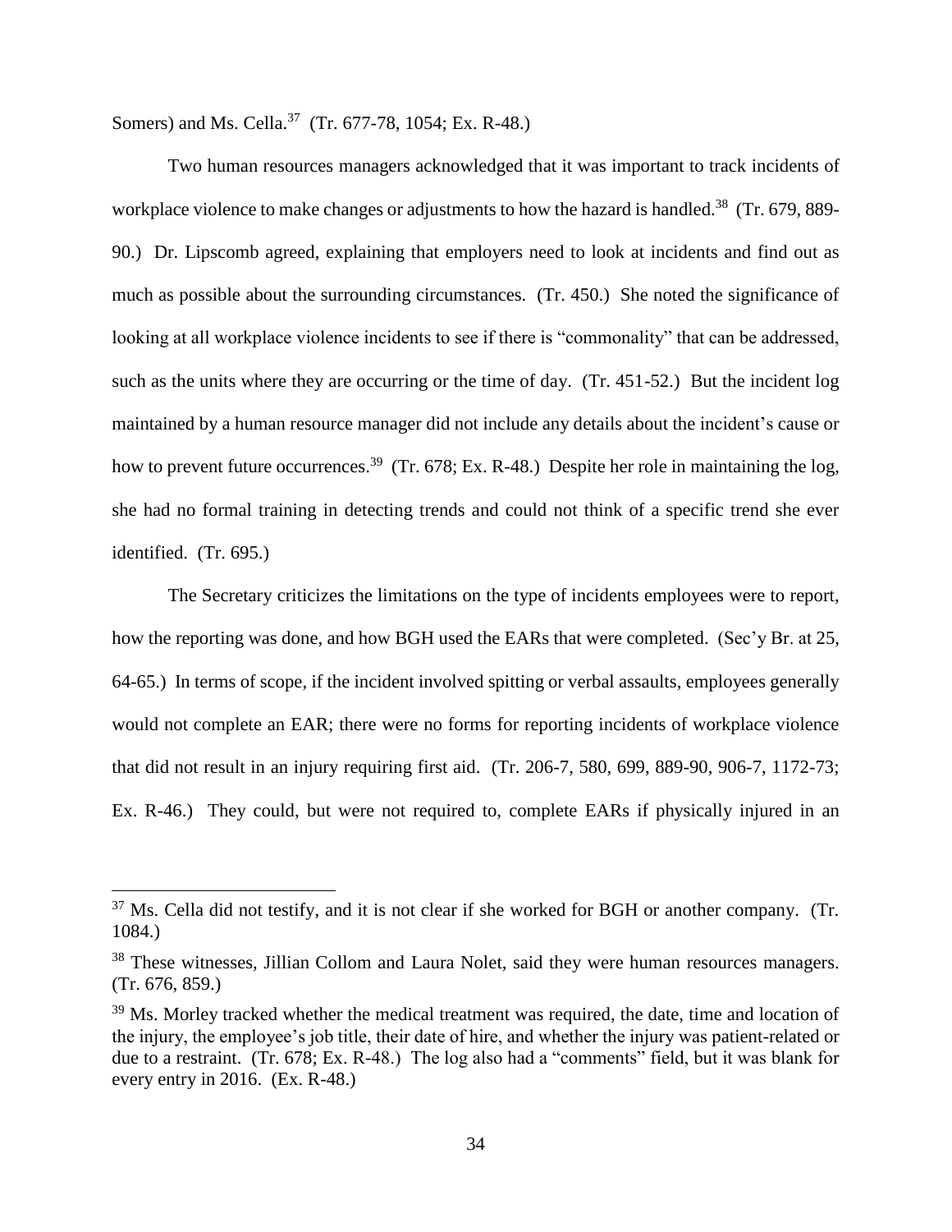Somers) and Ms. Cella.[37] (Tr. 677-78, 1054; Ex. R-48.)

Two human resources managers acknowledged that it was important to track incidents of workplace violence to make changes or adjustments to how the hazard is handled.[38] (Tr. 679, 889-90.) Dr. Lipscomb agreed, explaining that employers need to look at incidents and find out as much as possible about the surrounding circumstances. (Tr. 450.) She noted the significance of looking at all workplace violence incidents to see if there is "commonality" that can be addressed, such as the units where they are occurring or the time of day. (Tr. 451-52.) But the incident log maintained by a human resource manager did not include any details about the incident's cause or how to prevent future occurrences.[39] (Tr. 678; Ex. R-48.) Despite her role in maintaining the log, she had no formal training in detecting trends and could not think of a specific trend she ever identified. (Tr. 695.)

The Secretary criticizes the limitations on the type of incidents employees were to report, how the reporting was done, and how BGH used the EARs that were completed. (Sec'y Br. at 25, 64-65.) In terms of scope, if the incident involved spitting or verbal assaults, employees generally would not complete an EAR; there were no forms for reporting incidents of workplace violence that did not result in an injury requiring first aid. (Tr. 206-7, 580, 699, 889-90, 906-7, 1172-73; Ex. R-46.) They could, but were not required to, complete EARs if physically injured in an

---

[37] Ms. Cella did not testify, and it is not clear if she worked for BGH or another company. (Tr. 1084.)

[38] These witnesses, Jillian Collom and Laura Nolet, said they were human resources managers. (Tr. 676, 859.)

[39] Ms. Morley tracked whether the medical treatment was required, the date, time and location of the injury, the employee's job title, their date of hire, and whether the injury was patient-related or due to a restraint. (Tr. 678; Ex. R-48.) The log also had a "comments" field, but it was blank for every entry in 2016. (Ex. R-48.)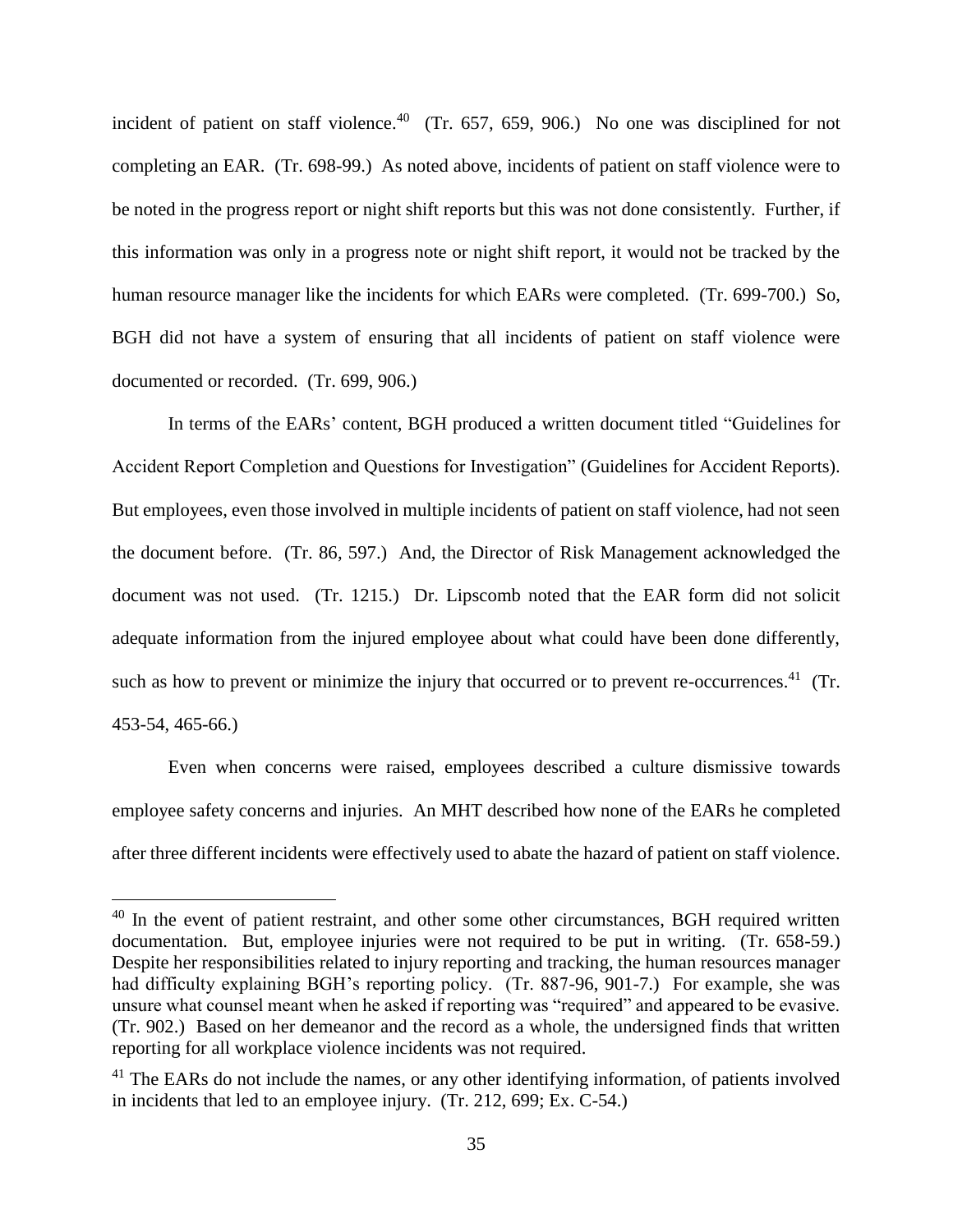incident of patient on staff violence.[40] (Tr. 657, 659, 906.) No one was disciplined for not completing an EAR. (Tr. 698-99.) As noted above, incidents of patient on staff violence were to be noted in the progress report or night shift reports but this was not done consistently. Further, if this information was only in a progress note or night shift report, it would not be tracked by the human resource manager like the incidents for which EARs were completed. (Tr. 699-700.) So, BGH did not have a system of ensuring that all incidents of patient on staff violence were documented or recorded. (Tr. 699, 906.)

In terms of the EARs' content, BGH produced a written document titled "Guidelines for Accident Report Completion and Questions for Investigation" (Guidelines for Accident Reports). But employees, even those involved in multiple incidents of patient on staff violence, had not seen the document before. (Tr. 86, 597.) And, the Director of Risk Management acknowledged the document was not used. (Tr. 1215.) Dr. Lipscomb noted that the EAR form did not solicit adequate information from the injured employee about what could have been done differently, such as how to prevent or minimize the injury that occurred or to prevent re-occurrences.[41] (Tr. 453-54, 465-66.)

Even when concerns were raised, employees described a culture dismissive towards employee safety concerns and injuries. An MHT described how none of the EARs he completed after three different incidents were effectively used to abate the hazard of patient on staff violence.

---

[40] In the event of patient restraint, and other some other circumstances, BGH required written documentation. But, employee injuries were not required to be put in writing. (Tr. 658-59.) Despite her responsibilities related to injury reporting and tracking, the human resources manager had difficulty explaining BGH's reporting policy. (Tr. 887-96, 901-7.) For example, she was unsure what counsel meant when he asked if reporting was "required" and appeared to be evasive. (Tr. 902.) Based on her demeanor and the record as a whole, the undersigned finds that written reporting for all workplace violence incidents was not required.

[41] The EARs do not include the names, or any other identifying information, of patients involved in incidents that led to an employee injury. (Tr. 212, 699; Ex. C-54.)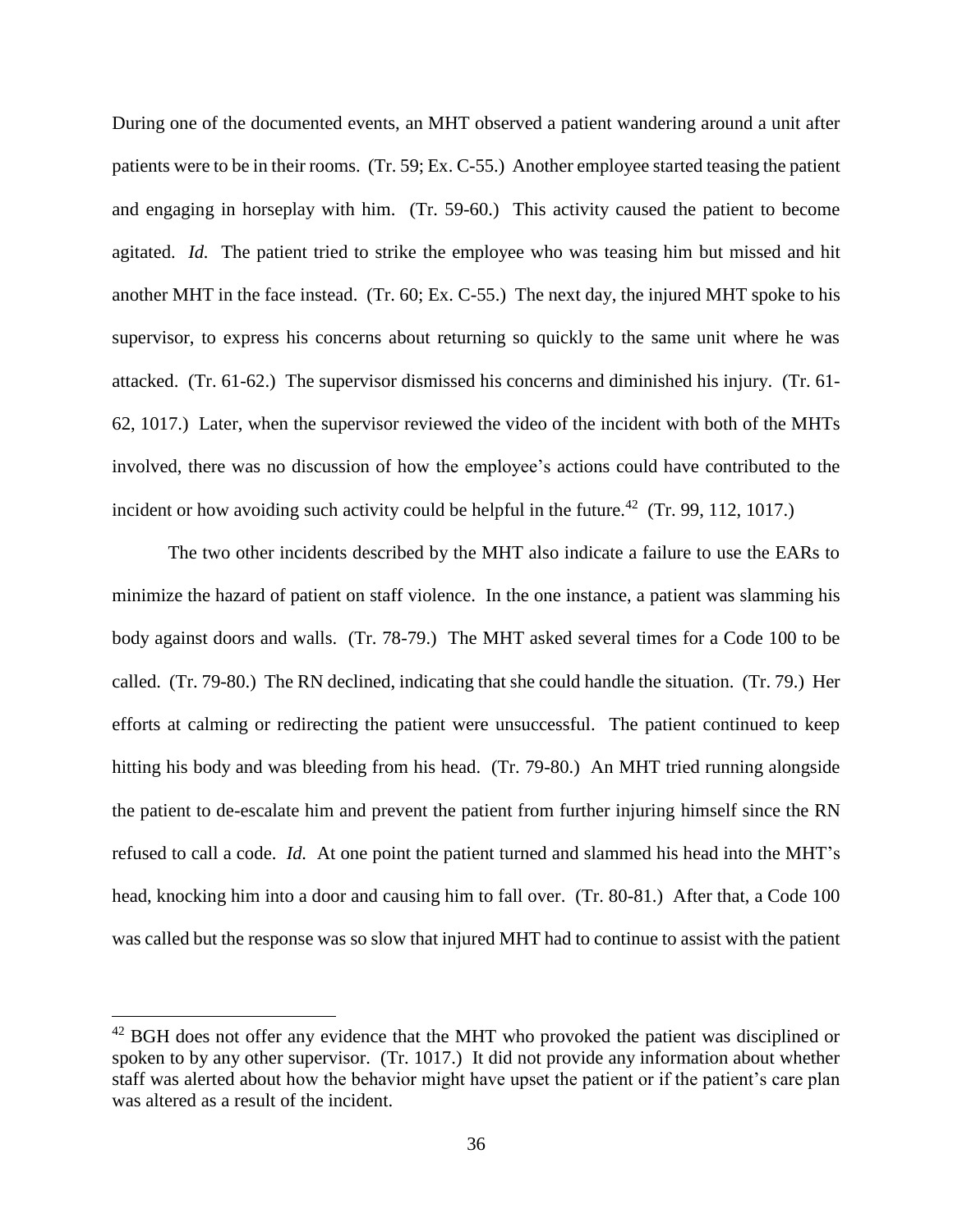During one of the documented events, an MHT observed a patient wandering around a unit after patients were to be in their rooms. (Tr. 59; Ex. C-55.) Another employee started teasing the patient and engaging in horseplay with him. (Tr. 59-60.) This activity caused the patient to become agitated. *Id.* The patient tried to strike the employee who was teasing him but missed and hit another MHT in the face instead. (Tr. 60; Ex. C-55.) The next day, the injured MHT spoke to his supervisor, to express his concerns about returning so quickly to the same unit where he was attacked. (Tr. 61-62.) The supervisor dismissed his concerns and diminished his injury. (Tr. 61-62, 1017.) Later, when the supervisor reviewed the video of the incident with both of the MHTs involved, there was no discussion of how the employee's actions could have contributed to the incident or how avoiding such activity could be helpful in the future.[42] (Tr. 99, 112, 1017.)

The two other incidents described by the MHT also indicate a failure to use the EARs to minimize the hazard of patient on staff violence. In the one instance, a patient was slamming his body against doors and walls. (Tr. 78-79.) The MHT asked several times for a Code 100 to be called. (Tr. 79-80.) The RN declined, indicating that she could handle the situation. (Tr. 79.) Her efforts at calming or redirecting the patient were unsuccessful. The patient continued to keep hitting his body and was bleeding from his head. (Tr. 79-80.) An MHT tried running alongside the patient to de-escalate him and prevent the patient from further injuring himself since the RN refused to call a code. *Id.* At one point the patient turned and slammed his head into the MHT's head, knocking him into a door and causing him to fall over. (Tr. 80-81.) After that, a Code 100 was called but the response was so slow that injured MHT had to continue to assist with the patient

[42] BGH does not offer any evidence that the MHT who provoked the patient was disciplined or spoken to by any other supervisor. (Tr. 1017.) It did not provide any information about whether staff was alerted about how the behavior might have upset the patient or if the patient's care plan was altered as a result of the incident.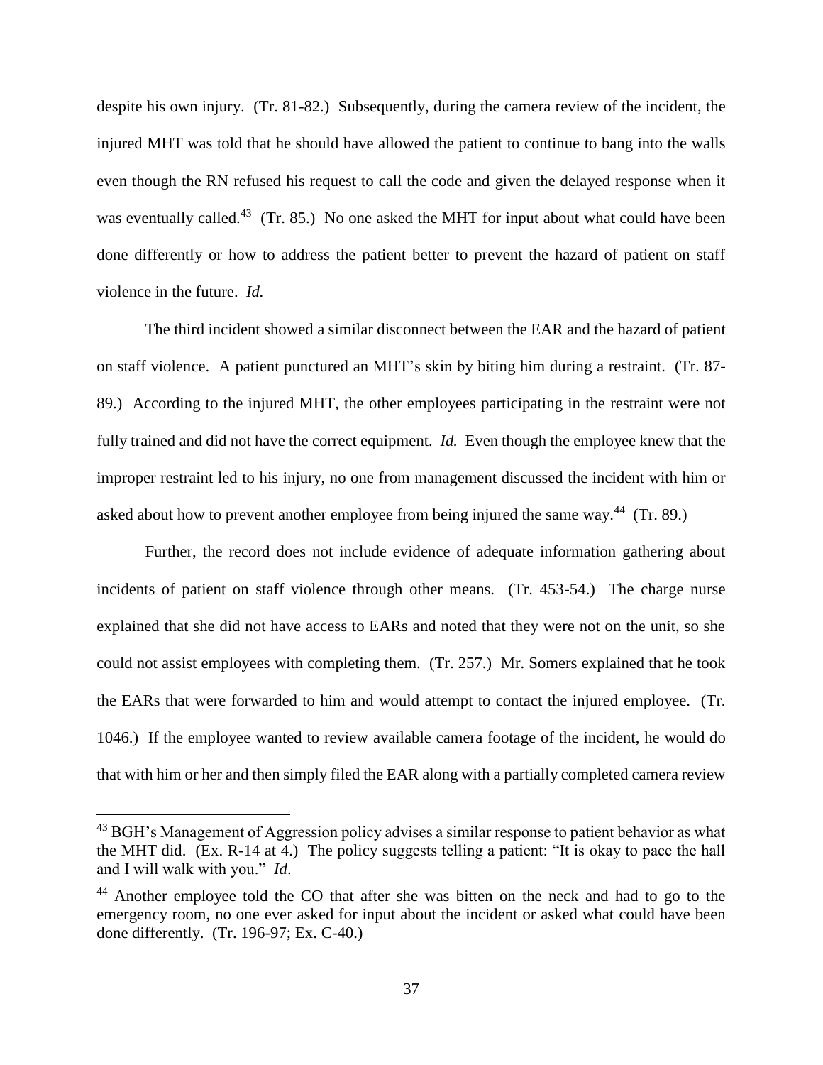despite his own injury. (Tr. 81-82.) Subsequently, during the camera review of the incident, the injured MHT was told that he should have allowed the patient to continue to bang into the walls even though the RN refused his request to call the code and given the delayed response when it was eventually called.[43] (Tr. 85.) No one asked the MHT for input about what could have been done differently or how to address the patient better to prevent the hazard of patient on staff violence in the future. *Id.*

The third incident showed a similar disconnect between the EAR and the hazard of patient on staff violence. A patient punctured an MHT's skin by biting him during a restraint. (Tr. 87-89.) According to the injured MHT, the other employees participating in the restraint were not fully trained and did not have the correct equipment. *Id.* Even though the employee knew that the improper restraint led to his injury, no one from management discussed the incident with him or asked about how to prevent another employee from being injured the same way.[44] (Tr. 89.)

Further, the record does not include evidence of adequate information gathering about incidents of patient on staff violence through other means. (Tr. 453-54.) The charge nurse explained that she did not have access to EARs and noted that they were not on the unit, so she could not assist employees with completing them. (Tr. 257.) Mr. Somers explained that he took the EARs that were forwarded to him and would attempt to contact the injured employee. (Tr. 1046.) If the employee wanted to review available camera footage of the incident, he would do that with him or her and then simply filed the EAR along with a partially completed camera review

---

[43] BGH's Management of Aggression policy advises a similar response to patient behavior as what the MHT did. (Ex. R-14 at 4.) The policy suggests telling a patient: "It is okay to pace the hall and I will walk with you." *Id*.

[44] Another employee told the CO that after she was bitten on the neck and had to go to the emergency room, no one ever asked for input about the incident or asked what could have been done differently. (Tr. 196-97; Ex. C-40.)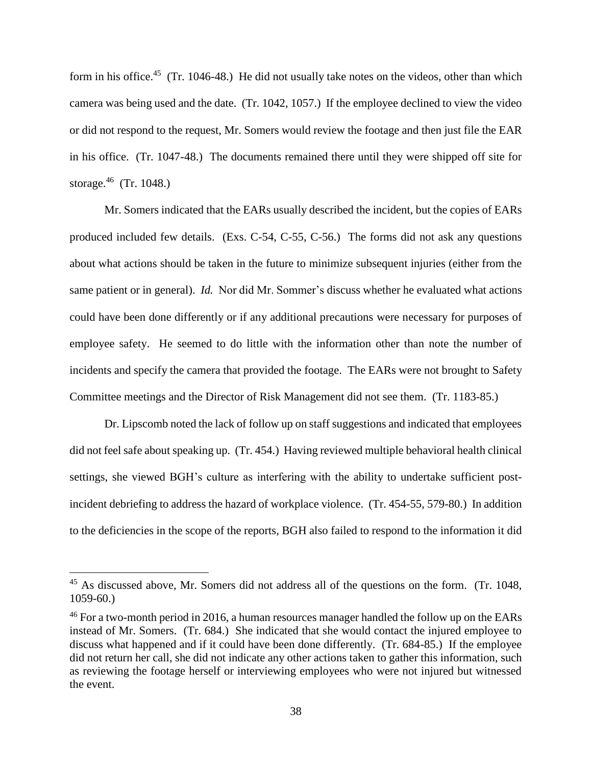form in his office.[45] (Tr. 1046-48.) He did not usually take notes on the videos, other than which camera was being used and the date. (Tr. 1042, 1057.) If the employee declined to view the video or did not respond to the request, Mr. Somers would review the footage and then just file the EAR in his office. (Tr. 1047-48.) The documents remained there until they were shipped off site for storage.[46] (Tr. 1048.)

Mr. Somers indicated that the EARs usually described the incident, but the copies of EARs produced included few details. (Exs. C-54, C-55, C-56.) The forms did not ask any questions about what actions should be taken in the future to minimize subsequent injuries (either from the same patient or in general). *Id.* Nor did Mr. Sommer's discuss whether he evaluated what actions could have been done differently or if any additional precautions were necessary for purposes of employee safety. He seemed to do little with the information other than note the number of incidents and specify the camera that provided the footage. The EARs were not brought to Safety Committee meetings and the Director of Risk Management did not see them. (Tr. 1183-85.)

Dr. Lipscomb noted the lack of follow up on staff suggestions and indicated that employees did not feel safe about speaking up. (Tr. 454.) Having reviewed multiple behavioral health clinical settings, she viewed BGH's culture as interfering with the ability to undertake sufficient post-incident debriefing to address the hazard of workplace violence. (Tr. 454-55, 579-80.) In addition to the deficiencies in the scope of the reports, BGH also failed to respond to the information it did

---

[45] As discussed above, Mr. Somers did not address all of the questions on the form. (Tr. 1048, 1059-60.)

[46] For a two-month period in 2016, a human resources manager handled the follow up on the EARs instead of Mr. Somers. (Tr. 684.) She indicated that she would contact the injured employee to discuss what happened and if it could have been done differently. (Tr. 684-85.) If the employee did not return her call, she did not indicate any other actions taken to gather this information, such as reviewing the footage herself or interviewing employees who were not injured but witnessed the event.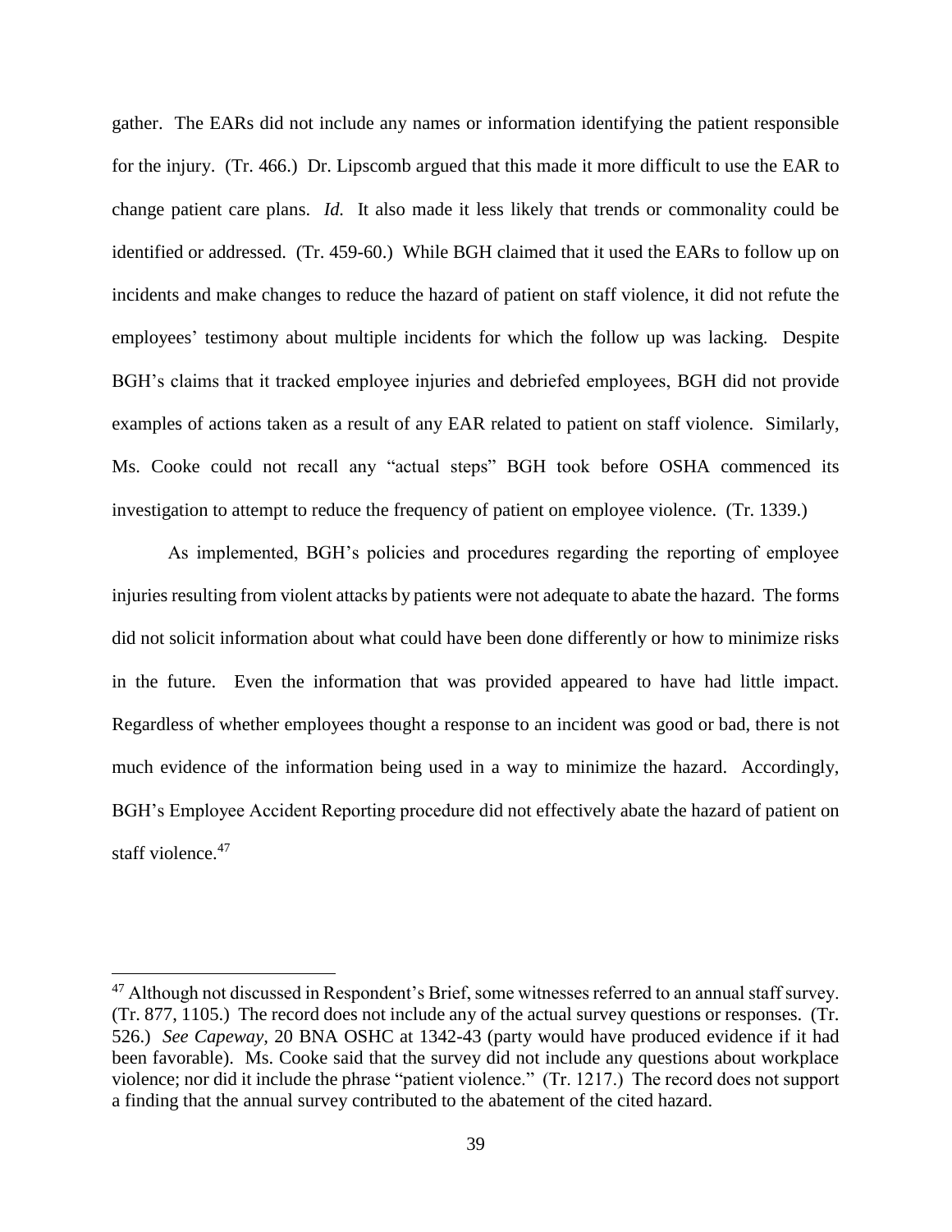gather. The EARs did not include any names or information identifying the patient responsible for the injury. (Tr. 466.) Dr. Lipscomb argued that this made it more difficult to use the EAR to change patient care plans. *Id.* It also made it less likely that trends or commonality could be identified or addressed. (Tr. 459-60.) While BGH claimed that it used the EARs to follow up on incidents and make changes to reduce the hazard of patient on staff violence, it did not refute the employees' testimony about multiple incidents for which the follow up was lacking. Despite BGH's claims that it tracked employee injuries and debriefed employees, BGH did not provide examples of actions taken as a result of any EAR related to patient on staff violence. Similarly, Ms. Cooke could not recall any "actual steps" BGH took before OSHA commenced its investigation to attempt to reduce the frequency of patient on employee violence. (Tr. 1339.)

As implemented, BGH's policies and procedures regarding the reporting of employee injuries resulting from violent attacks by patients were not adequate to abate the hazard. The forms did not solicit information about what could have been done differently or how to minimize risks in the future. Even the information that was provided appeared to have had little impact. Regardless of whether employees thought a response to an incident was good or bad, there is not much evidence of the information being used in a way to minimize the hazard. Accordingly, BGH's Employee Accident Reporting procedure did not effectively abate the hazard of patient on staff violence.[47]

---

[47] Although not discussed in Respondent's Brief, some witnesses referred to an annual staff survey. (Tr. 877, 1105.) The record does not include any of the actual survey questions or responses. (Tr. 526.) *See Capeway*, 20 BNA OSHC at 1342-43 (party would have produced evidence if it had been favorable). Ms. Cooke said that the survey did not include any questions about workplace violence; nor did it include the phrase "patient violence." (Tr. 1217.) The record does not support a finding that the annual survey contributed to the abatement of the cited hazard.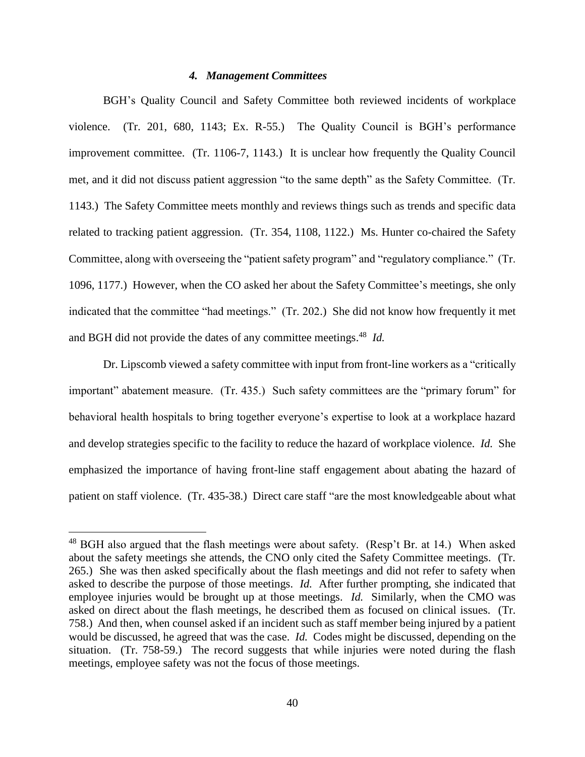#### *4. Management Committees*

BGH's Quality Council and Safety Committee both reviewed incidents of workplace violence. (Tr. 201, 680, 1143; Ex. R-55.) The Quality Council is BGH's performance improvement committee. (Tr. 1106-7, 1143.) It is unclear how frequently the Quality Council met, and it did not discuss patient aggression "to the same depth" as the Safety Committee. (Tr. 1143.) The Safety Committee meets monthly and reviews things such as trends and specific data related to tracking patient aggression. (Tr. 354, 1108, 1122.) Ms. Hunter co-chaired the Safety Committee, along with overseeing the "patient safety program" and "regulatory compliance." (Tr. 1096, 1177.) However, when the CO asked her about the Safety Committee's meetings, she only indicated that the committee "had meetings." (Tr. 202.) She did not know how frequently it met and BGH did not provide the dates of any committee meetings.[48] *Id.*

Dr. Lipscomb viewed a safety committee with input from front-line workers as a "critically important" abatement measure. (Tr. 435.) Such safety committees are the "primary forum" for behavioral health hospitals to bring together everyone's expertise to look at a workplace hazard and develop strategies specific to the facility to reduce the hazard of workplace violence. *Id.* She emphasized the importance of having front-line staff engagement about abating the hazard of patient on staff violence. (Tr. 435-38.) Direct care staff "are the most knowledgeable about what

---

[48] BGH also argued that the flash meetings were about safety. (Resp't Br. at 14.) When asked about the safety meetings she attends, the CNO only cited the Safety Committee meetings. (Tr. 265.) She was then asked specifically about the flash meetings and did not refer to safety when asked to describe the purpose of those meetings. *Id.* After further prompting, she indicated that employee injuries would be brought up at those meetings. *Id.* Similarly, when the CMO was asked on direct about the flash meetings, he described them as focused on clinical issues. (Tr. 758.) And then, when counsel asked if an incident such as staff member being injured by a patient would be discussed, he agreed that was the case. *Id.* Codes might be discussed, depending on the situation. (Tr. 758-59.) The record suggests that while injuries were noted during the flash meetings, employee safety was not the focus of those meetings.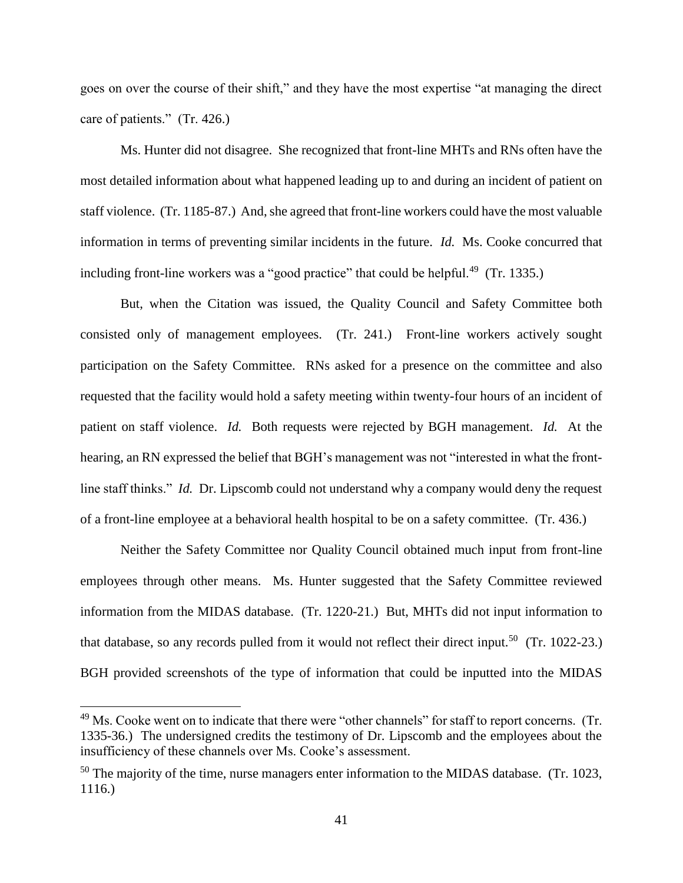goes on over the course of their shift," and they have the most expertise "at managing the direct care of patients." (Tr. 426.)

Ms. Hunter did not disagree. She recognized that front-line MHTs and RNs often have the most detailed information about what happened leading up to and during an incident of patient on staff violence. (Tr. 1185-87.) And, she agreed that front-line workers could have the most valuable information in terms of preventing similar incidents in the future. *Id.* Ms. Cooke concurred that including front-line workers was a "good practice" that could be helpful.[49] (Tr. 1335.)

But, when the Citation was issued, the Quality Council and Safety Committee both consisted only of management employees. (Tr. 241.) Front-line workers actively sought participation on the Safety Committee. RNs asked for a presence on the committee and also requested that the facility would hold a safety meeting within twenty-four hours of an incident of patient on staff violence. *Id.* Both requests were rejected by BGH management. *Id.* At the hearing, an RN expressed the belief that BGH's management was not "interested in what the front-line staff thinks." *Id.* Dr. Lipscomb could not understand why a company would deny the request of a front-line employee at a behavioral health hospital to be on a safety committee. (Tr. 436.)

Neither the Safety Committee nor Quality Council obtained much input from front-line employees through other means. Ms. Hunter suggested that the Safety Committee reviewed information from the MIDAS database. (Tr. 1220-21.) But, MHTs did not input information to that database, so any records pulled from it would not reflect their direct input.[50] (Tr. 1022-23.) BGH provided screenshots of the type of information that could be inputted into the MIDAS

---

[49] Ms. Cooke went on to indicate that there were "other channels" for staff to report concerns. (Tr. 1335-36.) The undersigned credits the testimony of Dr. Lipscomb and the employees about the insufficiency of these channels over Ms. Cooke's assessment.

[50] The majority of the time, nurse managers enter information to the MIDAS database. (Tr. 1023, 1116.)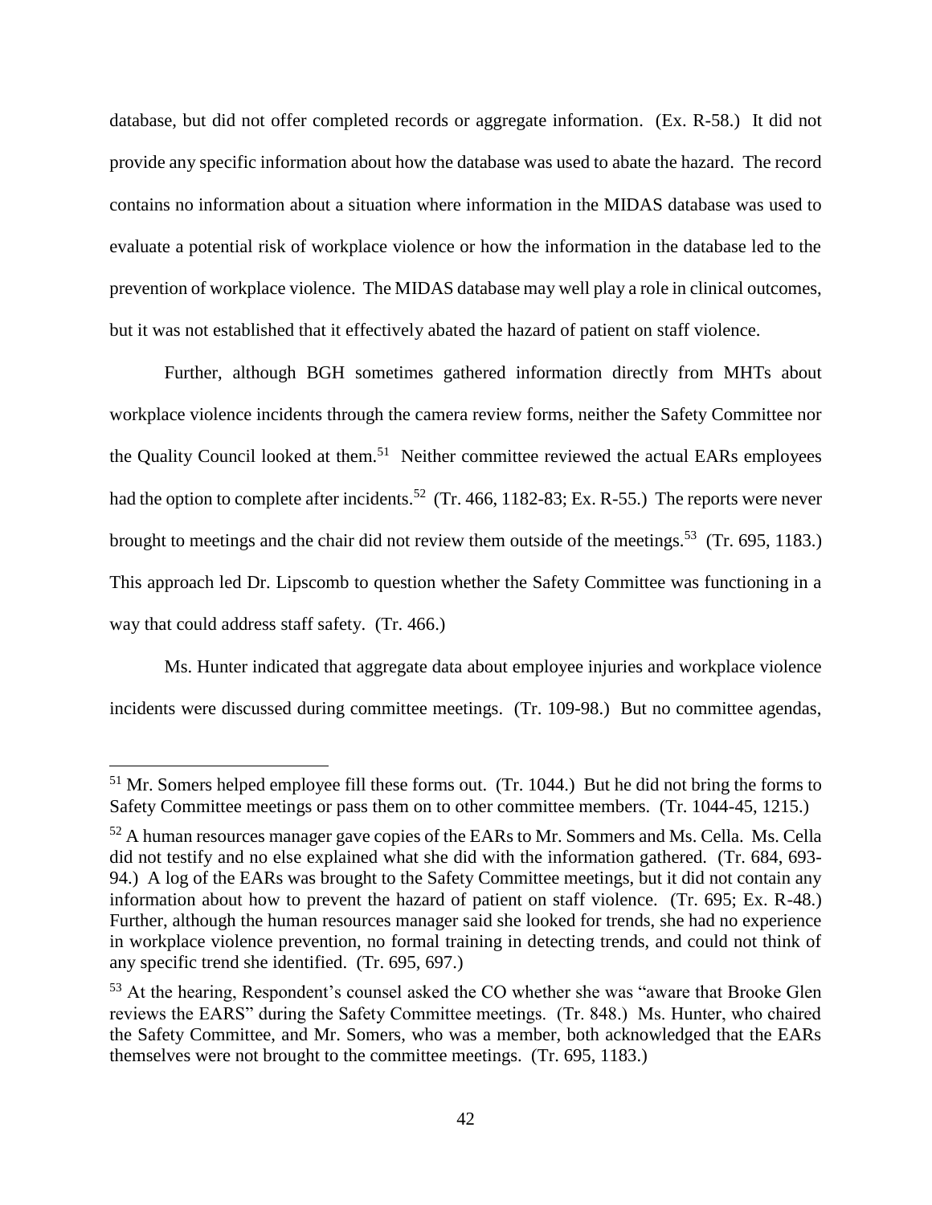database, but did not offer completed records or aggregate information. (Ex. R-58.) It did not provide any specific information about how the database was used to abate the hazard. The record contains no information about a situation where information in the MIDAS database was used to evaluate a potential risk of workplace violence or how the information in the database led to the prevention of workplace violence. The MIDAS database may well play a role in clinical outcomes, but it was not established that it effectively abated the hazard of patient on staff violence.

Further, although BGH sometimes gathered information directly from MHTs about workplace violence incidents through the camera review forms, neither the Safety Committee nor the Quality Council looked at them.[51] Neither committee reviewed the actual EARs employees had the option to complete after incidents.[52] (Tr. 466, 1182-83; Ex. R-55.) The reports were never brought to meetings and the chair did not review them outside of the meetings.[53] (Tr. 695, 1183.) This approach led Dr. Lipscomb to question whether the Safety Committee was functioning in a way that could address staff safety. (Tr. 466.)

Ms. Hunter indicated that aggregate data about employee injuries and workplace violence incidents were discussed during committee meetings. (Tr. 109-98.) But no committee agendas,

---

[51] Mr. Somers helped employee fill these forms out. (Tr. 1044.) But he did not bring the forms to Safety Committee meetings or pass them on to other committee members. (Tr. 1044-45, 1215.)

[52] A human resources manager gave copies of the EARs to Mr. Sommers and Ms. Cella. Ms. Cella did not testify and no else explained what she did with the information gathered. (Tr. 684, 693-94.) A log of the EARs was brought to the Safety Committee meetings, but it did not contain any information about how to prevent the hazard of patient on staff violence. (Tr. 695; Ex. R-48.) Further, although the human resources manager said she looked for trends, she had no experience in workplace violence prevention, no formal training in detecting trends, and could not think of any specific trend she identified. (Tr. 695, 697.)

[53] At the hearing, Respondent's counsel asked the CO whether she was "aware that Brooke Glen reviews the EARS" during the Safety Committee meetings. (Tr. 848.) Ms. Hunter, who chaired the Safety Committee, and Mr. Somers, who was a member, both acknowledged that the EARs themselves were not brought to the committee meetings. (Tr. 695, 1183.)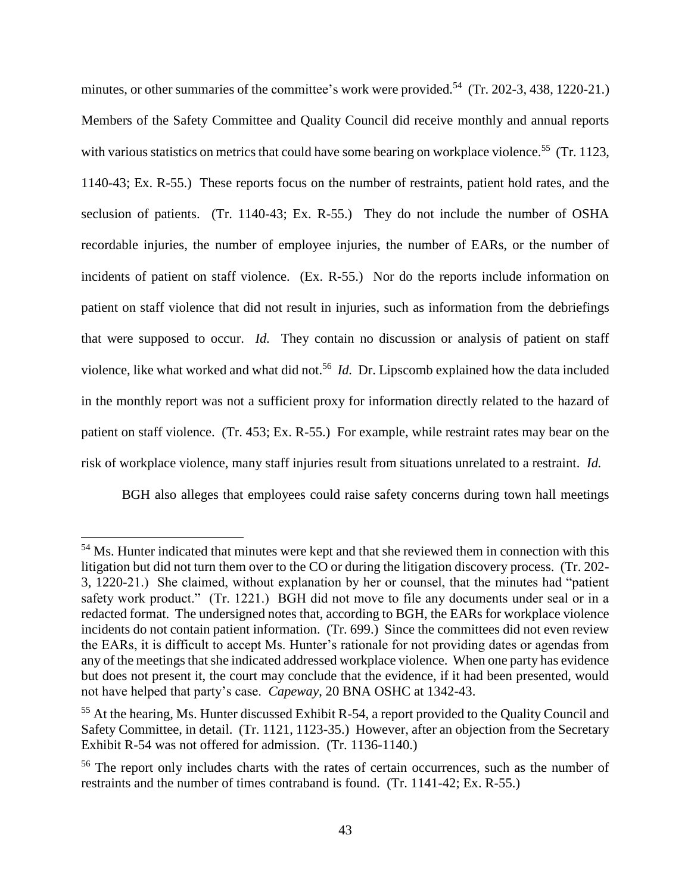minutes, or other summaries of the committee's work were provided.[54] (Tr. 202-3, 438, 1220-21.) Members of the Safety Committee and Quality Council did receive monthly and annual reports with various statistics on metrics that could have some bearing on workplace violence.[55] (Tr. 1123, 1140-43; Ex. R-55.) These reports focus on the number of restraints, patient hold rates, and the seclusion of patients. (Tr. 1140-43; Ex. R-55.) They do not include the number of OSHA recordable injuries, the number of employee injuries, the number of EARs, or the number of incidents of patient on staff violence. (Ex. R-55.) Nor do the reports include information on patient on staff violence that did not result in injuries, such as information from the debriefings that were supposed to occur. *Id.* They contain no discussion or analysis of patient on staff violence, like what worked and what did not.[56] *Id.* Dr. Lipscomb explained how the data included in the monthly report was not a sufficient proxy for information directly related to the hazard of patient on staff violence. (Tr. 453; Ex. R-55.) For example, while restraint rates may bear on the risk of workplace violence, many staff injuries result from situations unrelated to a restraint. *Id.*

BGH also alleges that employees could raise safety concerns during town hall meetings

---

[54] Ms. Hunter indicated that minutes were kept and that she reviewed them in connection with this litigation but did not turn them over to the CO or during the litigation discovery process. (Tr. 202-3, 1220-21.) She claimed, without explanation by her or counsel, that the minutes had "patient safety work product." (Tr. 1221.) BGH did not move to file any documents under seal or in a redacted format. The undersigned notes that, according to BGH, the EARs for workplace violence incidents do not contain patient information. (Tr. 699.) Since the committees did not even review the EARs, it is difficult to accept Ms. Hunter's rationale for not providing dates or agendas from any of the meetings that she indicated addressed workplace violence. When one party has evidence but does not present it, the court may conclude that the evidence, if it had been presented, would not have helped that party's case. *Capeway*, 20 BNA OSHC at 1342-43.

[55] At the hearing, Ms. Hunter discussed Exhibit R-54, a report provided to the Quality Council and Safety Committee, in detail. (Tr. 1121, 1123-35.) However, after an objection from the Secretary Exhibit R-54 was not offered for admission. (Tr. 1136-1140.)

[56] The report only includes charts with the rates of certain occurrences, such as the number of restraints and the number of times contraband is found. (Tr. 1141-42; Ex. R-55.)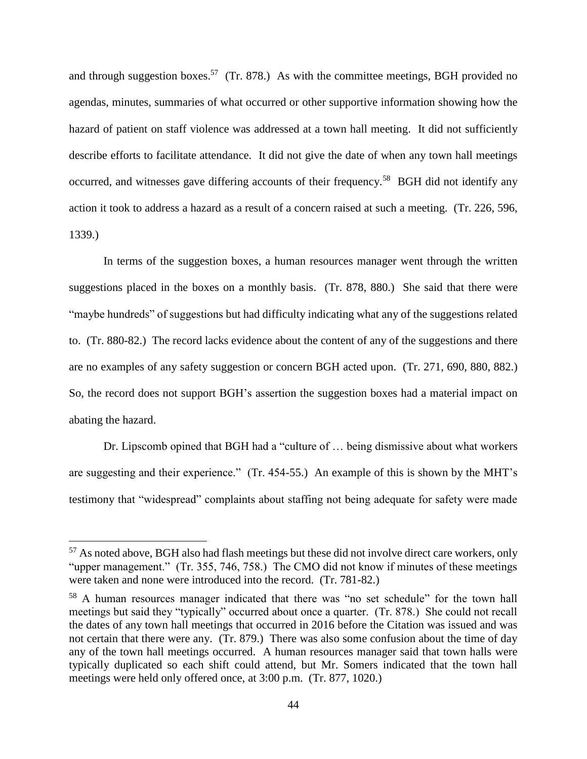and through suggestion boxes.[57] (Tr. 878.) As with the committee meetings, BGH provided no agendas, minutes, summaries of what occurred or other supportive information showing how the hazard of patient on staff violence was addressed at a town hall meeting. It did not sufficiently describe efforts to facilitate attendance. It did not give the date of when any town hall meetings occurred, and witnesses gave differing accounts of their frequency.[58] BGH did not identify any action it took to address a hazard as a result of a concern raised at such a meeting. (Tr. 226, 596, 1339.)

In terms of the suggestion boxes, a human resources manager went through the written suggestions placed in the boxes on a monthly basis. (Tr. 878, 880.) She said that there were "maybe hundreds" of suggestions but had difficulty indicating what any of the suggestions related to. (Tr. 880-82.) The record lacks evidence about the content of any of the suggestions and there are no examples of any safety suggestion or concern BGH acted upon. (Tr. 271, 690, 880, 882.) So, the record does not support BGH's assertion the suggestion boxes had a material impact on abating the hazard.

Dr. Lipscomb opined that BGH had a "culture of … being dismissive about what workers are suggesting and their experience." (Tr. 454-55.) An example of this is shown by the MHT's testimony that "widespread" complaints about staffing not being adequate for safety were made

---

[57] As noted above, BGH also had flash meetings but these did not involve direct care workers, only "upper management." (Tr. 355, 746, 758.) The CMO did not know if minutes of these meetings were taken and none were introduced into the record. (Tr. 781-82.)

[58] A human resources manager indicated that there was "no set schedule" for the town hall meetings but said they "typically" occurred about once a quarter. (Tr. 878.) She could not recall the dates of any town hall meetings that occurred in 2016 before the Citation was issued and was not certain that there were any. (Tr. 879.) There was also some confusion about the time of day any of the town hall meetings occurred. A human resources manager said that town halls were typically duplicated so each shift could attend, but Mr. Somers indicated that the town hall meetings were held only offered once, at 3:00 p.m. (Tr. 877, 1020.)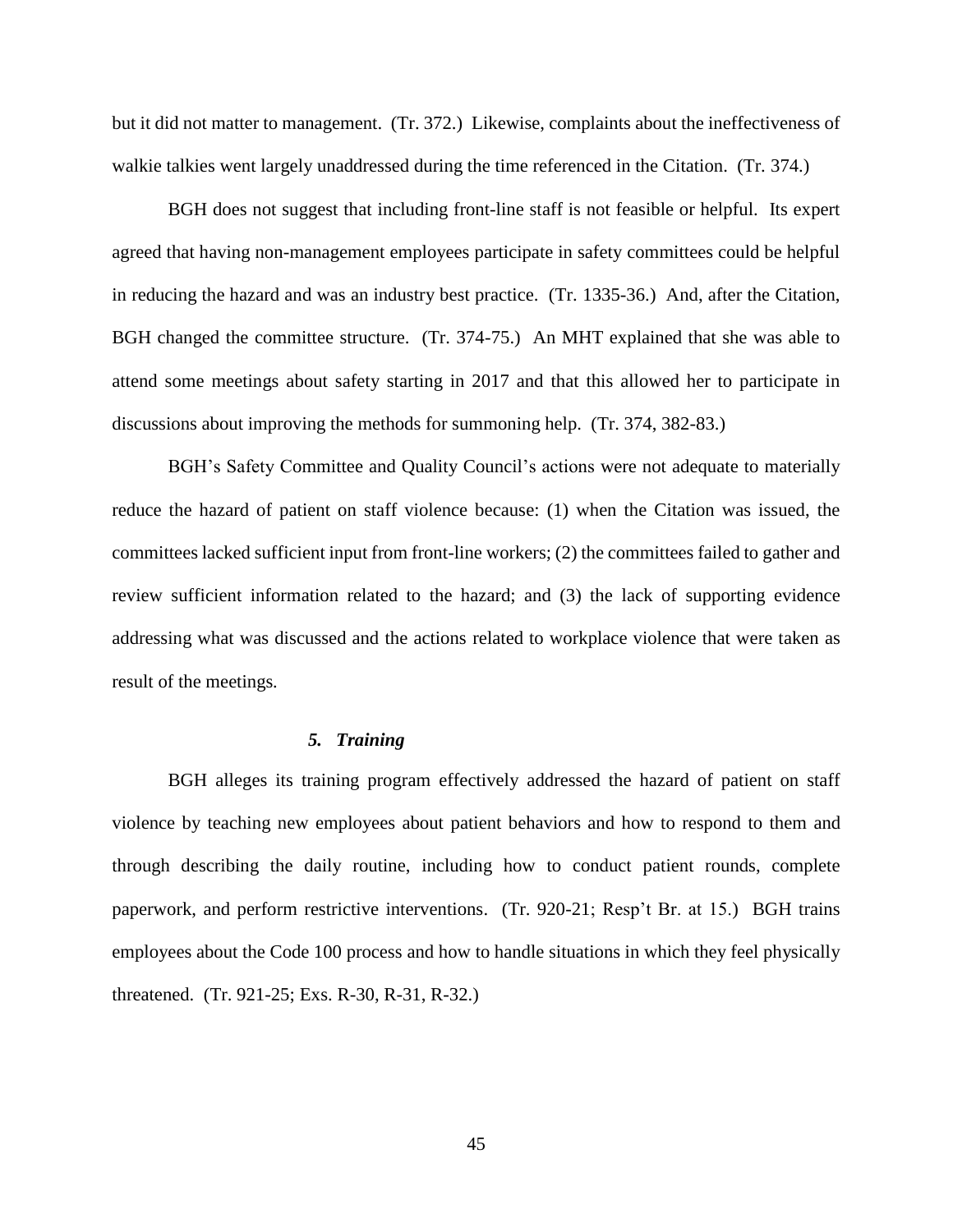but it did not matter to management. (Tr. 372.) Likewise, complaints about the ineffectiveness of walkie talkies went largely unaddressed during the time referenced in the Citation. (Tr. 374.)

BGH does not suggest that including front-line staff is not feasible or helpful. Its expert agreed that having non-management employees participate in safety committees could be helpful in reducing the hazard and was an industry best practice. (Tr. 1335-36.) And, after the Citation, BGH changed the committee structure. (Tr. 374-75.) An MHT explained that she was able to attend some meetings about safety starting in 2017 and that this allowed her to participate in discussions about improving the methods for summoning help. (Tr. 374, 382-83.)

BGH's Safety Committee and Quality Council's actions were not adequate to materially reduce the hazard of patient on staff violence because: (1) when the Citation was issued, the committees lacked sufficient input from front-line workers; (2) the committees failed to gather and review sufficient information related to the hazard; and (3) the lack of supporting evidence addressing what was discussed and the actions related to workplace violence that were taken as result of the meetings.

### *5. Training*

BGH alleges its training program effectively addressed the hazard of patient on staff violence by teaching new employees about patient behaviors and how to respond to them and through describing the daily routine, including how to conduct patient rounds, complete paperwork, and perform restrictive interventions. (Tr. 920-21; Resp't Br. at 15.) BGH trains employees about the Code 100 process and how to handle situations in which they feel physically threatened. (Tr. 921-25; Exs. R-30, R-31, R-32.)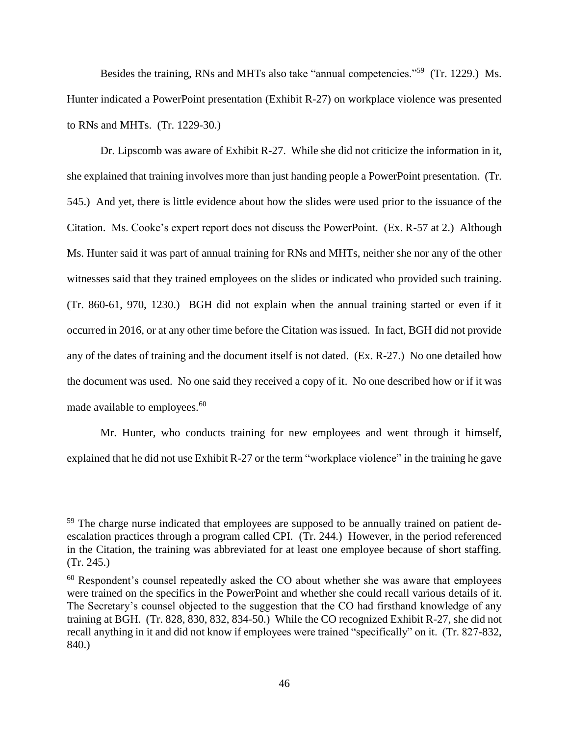Besides the training, RNs and MHTs also take "annual competencies."[59] (Tr. 1229.) Ms. Hunter indicated a PowerPoint presentation (Exhibit R-27) on workplace violence was presented to RNs and MHTs. (Tr. 1229-30.)

Dr. Lipscomb was aware of Exhibit R-27. While she did not criticize the information in it, she explained that training involves more than just handing people a PowerPoint presentation. (Tr. 545.) And yet, there is little evidence about how the slides were used prior to the issuance of the Citation. Ms. Cooke's expert report does not discuss the PowerPoint. (Ex. R-57 at 2.) Although Ms. Hunter said it was part of annual training for RNs and MHTs, neither she nor any of the other witnesses said that they trained employees on the slides or indicated who provided such training. (Tr. 860-61, 970, 1230.) BGH did not explain when the annual training started or even if it occurred in 2016, or at any other time before the Citation was issued. In fact, BGH did not provide any of the dates of training and the document itself is not dated. (Ex. R-27.) No one detailed how the document was used. No one said they received a copy of it. No one described how or if it was made available to employees.[60]

Mr. Hunter, who conducts training for new employees and went through it himself, explained that he did not use Exhibit R-27 or the term "workplace violence" in the training he gave

---

[59] The charge nurse indicated that employees are supposed to be annually trained on patient de-escalation practices through a program called CPI. (Tr. 244.) However, in the period referenced in the Citation, the training was abbreviated for at least one employee because of short staffing. (Tr. 245.)

[60] Respondent's counsel repeatedly asked the CO about whether she was aware that employees were trained on the specifics in the PowerPoint and whether she could recall various details of it. The Secretary's counsel objected to the suggestion that the CO had firsthand knowledge of any training at BGH. (Tr. 828, 830, 832, 834-50.) While the CO recognized Exhibit R-27, she did not recall anything in it and did not know if employees were trained "specifically" on it. (Tr. 827-832, 840.)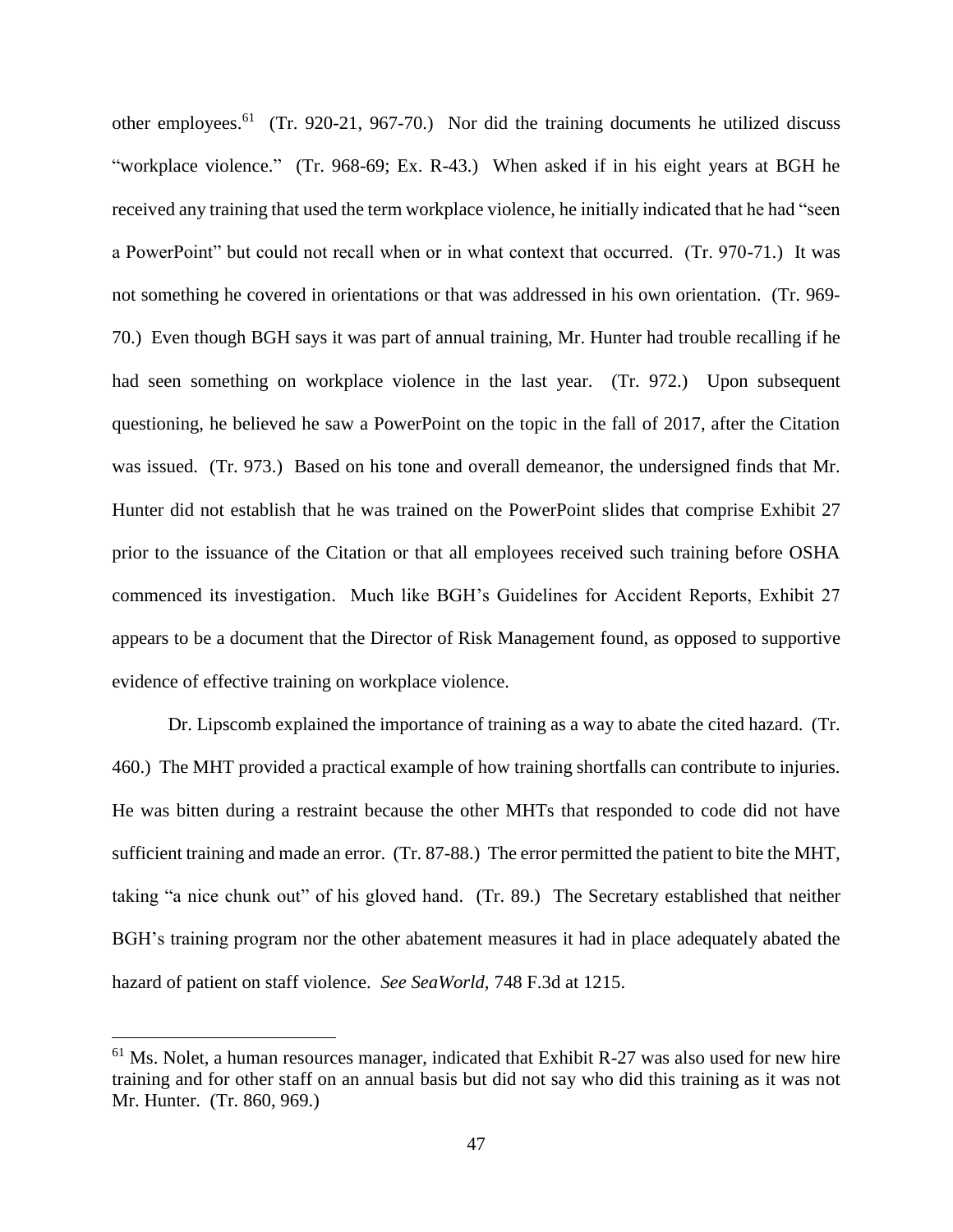other employees.[61] (Tr. 920-21, 967-70.) Nor did the training documents he utilized discuss "workplace violence." (Tr. 968-69; Ex. R-43.) When asked if in his eight years at BGH he received any training that used the term workplace violence, he initially indicated that he had "seen a PowerPoint" but could not recall when or in what context that occurred. (Tr. 970-71.) It was not something he covered in orientations or that was addressed in his own orientation. (Tr. 969-70.) Even though BGH says it was part of annual training, Mr. Hunter had trouble recalling if he had seen something on workplace violence in the last year. (Tr. 972.) Upon subsequent questioning, he believed he saw a PowerPoint on the topic in the fall of 2017, after the Citation was issued. (Tr. 973.) Based on his tone and overall demeanor, the undersigned finds that Mr. Hunter did not establish that he was trained on the PowerPoint slides that comprise Exhibit 27 prior to the issuance of the Citation or that all employees received such training before OSHA commenced its investigation. Much like BGH's Guidelines for Accident Reports, Exhibit 27 appears to be a document that the Director of Risk Management found, as opposed to supportive evidence of effective training on workplace violence.

Dr. Lipscomb explained the importance of training as a way to abate the cited hazard. (Tr. 460.) The MHT provided a practical example of how training shortfalls can contribute to injuries. He was bitten during a restraint because the other MHTs that responded to code did not have sufficient training and made an error. (Tr. 87-88.) The error permitted the patient to bite the MHT, taking "a nice chunk out" of his gloved hand. (Tr. 89.) The Secretary established that neither BGH's training program nor the other abatement measures it had in place adequately abated the hazard of patient on staff violence. *See SeaWorld*, 748 F.3d at 1215.

[61] Ms. Nolet, a human resources manager, indicated that Exhibit R-27 was also used for new hire training and for other staff on an annual basis but did not say who did this training as it was not Mr. Hunter. (Tr. 860, 969.)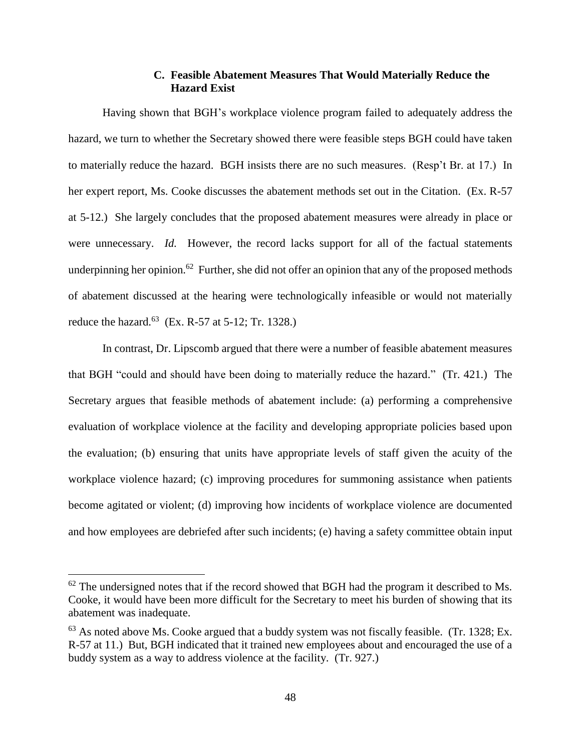### C. Feasible Abatement Measures That Would Materially Reduce the Hazard Exist

Having shown that BGH's workplace violence program failed to adequately address the hazard, we turn to whether the Secretary showed there were feasible steps BGH could have taken to materially reduce the hazard. BGH insists there are no such measures. (Resp't Br. at 17.) In her expert report, Ms. Cooke discusses the abatement methods set out in the Citation. (Ex. R-57 at 5-12.) She largely concludes that the proposed abatement measures were already in place or were unnecessary. *Id.* However, the record lacks support for all of the factual statements underpinning her opinion.[62] Further, she did not offer an opinion that any of the proposed methods of abatement discussed at the hearing were technologically infeasible or would not materially reduce the hazard.[63] (Ex. R-57 at 5-12; Tr. 1328.)

In contrast, Dr. Lipscomb argued that there were a number of feasible abatement measures that BGH "could and should have been doing to materially reduce the hazard." (Tr. 421.) The Secretary argues that feasible methods of abatement include: (a) performing a comprehensive evaluation of workplace violence at the facility and developing appropriate policies based upon the evaluation; (b) ensuring that units have appropriate levels of staff given the acuity of the workplace violence hazard; (c) improving procedures for summoning assistance when patients become agitated or violent; (d) improving how incidents of workplace violence are documented and how employees are debriefed after such incidents; (e) having a safety committee obtain input

---

[62] The undersigned notes that if the record showed that BGH had the program it described to Ms. Cooke, it would have been more difficult for the Secretary to meet his burden of showing that its abatement was inadequate.

[63] As noted above Ms. Cooke argued that a buddy system was not fiscally feasible. (Tr. 1328; Ex. R-57 at 11.) But, BGH indicated that it trained new employees about and encouraged the use of a buddy system as a way to address violence at the facility. (Tr. 927.)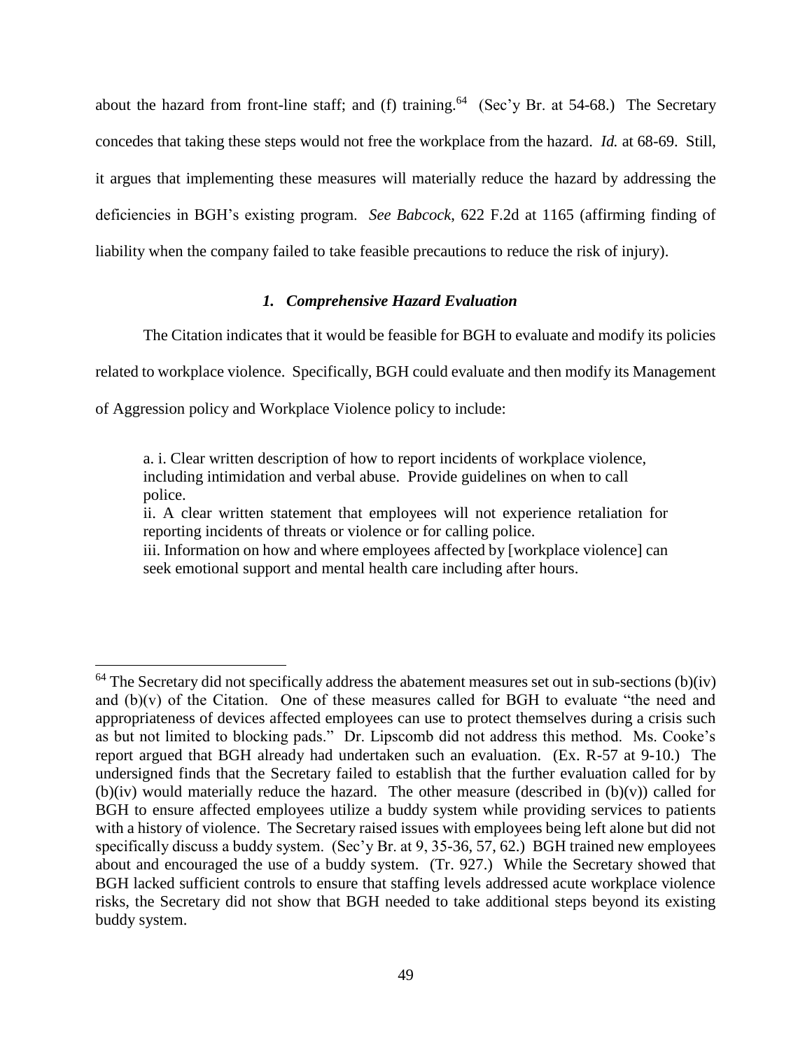about the hazard from front-line staff; and (f) training.[64] (Sec'y Br. at 54-68.) The Secretary concedes that taking these steps would not free the workplace from the hazard. *Id.* at 68-69. Still, it argues that implementing these measures will materially reduce the hazard by addressing the deficiencies in BGH's existing program. *See Babcock*, 622 F.2d at 1165 (affirming finding of liability when the company failed to take feasible precautions to reduce the risk of injury).

### *1. Comprehensive Hazard Evaluation*

The Citation indicates that it would be feasible for BGH to evaluate and modify its policies related to workplace violence. Specifically, BGH could evaluate and then modify its Management of Aggression policy and Workplace Violence policy to include:

> a. i. Clear written description of how to report incidents of workplace violence, including intimidation and verbal abuse. Provide guidelines on when to call police.
> ii. A clear written statement that employees will not experience retaliation for reporting incidents of threats or violence or for calling police.
> iii. Information on how and where employees affected by [workplace violence] can seek emotional support and mental health care including after hours.

---

[64] The Secretary did not specifically address the abatement measures set out in sub-sections (b)(iv) and (b)(v) of the Citation. One of these measures called for BGH to evaluate "the need and appropriateness of devices affected employees can use to protect themselves during a crisis such as but not limited to blocking pads." Dr. Lipscomb did not address this method. Ms. Cooke's report argued that BGH already had undertaken such an evaluation. (Ex. R-57 at 9-10.) The undersigned finds that the Secretary failed to establish that the further evaluation called for by (b)(iv) would materially reduce the hazard. The other measure (described in (b)(v)) called for BGH to ensure affected employees utilize a buddy system while providing services to patients with a history of violence. The Secretary raised issues with employees being left alone but did not specifically discuss a buddy system. (Sec'y Br. at 9, 35-36, 57, 62.) BGH trained new employees about and encouraged the use of a buddy system. (Tr. 927.) While the Secretary showed that BGH lacked sufficient controls to ensure that staffing levels addressed acute workplace violence risks, the Secretary did not show that BGH needed to take additional steps beyond its existing buddy system.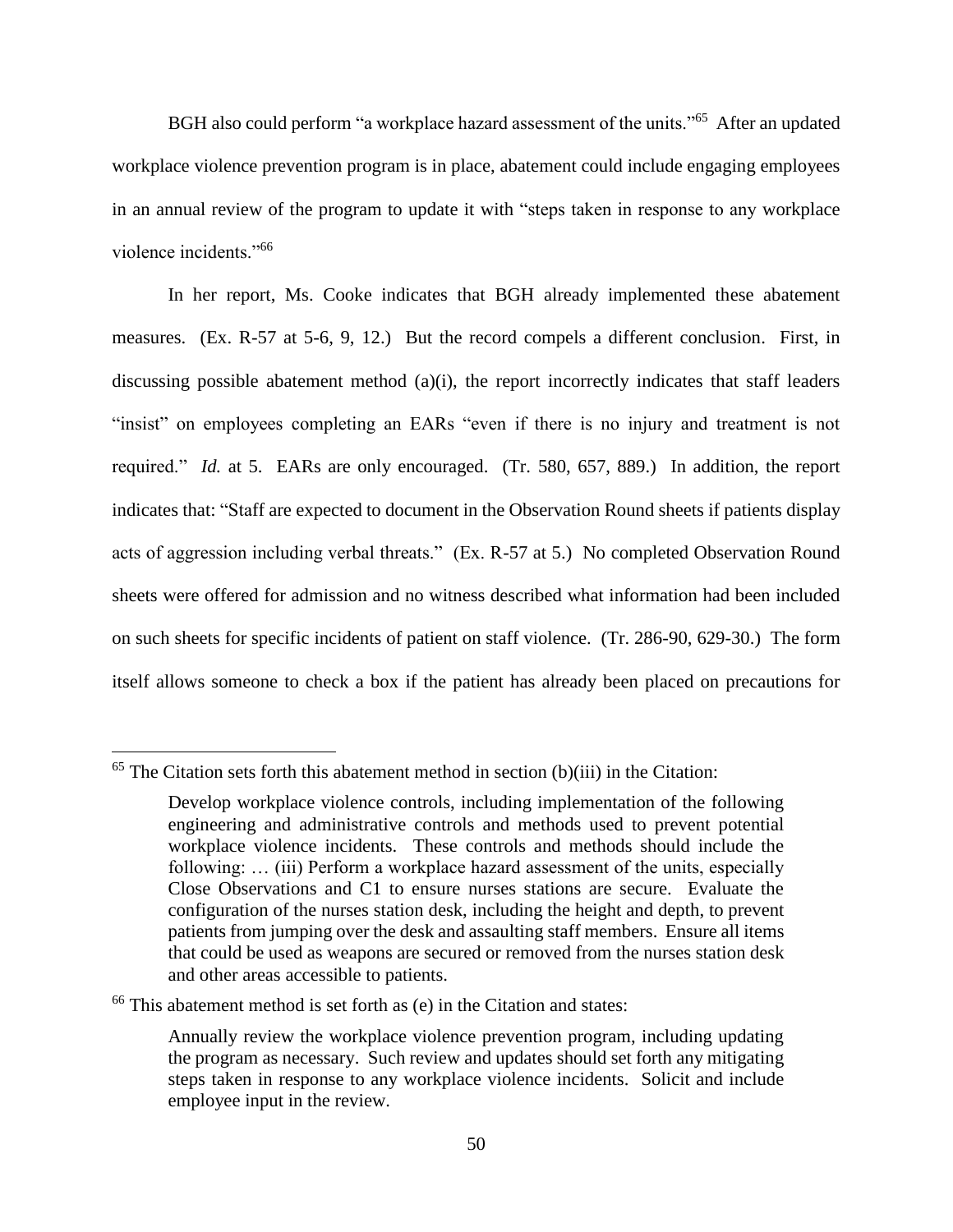BGH also could perform "a workplace hazard assessment of the units."[65] After an updated workplace violence prevention program is in place, abatement could include engaging employees in an annual review of the program to update it with "steps taken in response to any workplace violence incidents."[66]

In her report, Ms. Cooke indicates that BGH already implemented these abatement measures. (Ex. R-57 at 5-6, 9, 12.) But the record compels a different conclusion. First, in discussing possible abatement method (a)(i), the report incorrectly indicates that staff leaders "insist" on employees completing an EARs "even if there is no injury and treatment is not required." *Id.* at 5. EARs are only encouraged. (Tr. 580, 657, 889.) In addition, the report indicates that: "Staff are expected to document in the Observation Round sheets if patients display acts of aggression including verbal threats." (Ex. R-57 at 5.) No completed Observation Round sheets were offered for admission and no witness described what information had been included on such sheets for specific incidents of patient on staff violence. (Tr. 286-90, 629-30.) The form itself allows someone to check a box if the patient has already been placed on precautions for

---

[65] The Citation sets forth this abatement method in section (b)(iii) in the Citation:

> Develop workplace violence controls, including implementation of the following engineering and administrative controls and methods used to prevent potential workplace violence incidents. These controls and methods should include the following: … (iii) Perform a workplace hazard assessment of the units, especially Close Observations and C1 to ensure nurses stations are secure. Evaluate the configuration of the nurses station desk, including the height and depth, to prevent patients from jumping over the desk and assaulting staff members. Ensure all items that could be used as weapons are secured or removed from the nurses station desk and other areas accessible to patients.

[66] This abatement method is set forth as (e) in the Citation and states:

> Annually review the workplace violence prevention program, including updating the program as necessary. Such review and updates should set forth any mitigating steps taken in response to any workplace violence incidents. Solicit and include employee input in the review.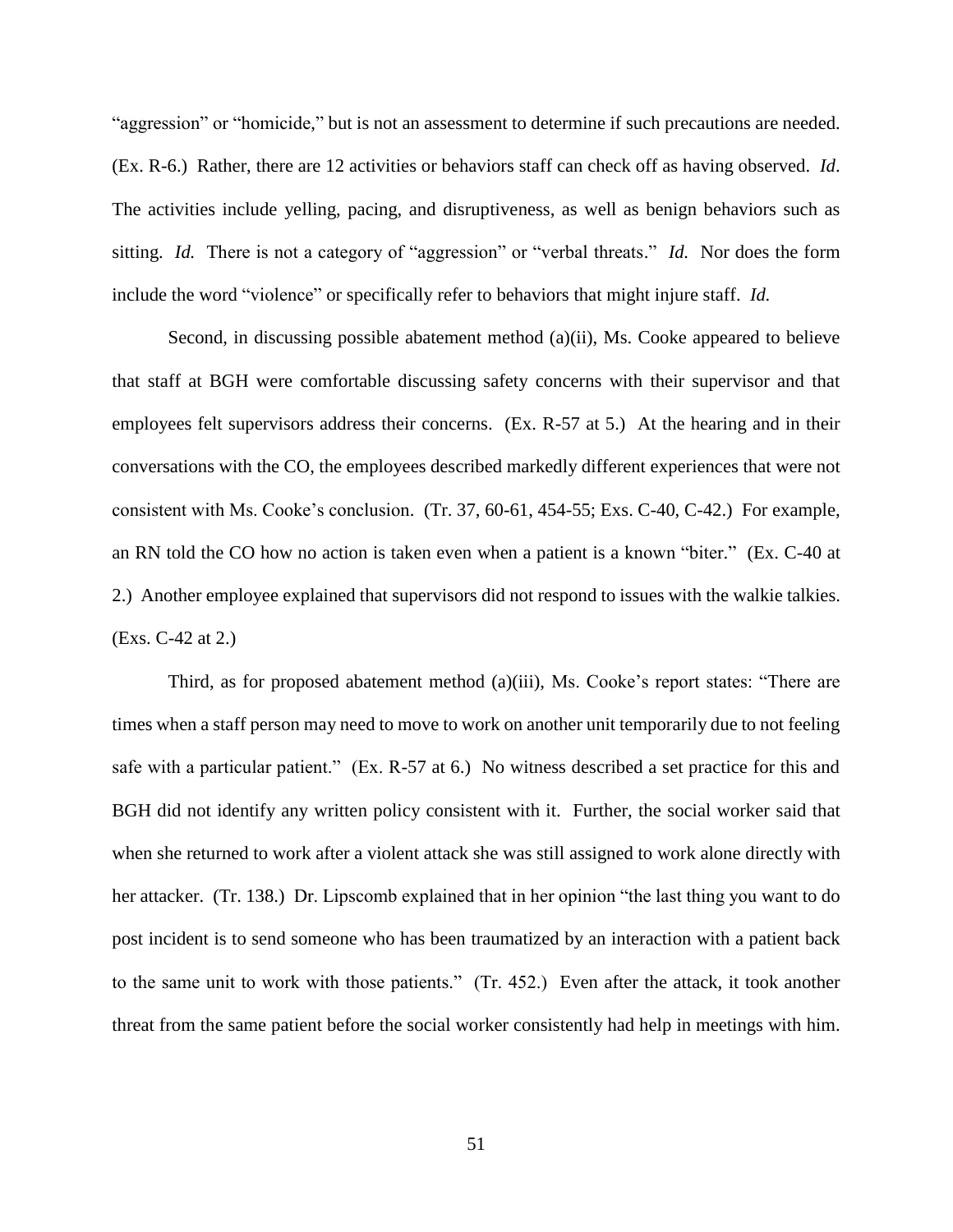"aggression" or "homicide," but is not an assessment to determine if such precautions are needed. (Ex. R-6.) Rather, there are 12 activities or behaviors staff can check off as having observed. *Id*. The activities include yelling, pacing, and disruptiveness, as well as benign behaviors such as sitting. *Id.* There is not a category of "aggression" or "verbal threats." *Id.* Nor does the form include the word "violence" or specifically refer to behaviors that might injure staff. *Id.*

Second, in discussing possible abatement method (a)(ii), Ms. Cooke appeared to believe that staff at BGH were comfortable discussing safety concerns with their supervisor and that employees felt supervisors address their concerns. (Ex. R-57 at 5.) At the hearing and in their conversations with the CO, the employees described markedly different experiences that were not consistent with Ms. Cooke's conclusion. (Tr. 37, 60-61, 454-55; Exs. C-40, C-42.) For example, an RN told the CO how no action is taken even when a patient is a known "biter." (Ex. C-40 at 2.) Another employee explained that supervisors did not respond to issues with the walkie talkies. (Exs. C-42 at 2.)

Third, as for proposed abatement method (a)(iii), Ms. Cooke's report states: "There are times when a staff person may need to move to work on another unit temporarily due to not feeling safe with a particular patient." (Ex. R-57 at 6.) No witness described a set practice for this and BGH did not identify any written policy consistent with it. Further, the social worker said that when she returned to work after a violent attack she was still assigned to work alone directly with her attacker. (Tr. 138.) Dr. Lipscomb explained that in her opinion "the last thing you want to do post incident is to send someone who has been traumatized by an interaction with a patient back to the same unit to work with those patients." (Tr. 452.) Even after the attack, it took another threat from the same patient before the social worker consistently had help in meetings with him.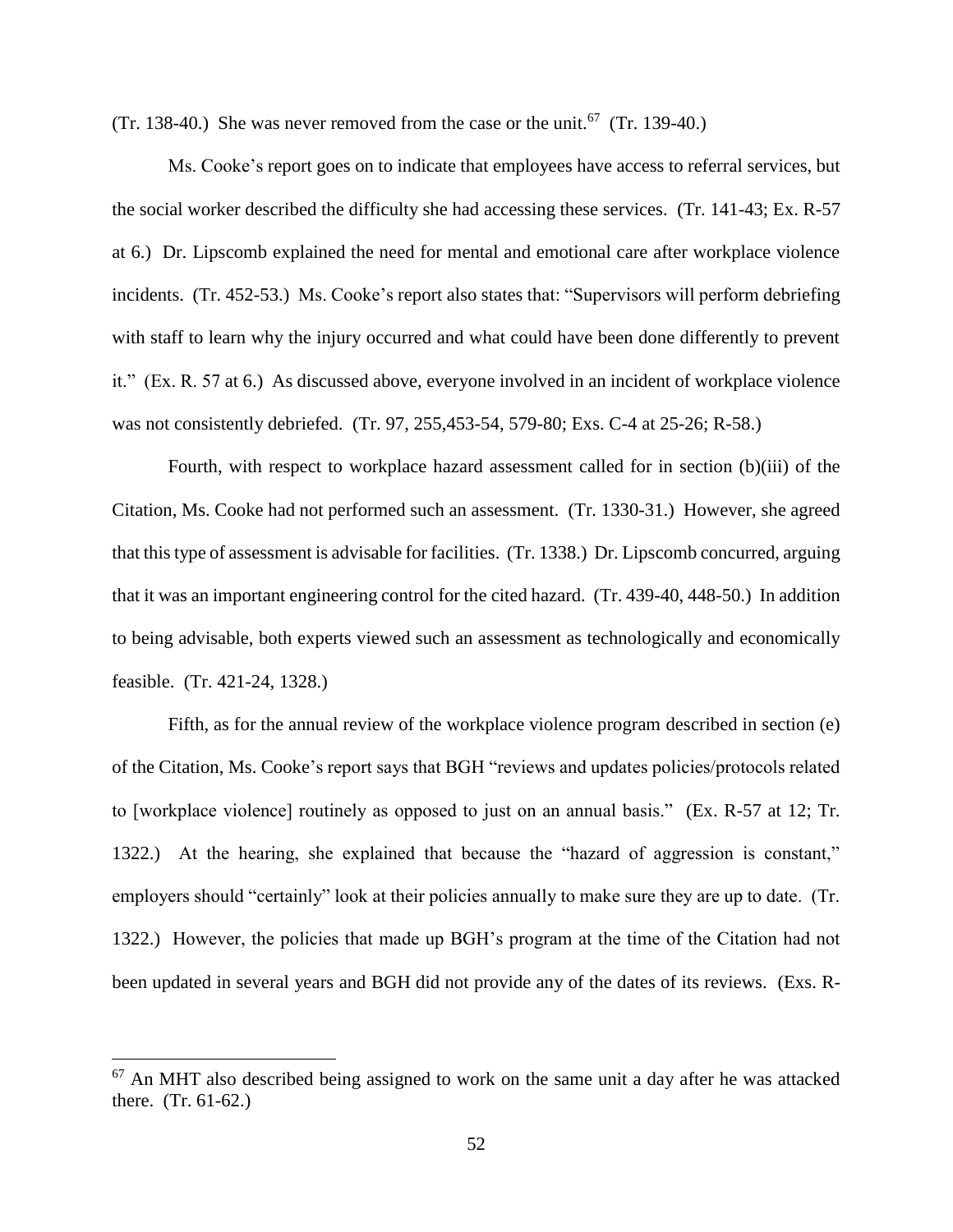(Tr. 138-40.) She was never removed from the case or the unit.[67] (Tr. 139-40.)

Ms. Cooke's report goes on to indicate that employees have access to referral services, but the social worker described the difficulty she had accessing these services. (Tr. 141-43; Ex. R-57 at 6.) Dr. Lipscomb explained the need for mental and emotional care after workplace violence incidents. (Tr. 452-53.) Ms. Cooke's report also states that: "Supervisors will perform debriefing with staff to learn why the injury occurred and what could have been done differently to prevent it." (Ex. R. 57 at 6.) As discussed above, everyone involved in an incident of workplace violence was not consistently debriefed. (Tr. 97, 255,453-54, 579-80; Exs. C-4 at 25-26; R-58.)

Fourth, with respect to workplace hazard assessment called for in section (b)(iii) of the Citation, Ms. Cooke had not performed such an assessment. (Tr. 1330-31.) However, she agreed that this type of assessment is advisable for facilities. (Tr. 1338.) Dr. Lipscomb concurred, arguing that it was an important engineering control for the cited hazard. (Tr. 439-40, 448-50.) In addition to being advisable, both experts viewed such an assessment as technologically and economically feasible. (Tr. 421-24, 1328.)

Fifth, as for the annual review of the workplace violence program described in section (e) of the Citation, Ms. Cooke's report says that BGH "reviews and updates policies/protocols related to [workplace violence] routinely as opposed to just on an annual basis." (Ex. R-57 at 12; Tr. 1322.) At the hearing, she explained that because the "hazard of aggression is constant," employers should "certainly" look at their policies annually to make sure they are up to date. (Tr. 1322.) However, the policies that made up BGH's program at the time of the Citation had not been updated in several years and BGH did not provide any of the dates of its reviews. (Exs. R-

[67] An MHT also described being assigned to work on the same unit a day after he was attacked there. (Tr. 61-62.)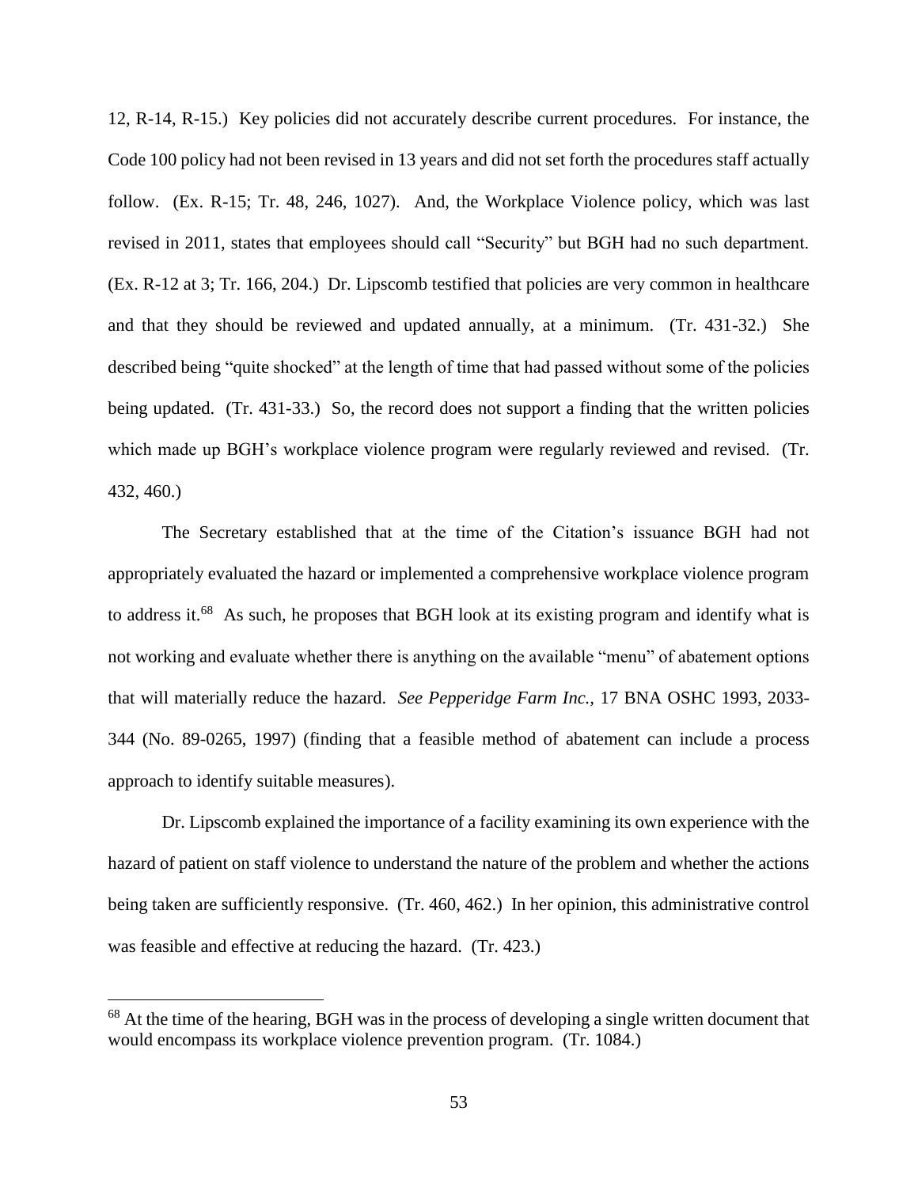12, R-14, R-15.) Key policies did not accurately describe current procedures. For instance, the Code 100 policy had not been revised in 13 years and did not set forth the procedures staff actually follow. (Ex. R-15; Tr. 48, 246, 1027). And, the Workplace Violence policy, which was last revised in 2011, states that employees should call "Security" but BGH had no such department. (Ex. R-12 at 3; Tr. 166, 204.) Dr. Lipscomb testified that policies are very common in healthcare and that they should be reviewed and updated annually, at a minimum. (Tr. 431-32.) She described being "quite shocked" at the length of time that had passed without some of the policies being updated. (Tr. 431-33.) So, the record does not support a finding that the written policies which made up BGH's workplace violence program were regularly reviewed and revised. (Tr. 432, 460.)

The Secretary established that at the time of the Citation's issuance BGH had not appropriately evaluated the hazard or implemented a comprehensive workplace violence program to address it.[68] As such, he proposes that BGH look at its existing program and identify what is not working and evaluate whether there is anything on the available "menu" of abatement options that will materially reduce the hazard. *See Pepperidge Farm Inc.*, 17 BNA OSHC 1993, 2033-344 (No. 89-0265, 1997) (finding that a feasible method of abatement can include a process approach to identify suitable measures).

Dr. Lipscomb explained the importance of a facility examining its own experience with the hazard of patient on staff violence to understand the nature of the problem and whether the actions being taken are sufficiently responsive. (Tr. 460, 462.) In her opinion, this administrative control was feasible and effective at reducing the hazard. (Tr. 423.)

---

[68] At the time of the hearing, BGH was in the process of developing a single written document that would encompass its workplace violence prevention program. (Tr. 1084.)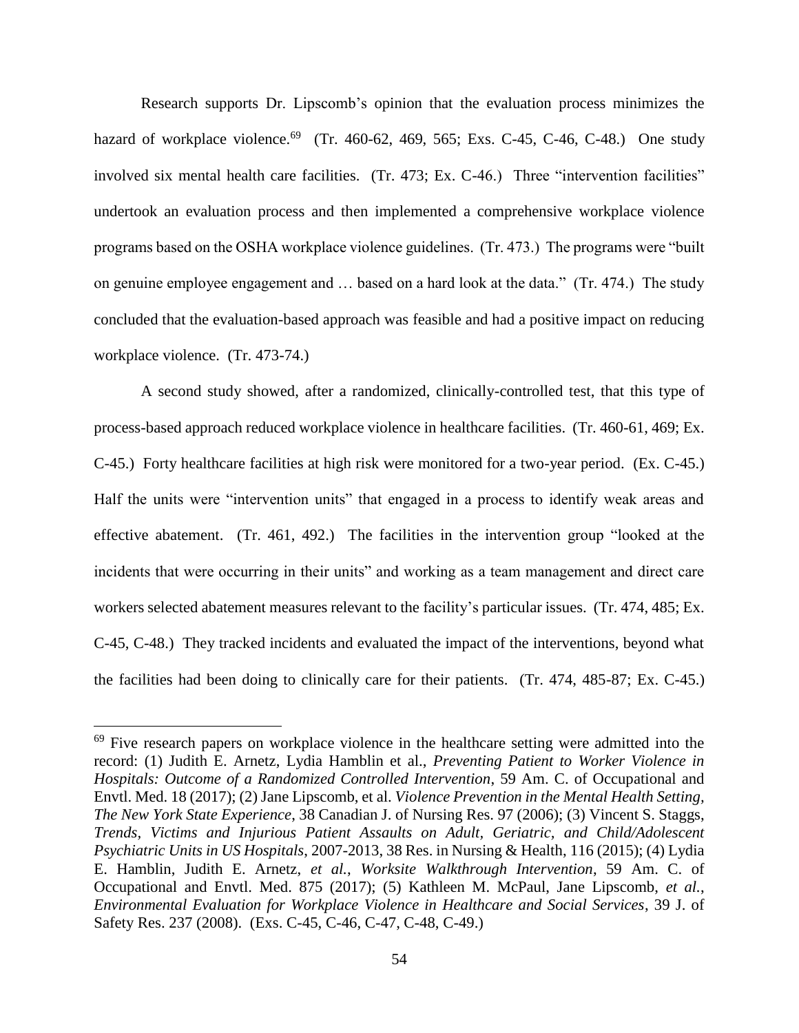Research supports Dr. Lipscomb's opinion that the evaluation process minimizes the hazard of workplace violence.[69] (Tr. 460-62, 469, 565; Exs. C-45, C-46, C-48.) One study involved six mental health care facilities. (Tr. 473; Ex. C-46.) Three "intervention facilities" undertook an evaluation process and then implemented a comprehensive workplace violence programs based on the OSHA workplace violence guidelines. (Tr. 473.) The programs were "built on genuine employee engagement and … based on a hard look at the data." (Tr. 474.) The study concluded that the evaluation-based approach was feasible and had a positive impact on reducing workplace violence. (Tr. 473-74.)

A second study showed, after a randomized, clinically-controlled test, that this type of process-based approach reduced workplace violence in healthcare facilities. (Tr. 460-61, 469; Ex. C-45.) Forty healthcare facilities at high risk were monitored for a two-year period. (Ex. C-45.) Half the units were "intervention units" that engaged in a process to identify weak areas and effective abatement. (Tr. 461, 492.) The facilities in the intervention group "looked at the incidents that were occurring in their units" and working as a team management and direct care workers selected abatement measures relevant to the facility's particular issues. (Tr. 474, 485; Ex. C-45, C-48.) They tracked incidents and evaluated the impact of the interventions, beyond what the facilities had been doing to clinically care for their patients. (Tr. 474, 485-87; Ex. C-45.)

---

[69] Five research papers on workplace violence in the healthcare setting were admitted into the record: (1) Judith E. Arnetz, Lydia Hamblin et al., *Preventing Patient to Worker Violence in Hospitals: Outcome of a Randomized Controlled Intervention*, 59 Am. C. of Occupational and Envtl. Med. 18 (2017); (2) Jane Lipscomb, et al. *Violence Prevention in the Mental Health Setting, The New York State Experience*, 38 Canadian J. of Nursing Res. 97 (2006); (3) Vincent S. Staggs, *Trends, Victims and Injurious Patient Assaults on Adult, Geriatric, and Child/Adolescent Psychiatric Units in US Hospitals*, 2007-2013, 38 Res. in Nursing & Health, 116 (2015); (4) Lydia E. Hamblin, Judith E. Arnetz, *et al.*, *Worksite Walkthrough Intervention*, 59 Am. C. of Occupational and Envtl. Med. 875 (2017); (5) Kathleen M. McPaul, Jane Lipscomb, *et al.*, *Environmental Evaluation for Workplace Violence in Healthcare and Social Services*, 39 J. of Safety Res. 237 (2008). (Exs. C-45, C-46, C-47, C-48, C-49.)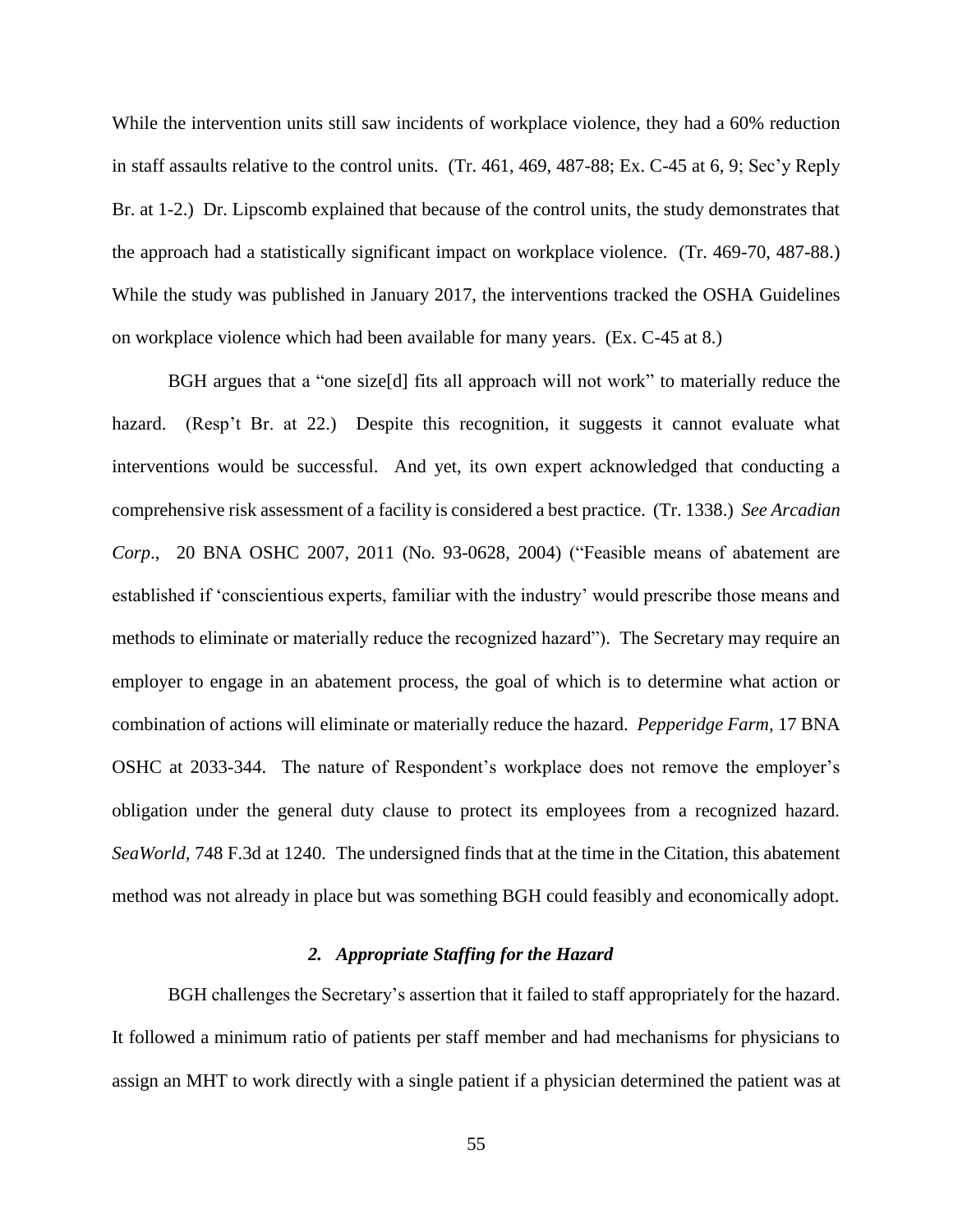While the intervention units still saw incidents of workplace violence, they had a 60% reduction in staff assaults relative to the control units. (Tr. 461, 469, 487-88; Ex. C-45 at 6, 9; Sec'y Reply Br. at 1-2.) Dr. Lipscomb explained that because of the control units, the study demonstrates that the approach had a statistically significant impact on workplace violence. (Tr. 469-70, 487-88.) While the study was published in January 2017, the interventions tracked the OSHA Guidelines on workplace violence which had been available for many years. (Ex. C-45 at 8.)

BGH argues that a "one size[d] fits all approach will not work" to materially reduce the hazard. (Resp't Br. at 22.) Despite this recognition, it suggests it cannot evaluate what interventions would be successful. And yet, its own expert acknowledged that conducting a comprehensive risk assessment of a facility is considered a best practice. (Tr. 1338.) *See Arcadian Corp*., 20 BNA OSHC 2007, 2011 (No. 93-0628, 2004) ("Feasible means of abatement are established if 'conscientious experts, familiar with the industry' would prescribe those means and methods to eliminate or materially reduce the recognized hazard"). The Secretary may require an employer to engage in an abatement process, the goal of which is to determine what action or combination of actions will eliminate or materially reduce the hazard. *Pepperidge Farm*, 17 BNA OSHC at 2033-344. The nature of Respondent's workplace does not remove the employer's obligation under the general duty clause to protect its employees from a recognized hazard. *SeaWorld*, 748 F.3d at 1240. The undersigned finds that at the time in the Citation, this abatement method was not already in place but was something BGH could feasibly and economically adopt.

### *2. Appropriate Staffing for the Hazard*

BGH challenges the Secretary's assertion that it failed to staff appropriately for the hazard. It followed a minimum ratio of patients per staff member and had mechanisms for physicians to assign an MHT to work directly with a single patient if a physician determined the patient was at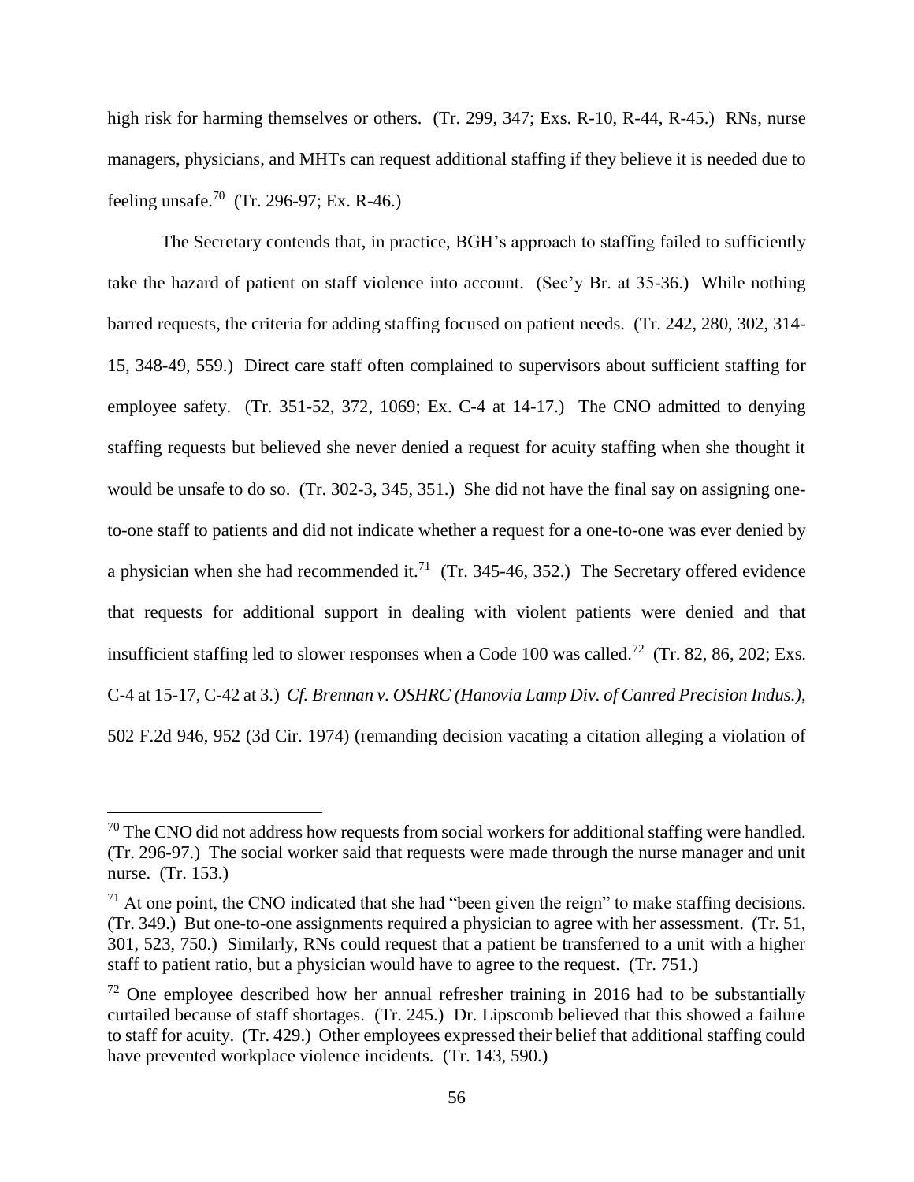high risk for harming themselves or others. (Tr. 299, 347; Exs. R-10, R-44, R-45.) RNs, nurse managers, physicians, and MHTs can request additional staffing if they believe it is needed due to feeling unsafe.[70] (Tr. 296-97; Ex. R-46.)

The Secretary contends that, in practice, BGH's approach to staffing failed to sufficiently take the hazard of patient on staff violence into account. (Sec'y Br. at 35-36.) While nothing barred requests, the criteria for adding staffing focused on patient needs. (Tr. 242, 280, 302, 314-15, 348-49, 559.) Direct care staff often complained to supervisors about sufficient staffing for employee safety. (Tr. 351-52, 372, 1069; Ex. C-4 at 14-17.) The CNO admitted to denying staffing requests but believed she never denied a request for acuity staffing when she thought it would be unsafe to do so. (Tr. 302-3, 345, 351.) She did not have the final say on assigning one-to-one staff to patients and did not indicate whether a request for a one-to-one was ever denied by a physician when she had recommended it.[71] (Tr. 345-46, 352.) The Secretary offered evidence that requests for additional support in dealing with violent patients were denied and that insufficient staffing led to slower responses when a Code 100 was called.[72] (Tr. 82, 86, 202; Exs. C-4 at 15-17, C-42 at 3.) *Cf. Brennan v. OSHRC (Hanovia Lamp Div. of Canred Precision Indus.)*, 502 F.2d 946, 952 (3d Cir. 1974) (remanding decision vacating a citation alleging a violation of

---

[70] The CNO did not address how requests from social workers for additional staffing were handled. (Tr. 296-97.) The social worker said that requests were made through the nurse manager and unit nurse. (Tr. 153.)

[71] At one point, the CNO indicated that she had "been given the reign" to make staffing decisions. (Tr. 349.) But one-to-one assignments required a physician to agree with her assessment. (Tr. 51, 301, 523, 750.) Similarly, RNs could request that a patient be transferred to a unit with a higher staff to patient ratio, but a physician would have to agree to the request. (Tr. 751.)

[72] One employee described how her annual refresher training in 2016 had to be substantially curtailed because of staff shortages. (Tr. 245.) Dr. Lipscomb believed that this showed a failure to staff for acuity. (Tr. 429.) Other employees expressed their belief that additional staffing could have prevented workplace violence incidents. (Tr. 143, 590.)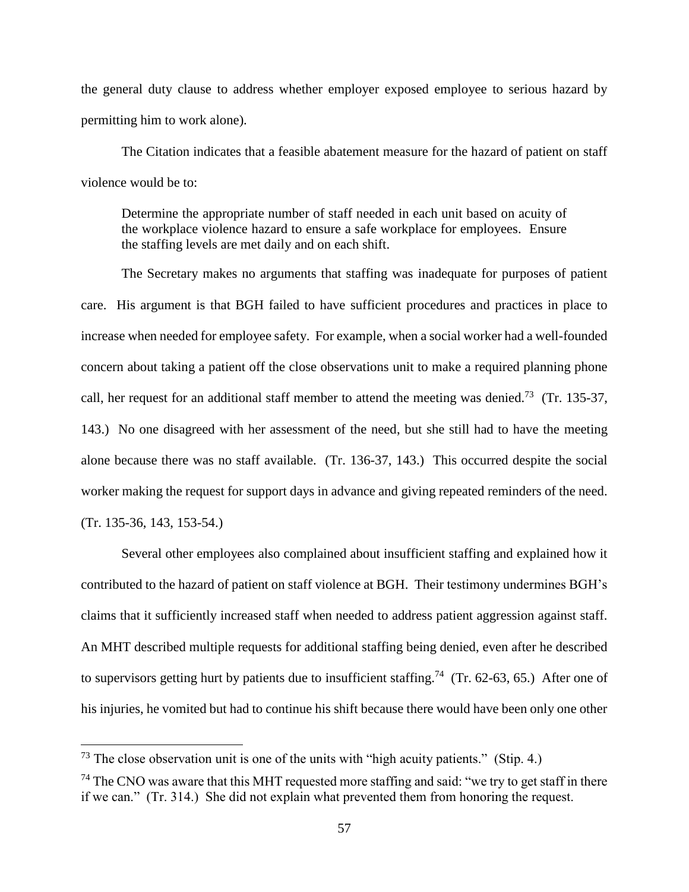the general duty clause to address whether employer exposed employee to serious hazard by permitting him to work alone).

The Citation indicates that a feasible abatement measure for the hazard of patient on staff violence would be to:

> Determine the appropriate number of staff needed in each unit based on acuity of the workplace violence hazard to ensure a safe workplace for employees. Ensure the staffing levels are met daily and on each shift.

The Secretary makes no arguments that staffing was inadequate for purposes of patient care. His argument is that BGH failed to have sufficient procedures and practices in place to increase when needed for employee safety. For example, when a social worker had a well-founded concern about taking a patient off the close observations unit to make a required planning phone call, her request for an additional staff member to attend the meeting was denied.[73] (Tr. 135-37, 143.) No one disagreed with her assessment of the need, but she still had to have the meeting alone because there was no staff available. (Tr. 136-37, 143.) This occurred despite the social worker making the request for support days in advance and giving repeated reminders of the need. (Tr. 135-36, 143, 153-54.)

Several other employees also complained about insufficient staffing and explained how it contributed to the hazard of patient on staff violence at BGH. Their testimony undermines BGH's claims that it sufficiently increased staff when needed to address patient aggression against staff. An MHT described multiple requests for additional staffing being denied, even after he described to supervisors getting hurt by patients due to insufficient staffing.[74] (Tr. 62-63, 65.) After one of his injuries, he vomited but had to continue his shift because there would have been only one other

---

[73] The close observation unit is one of the units with "high acuity patients." (Stip. 4.)

[74] The CNO was aware that this MHT requested more staffing and said: "we try to get staff in there if we can." (Tr. 314.) She did not explain what prevented them from honoring the request.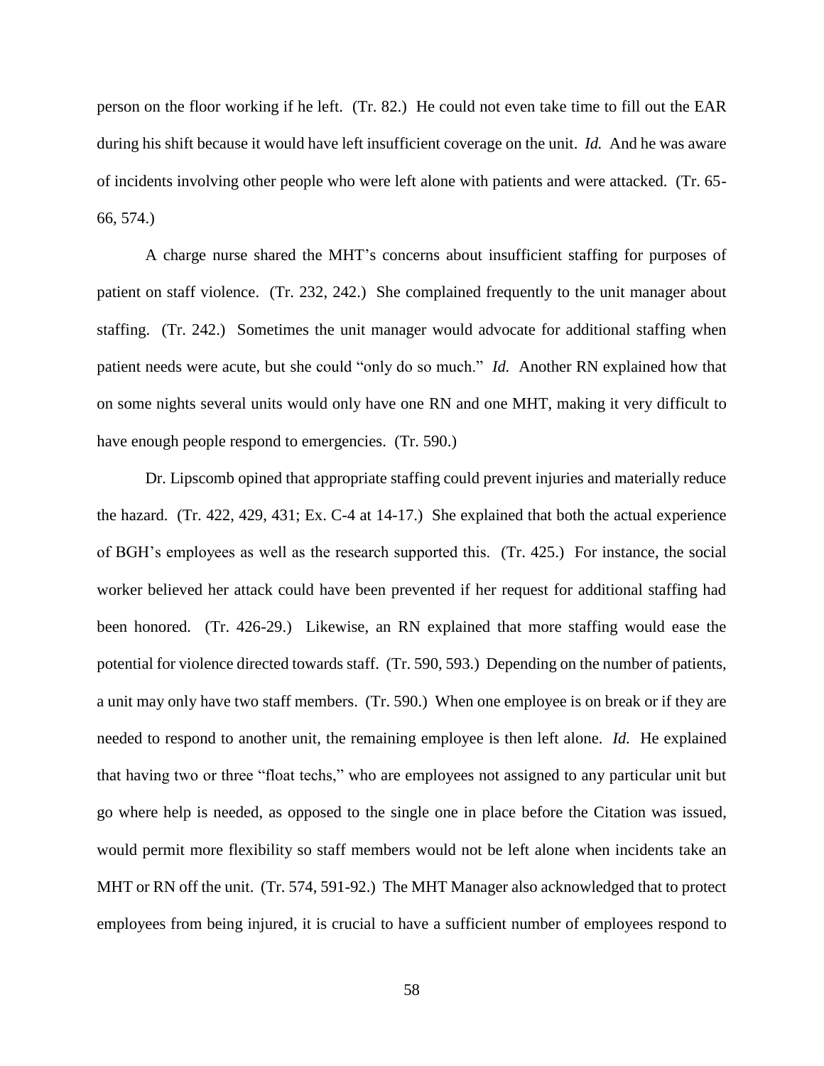person on the floor working if he left. (Tr. 82.) He could not even take time to fill out the EAR during his shift because it would have left insufficient coverage on the unit. *Id.* And he was aware of incidents involving other people who were left alone with patients and were attacked. (Tr. 65-66, 574.)

A charge nurse shared the MHT's concerns about insufficient staffing for purposes of patient on staff violence. (Tr. 232, 242.) She complained frequently to the unit manager about staffing. (Tr. 242.) Sometimes the unit manager would advocate for additional staffing when patient needs were acute, but she could "only do so much." *Id.* Another RN explained how that on some nights several units would only have one RN and one MHT, making it very difficult to have enough people respond to emergencies. (Tr. 590.)

Dr. Lipscomb opined that appropriate staffing could prevent injuries and materially reduce the hazard. (Tr. 422, 429, 431; Ex. C-4 at 14-17.) She explained that both the actual experience of BGH's employees as well as the research supported this. (Tr. 425.) For instance, the social worker believed her attack could have been prevented if her request for additional staffing had been honored. (Tr. 426-29.) Likewise, an RN explained that more staffing would ease the potential for violence directed towards staff. (Tr. 590, 593.) Depending on the number of patients, a unit may only have two staff members. (Tr. 590.) When one employee is on break or if they are needed to respond to another unit, the remaining employee is then left alone. *Id.* He explained that having two or three "float techs," who are employees not assigned to any particular unit but go where help is needed, as opposed to the single one in place before the Citation was issued, would permit more flexibility so staff members would not be left alone when incidents take an MHT or RN off the unit. (Tr. 574, 591-92.) The MHT Manager also acknowledged that to protect employees from being injured, it is crucial to have a sufficient number of employees respond to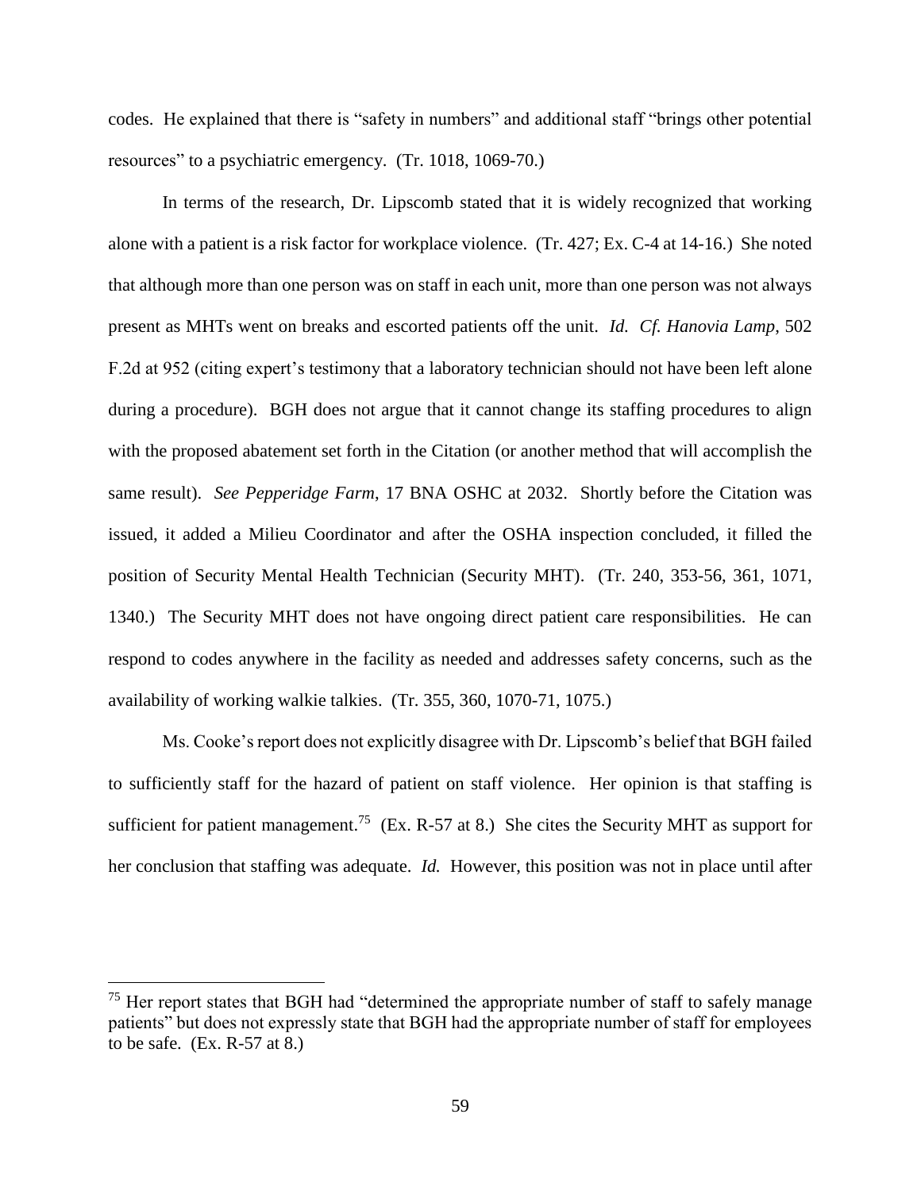codes. He explained that there is "safety in numbers" and additional staff "brings other potential resources" to a psychiatric emergency. (Tr. 1018, 1069-70.)

In terms of the research, Dr. Lipscomb stated that it is widely recognized that working alone with a patient is a risk factor for workplace violence. (Tr. 427; Ex. C-4 at 14-16.) She noted that although more than one person was on staff in each unit, more than one person was not always present as MHTs went on breaks and escorted patients off the unit. *Id. Cf. Hanovia Lamp*, 502 F.2d at 952 (citing expert's testimony that a laboratory technician should not have been left alone during a procedure). BGH does not argue that it cannot change its staffing procedures to align with the proposed abatement set forth in the Citation (or another method that will accomplish the same result). *See Pepperidge Farm*, 17 BNA OSHC at 2032. Shortly before the Citation was issued, it added a Milieu Coordinator and after the OSHA inspection concluded, it filled the position of Security Mental Health Technician (Security MHT). (Tr. 240, 353-56, 361, 1071, 1340.) The Security MHT does not have ongoing direct patient care responsibilities. He can respond to codes anywhere in the facility as needed and addresses safety concerns, such as the availability of working walkie talkies. (Tr. 355, 360, 1070-71, 1075.)

Ms. Cooke's report does not explicitly disagree with Dr. Lipscomb's belief that BGH failed to sufficiently staff for the hazard of patient on staff violence. Her opinion is that staffing is sufficient for patient management.[75] (Ex. R-57 at 8.) She cites the Security MHT as support for her conclusion that staffing was adequate. *Id.* However, this position was not in place until after

[75] Her report states that BGH had "determined the appropriate number of staff to safely manage patients" but does not expressly state that BGH had the appropriate number of staff for employees to be safe. (Ex. R-57 at 8.)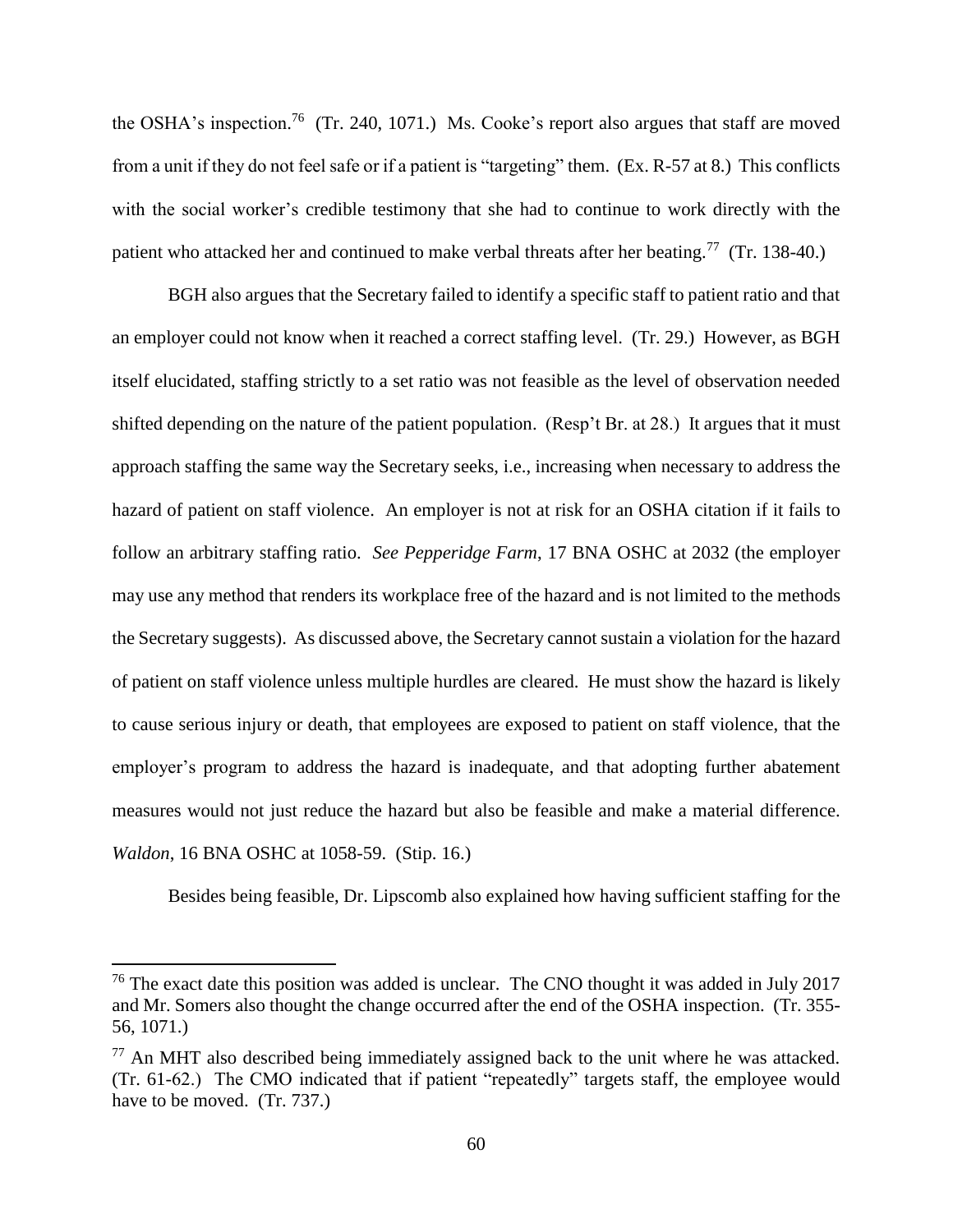the OSHA's inspection.[76] (Tr. 240, 1071.) Ms. Cooke's report also argues that staff are moved from a unit if they do not feel safe or if a patient is "targeting" them. (Ex. R-57 at 8.) This conflicts with the social worker's credible testimony that she had to continue to work directly with the patient who attacked her and continued to make verbal threats after her beating.[77] (Tr. 138-40.)

BGH also argues that the Secretary failed to identify a specific staff to patient ratio and that an employer could not know when it reached a correct staffing level. (Tr. 29.) However, as BGH itself elucidated, staffing strictly to a set ratio was not feasible as the level of observation needed shifted depending on the nature of the patient population. (Resp't Br. at 28.) It argues that it must approach staffing the same way the Secretary seeks, i.e., increasing when necessary to address the hazard of patient on staff violence. An employer is not at risk for an OSHA citation if it fails to follow an arbitrary staffing ratio. *See Pepperidge Farm*, 17 BNA OSHC at 2032 (the employer may use any method that renders its workplace free of the hazard and is not limited to the methods the Secretary suggests). As discussed above, the Secretary cannot sustain a violation for the hazard of patient on staff violence unless multiple hurdles are cleared. He must show the hazard is likely to cause serious injury or death, that employees are exposed to patient on staff violence, that the employer's program to address the hazard is inadequate, and that adopting further abatement measures would not just reduce the hazard but also be feasible and make a material difference. *Waldon*, 16 BNA OSHC at 1058-59. (Stip. 16.)

Besides being feasible, Dr. Lipscomb also explained how having sufficient staffing for the

---

[76] The exact date this position was added is unclear. The CNO thought it was added in July 2017 and Mr. Somers also thought the change occurred after the end of the OSHA inspection. (Tr. 355-56, 1071.)

[77] An MHT also described being immediately assigned back to the unit where he was attacked. (Tr. 61-62.) The CMO indicated that if patient "repeatedly" targets staff, the employee would have to be moved. (Tr. 737.)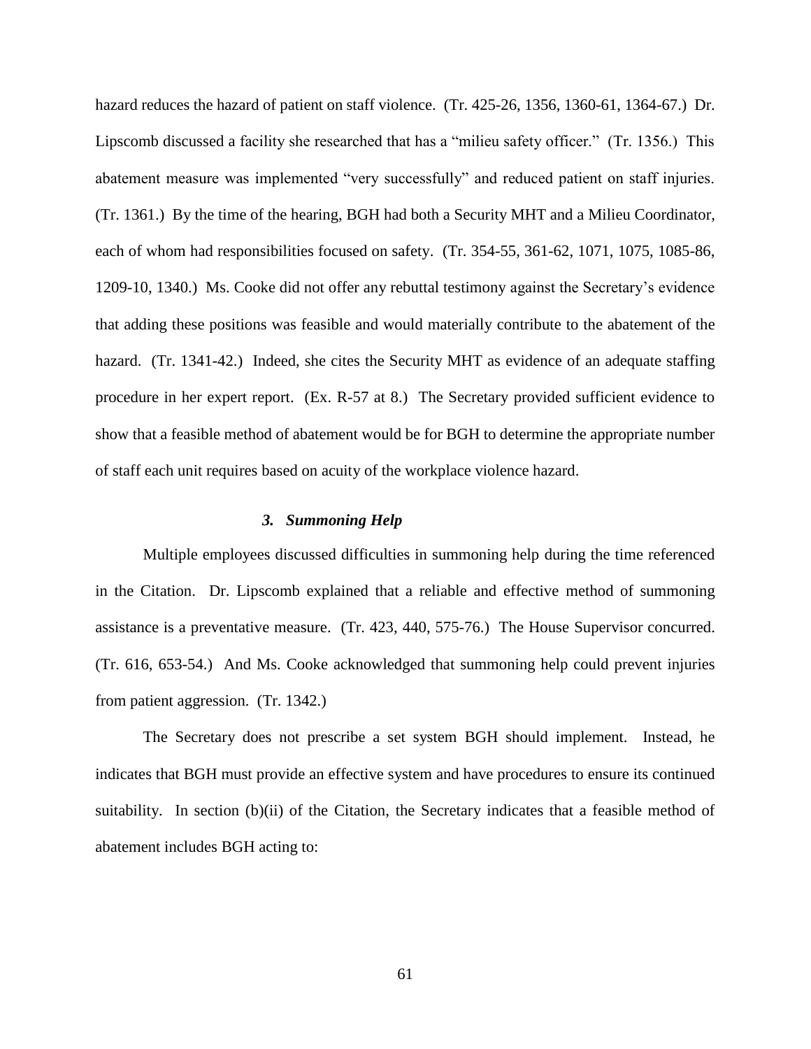hazard reduces the hazard of patient on staff violence. (Tr. 425-26, 1356, 1360-61, 1364-67.) Dr. Lipscomb discussed a facility she researched that has a "milieu safety officer." (Tr. 1356.) This abatement measure was implemented "very successfully" and reduced patient on staff injuries. (Tr. 1361.) By the time of the hearing, BGH had both a Security MHT and a Milieu Coordinator, each of whom had responsibilities focused on safety. (Tr. 354-55, 361-62, 1071, 1075, 1085-86, 1209-10, 1340.) Ms. Cooke did not offer any rebuttal testimony against the Secretary's evidence that adding these positions was feasible and would materially contribute to the abatement of the hazard. (Tr. 1341-42.) Indeed, she cites the Security MHT as evidence of an adequate staffing procedure in her expert report. (Ex. R-57 at 8.) The Secretary provided sufficient evidence to show that a feasible method of abatement would be for BGH to determine the appropriate number of staff each unit requires based on acuity of the workplace violence hazard.

### *3. Summoning Help*

Multiple employees discussed difficulties in summoning help during the time referenced in the Citation. Dr. Lipscomb explained that a reliable and effective method of summoning assistance is a preventative measure. (Tr. 423, 440, 575-76.) The House Supervisor concurred. (Tr. 616, 653-54.) And Ms. Cooke acknowledged that summoning help could prevent injuries from patient aggression. (Tr. 1342.)

The Secretary does not prescribe a set system BGH should implement. Instead, he indicates that BGH must provide an effective system and have procedures to ensure its continued suitability. In section (b)(ii) of the Citation, the Secretary indicates that a feasible method of abatement includes BGH acting to: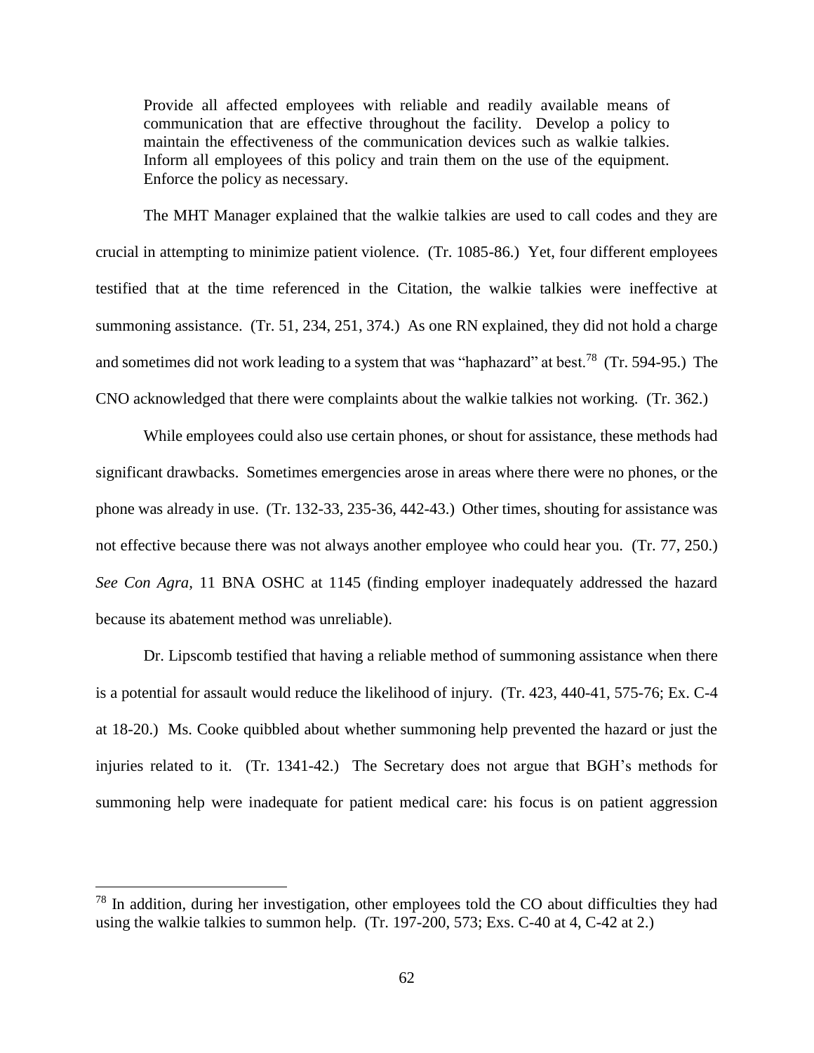> Provide all affected employees with reliable and readily available means of communication that are effective throughout the facility. Develop a policy to maintain the effectiveness of the communication devices such as walkie talkies. Inform all employees of this policy and train them on the use of the equipment. Enforce the policy as necessary.

The MHT Manager explained that the walkie talkies are used to call codes and they are crucial in attempting to minimize patient violence. (Tr. 1085-86.) Yet, four different employees testified that at the time referenced in the Citation, the walkie talkies were ineffective at summoning assistance. (Tr. 51, 234, 251, 374.) As one RN explained, they did not hold a charge and sometimes did not work leading to a system that was "haphazard" at best.[78] (Tr. 594-95.) The CNO acknowledged that there were complaints about the walkie talkies not working. (Tr. 362.)

While employees could also use certain phones, or shout for assistance, these methods had significant drawbacks. Sometimes emergencies arose in areas where there were no phones, or the phone was already in use. (Tr. 132-33, 235-36, 442-43.) Other times, shouting for assistance was not effective because there was not always another employee who could hear you. (Tr. 77, 250.) *See Con Agra*, 11 BNA OSHC at 1145 (finding employer inadequately addressed the hazard because its abatement method was unreliable).

Dr. Lipscomb testified that having a reliable method of summoning assistance when there is a potential for assault would reduce the likelihood of injury. (Tr. 423, 440-41, 575-76; Ex. C-4 at 18-20.) Ms. Cooke quibbled about whether summoning help prevented the hazard or just the injuries related to it. (Tr. 1341-42.) The Secretary does not argue that BGH's methods for summoning help were inadequate for patient medical care: his focus is on patient aggression

---

[78] In addition, during her investigation, other employees told the CO about difficulties they had using the walkie talkies to summon help. (Tr. 197-200, 573; Exs. C-40 at 4, C-42 at 2.)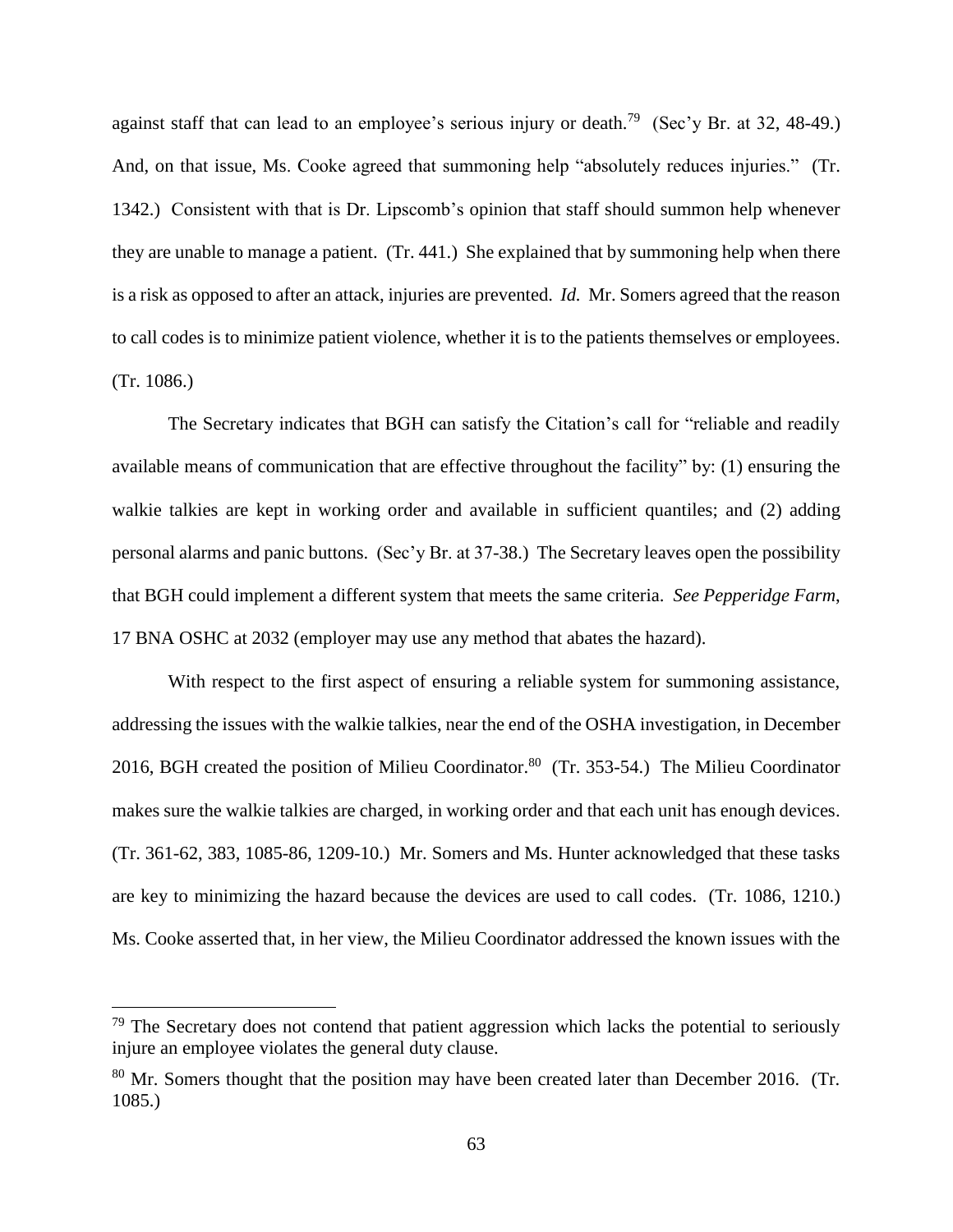against staff that can lead to an employee's serious injury or death.[79] (Sec'y Br. at 32, 48-49.) And, on that issue, Ms. Cooke agreed that summoning help "absolutely reduces injuries." (Tr. 1342.) Consistent with that is Dr. Lipscomb's opinion that staff should summon help whenever they are unable to manage a patient. (Tr. 441.) She explained that by summoning help when there is a risk as opposed to after an attack, injuries are prevented. *Id.* Mr. Somers agreed that the reason to call codes is to minimize patient violence, whether it is to the patients themselves or employees. (Tr. 1086.)

The Secretary indicates that BGH can satisfy the Citation's call for "reliable and readily available means of communication that are effective throughout the facility" by: (1) ensuring the walkie talkies are kept in working order and available in sufficient quantiles; and (2) adding personal alarms and panic buttons. (Sec'y Br. at 37-38.) The Secretary leaves open the possibility that BGH could implement a different system that meets the same criteria. *See Pepperidge Farm*, 17 BNA OSHC at 2032 (employer may use any method that abates the hazard).

With respect to the first aspect of ensuring a reliable system for summoning assistance, addressing the issues with the walkie talkies, near the end of the OSHA investigation, in December 2016, BGH created the position of Milieu Coordinator.[80] (Tr. 353-54.) The Milieu Coordinator makes sure the walkie talkies are charged, in working order and that each unit has enough devices. (Tr. 361-62, 383, 1085-86, 1209-10.) Mr. Somers and Ms. Hunter acknowledged that these tasks are key to minimizing the hazard because the devices are used to call codes. (Tr. 1086, 1210.) Ms. Cooke asserted that, in her view, the Milieu Coordinator addressed the known issues with the

---

[79] The Secretary does not contend that patient aggression which lacks the potential to seriously injure an employee violates the general duty clause.

[80] Mr. Somers thought that the position may have been created later than December 2016. (Tr. 1085.)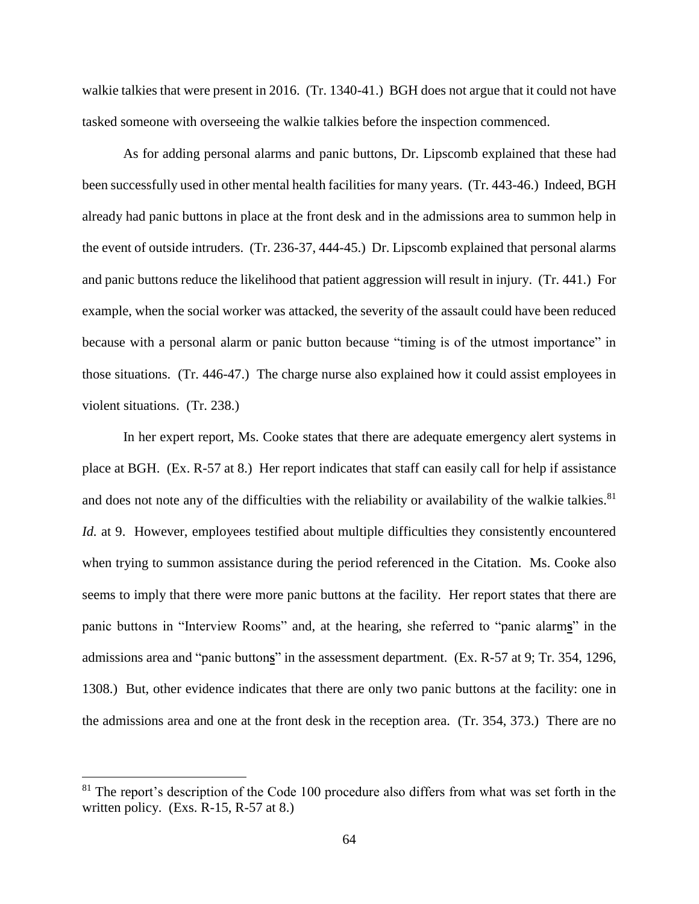walkie talkies that were present in 2016. (Tr. 1340-41.) BGH does not argue that it could not have tasked someone with overseeing the walkie talkies before the inspection commenced.

As for adding personal alarms and panic buttons, Dr. Lipscomb explained that these had been successfully used in other mental health facilities for many years. (Tr. 443-46.) Indeed, BGH already had panic buttons in place at the front desk and in the admissions area to summon help in the event of outside intruders. (Tr. 236-37, 444-45.) Dr. Lipscomb explained that personal alarms and panic buttons reduce the likelihood that patient aggression will result in injury. (Tr. 441.) For example, when the social worker was attacked, the severity of the assault could have been reduced because with a personal alarm or panic button because "timing is of the utmost importance" in those situations. (Tr. 446-47.) The charge nurse also explained how it could assist employees in violent situations. (Tr. 238.)

In her expert report, Ms. Cooke states that there are adequate emergency alert systems in place at BGH. (Ex. R-57 at 8.) Her report indicates that staff can easily call for help if assistance and does not note any of the difficulties with the reliability or availability of the walkie talkies.[81] *Id.* at 9. However, employees testified about multiple difficulties they consistently encountered when trying to summon assistance during the period referenced in the Citation. Ms. Cooke also seems to imply that there were more panic buttons at the facility. Her report states that there are panic buttons in "Interview Rooms" and, at the hearing, she referred to "panic alarm**s**" in the admissions area and "panic button**s**" in the assessment department. (Ex. R-57 at 9; Tr. 354, 1296, 1308.) But, other evidence indicates that there are only two panic buttons at the facility: one in the admissions area and one at the front desk in the reception area. (Tr. 354, 373.) There are no

[81] The report's description of the Code 100 procedure also differs from what was set forth in the written policy. (Exs. R-15, R-57 at 8.)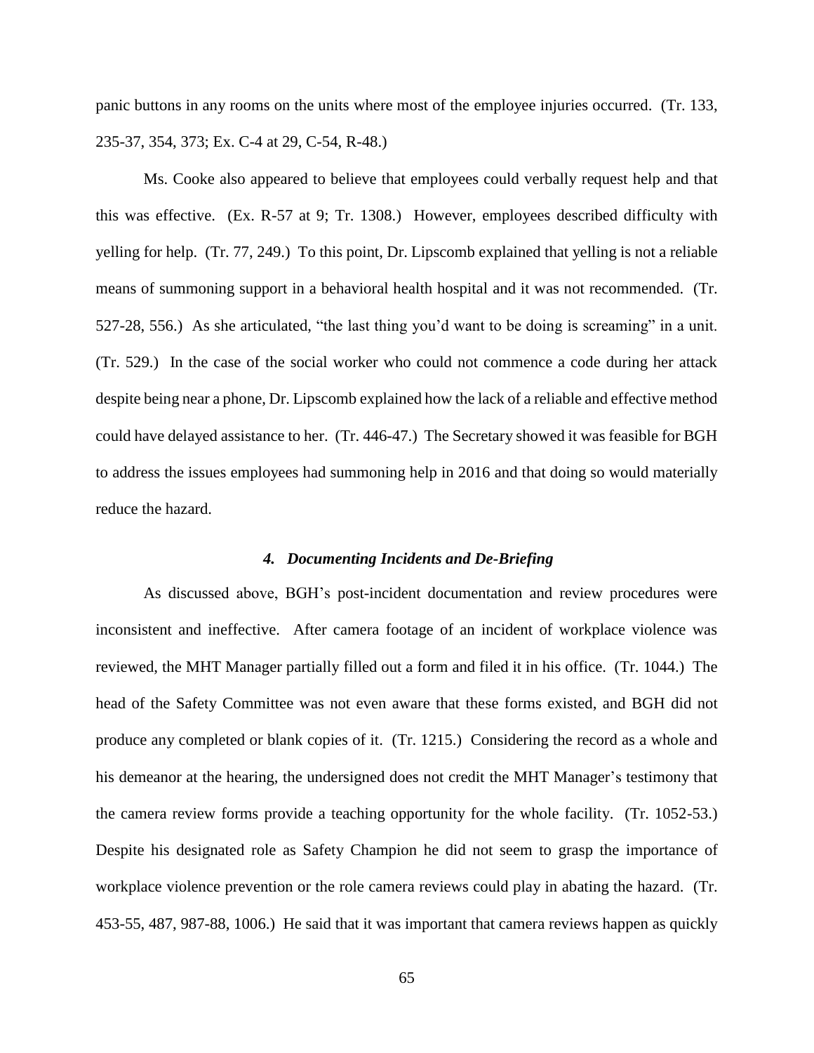panic buttons in any rooms on the units where most of the employee injuries occurred. (Tr. 133, 235-37, 354, 373; Ex. C-4 at 29, C-54, R-48.)

Ms. Cooke also appeared to believe that employees could verbally request help and that this was effective. (Ex. R-57 at 9; Tr. 1308.) However, employees described difficulty with yelling for help. (Tr. 77, 249.) To this point, Dr. Lipscomb explained that yelling is not a reliable means of summoning support in a behavioral health hospital and it was not recommended. (Tr. 527-28, 556.) As she articulated, "the last thing you'd want to be doing is screaming" in a unit. (Tr. 529.) In the case of the social worker who could not commence a code during her attack despite being near a phone, Dr. Lipscomb explained how the lack of a reliable and effective method could have delayed assistance to her. (Tr. 446-47.) The Secretary showed it was feasible for BGH to address the issues employees had summoning help in 2016 and that doing so would materially reduce the hazard.

#### *4. Documenting Incidents and De-Briefing*

As discussed above, BGH's post-incident documentation and review procedures were inconsistent and ineffective. After camera footage of an incident of workplace violence was reviewed, the MHT Manager partially filled out a form and filed it in his office. (Tr. 1044.) The head of the Safety Committee was not even aware that these forms existed, and BGH did not produce any completed or blank copies of it. (Tr. 1215.) Considering the record as a whole and his demeanor at the hearing, the undersigned does not credit the MHT Manager's testimony that the camera review forms provide a teaching opportunity for the whole facility. (Tr. 1052-53.) Despite his designated role as Safety Champion he did not seem to grasp the importance of workplace violence prevention or the role camera reviews could play in abating the hazard. (Tr. 453-55, 487, 987-88, 1006.) He said that it was important that camera reviews happen as quickly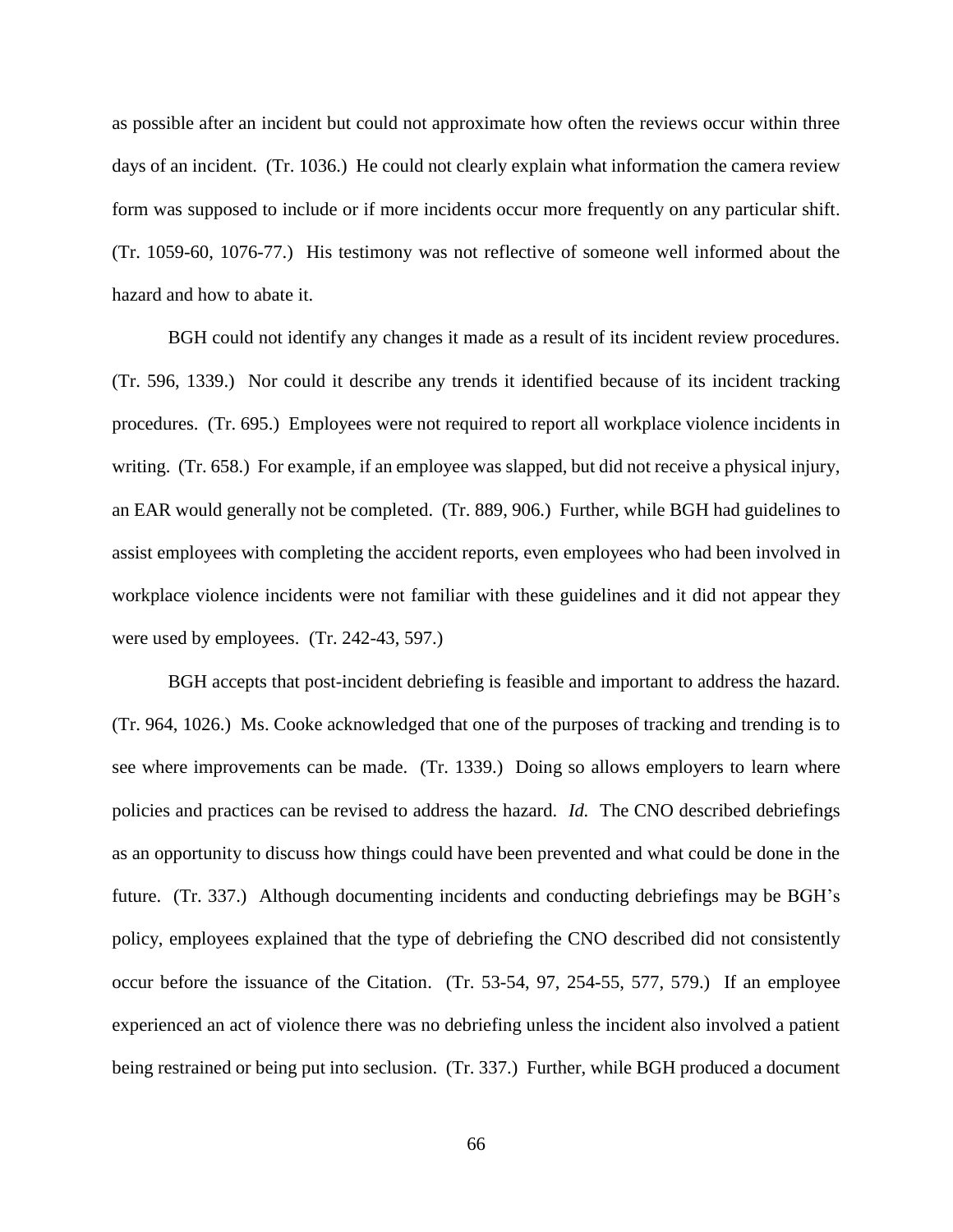as possible after an incident but could not approximate how often the reviews occur within three days of an incident. (Tr. 1036.) He could not clearly explain what information the camera review form was supposed to include or if more incidents occur more frequently on any particular shift. (Tr. 1059-60, 1076-77.) His testimony was not reflective of someone well informed about the hazard and how to abate it.

BGH could not identify any changes it made as a result of its incident review procedures. (Tr. 596, 1339.) Nor could it describe any trends it identified because of its incident tracking procedures. (Tr. 695.) Employees were not required to report all workplace violence incidents in writing. (Tr. 658.) For example, if an employee was slapped, but did not receive a physical injury, an EAR would generally not be completed. (Tr. 889, 906.) Further, while BGH had guidelines to assist employees with completing the accident reports, even employees who had been involved in workplace violence incidents were not familiar with these guidelines and it did not appear they were used by employees. (Tr. 242-43, 597.)

BGH accepts that post-incident debriefing is feasible and important to address the hazard. (Tr. 964, 1026.) Ms. Cooke acknowledged that one of the purposes of tracking and trending is to see where improvements can be made. (Tr. 1339.) Doing so allows employers to learn where policies and practices can be revised to address the hazard. *Id.* The CNO described debriefings as an opportunity to discuss how things could have been prevented and what could be done in the future. (Tr. 337.) Although documenting incidents and conducting debriefings may be BGH's policy, employees explained that the type of debriefing the CNO described did not consistently occur before the issuance of the Citation. (Tr. 53-54, 97, 254-55, 577, 579.) If an employee experienced an act of violence there was no debriefing unless the incident also involved a patient being restrained or being put into seclusion. (Tr. 337.) Further, while BGH produced a document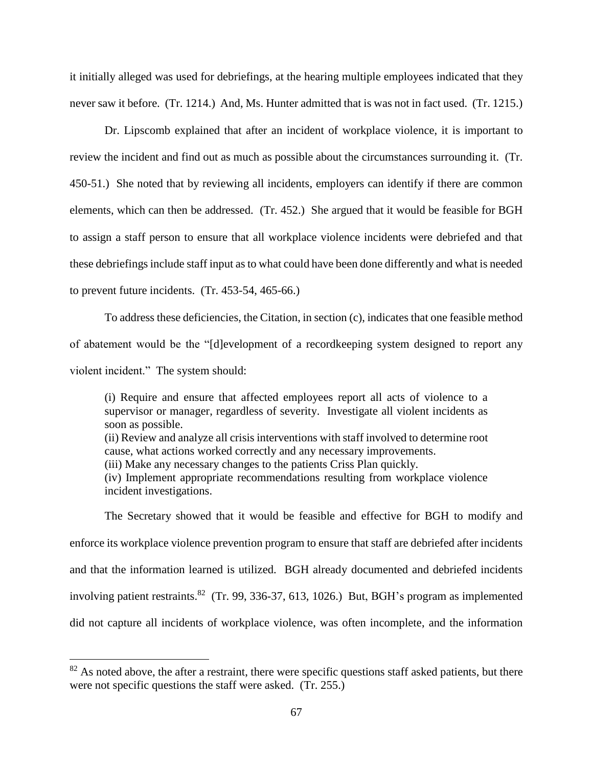it initially alleged was used for debriefings, at the hearing multiple employees indicated that they never saw it before. (Tr. 1214.) And, Ms. Hunter admitted that is was not in fact used. (Tr. 1215.)

Dr. Lipscomb explained that after an incident of workplace violence, it is important to review the incident and find out as much as possible about the circumstances surrounding it. (Tr. 450-51.) She noted that by reviewing all incidents, employers can identify if there are common elements, which can then be addressed. (Tr. 452.) She argued that it would be feasible for BGH to assign a staff person to ensure that all workplace violence incidents were debriefed and that these debriefings include staff input as to what could have been done differently and what is needed to prevent future incidents. (Tr. 453-54, 465-66.)

To address these deficiencies, the Citation, in section (c), indicates that one feasible method of abatement would be the "[d]evelopment of a recordkeeping system designed to report any violent incident." The system should:

> (i) Require and ensure that affected employees report all acts of violence to a supervisor or manager, regardless of severity. Investigate all violent incidents as soon as possible.
> (ii) Review and analyze all crisis interventions with staff involved to determine root cause, what actions worked correctly and any necessary improvements.
> (iii) Make any necessary changes to the patients Criss Plan quickly.
> (iv) Implement appropriate recommendations resulting from workplace violence incident investigations.

The Secretary showed that it would be feasible and effective for BGH to modify and enforce its workplace violence prevention program to ensure that staff are debriefed after incidents and that the information learned is utilized. BGH already documented and debriefed incidents involving patient restraints.[82] (Tr. 99, 336-37, 613, 1026.) But, BGH's program as implemented did not capture all incidents of workplace violence, was often incomplete, and the information

[82] As noted above, the after a restraint, there were specific questions staff asked patients, but there were not specific questions the staff were asked. (Tr. 255.)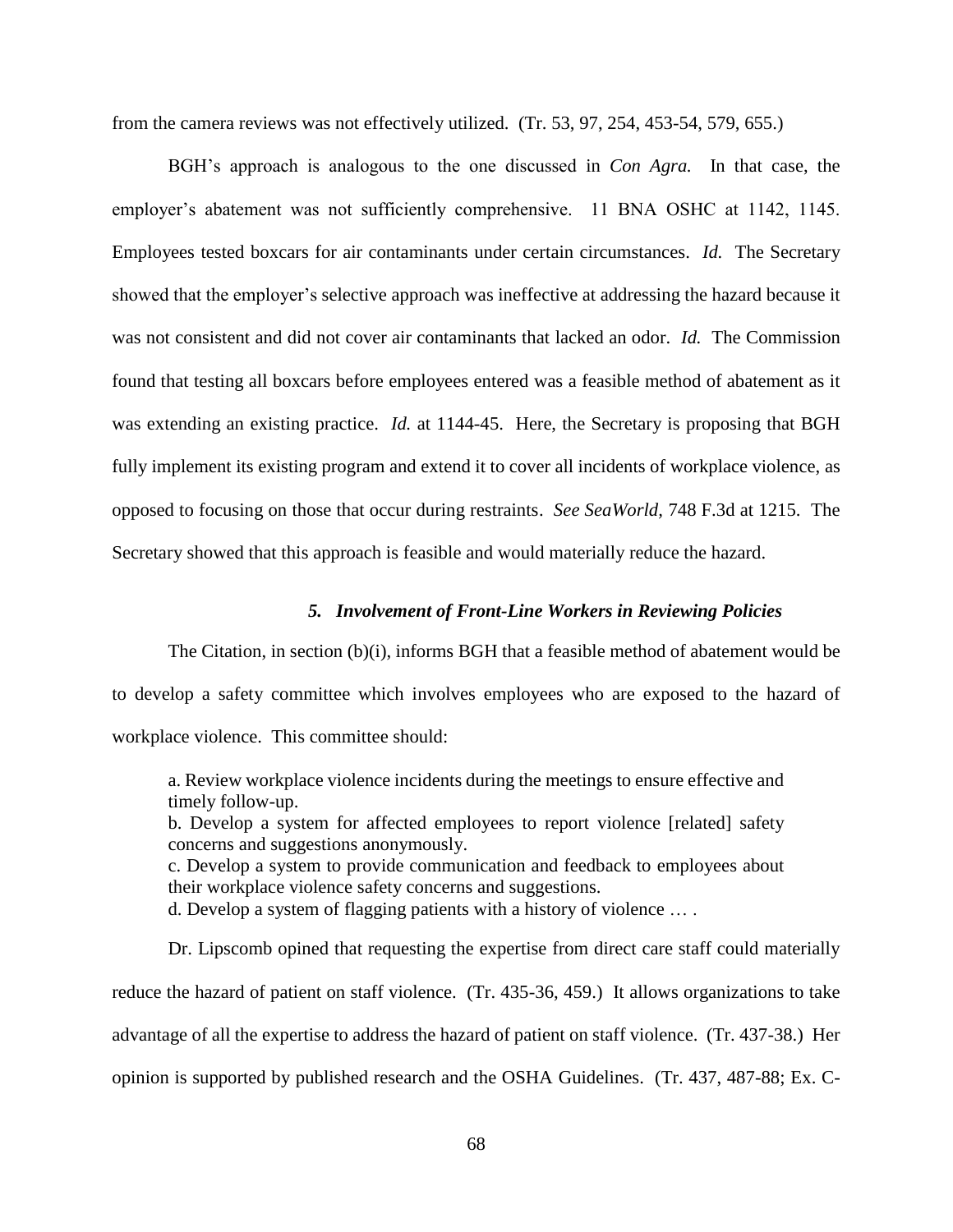from the camera reviews was not effectively utilized. (Tr. 53, 97, 254, 453-54, 579, 655.)

BGH's approach is analogous to the one discussed in *Con Agra.* In that case, the employer's abatement was not sufficiently comprehensive. 11 BNA OSHC at 1142, 1145. Employees tested boxcars for air contaminants under certain circumstances. *Id.* The Secretary showed that the employer's selective approach was ineffective at addressing the hazard because it was not consistent and did not cover air contaminants that lacked an odor. *Id.* The Commission found that testing all boxcars before employees entered was a feasible method of abatement as it was extending an existing practice. *Id.* at 1144-45. Here, the Secretary is proposing that BGH fully implement its existing program and extend it to cover all incidents of workplace violence, as opposed to focusing on those that occur during restraints. *See SeaWorld*, 748 F.3d at 1215. The Secretary showed that this approach is feasible and would materially reduce the hazard.

##### *5. Involvement of Front-Line Workers in Reviewing Policies*

The Citation, in section (b)(i), informs BGH that a feasible method of abatement would be to develop a safety committee which involves employees who are exposed to the hazard of workplace violence. This committee should:

> a. Review workplace violence incidents during the meetings to ensure effective and timely follow-up.
> b. Develop a system for affected employees to report violence [related] safety concerns and suggestions anonymously.
> c. Develop a system to provide communication and feedback to employees about their workplace violence safety concerns and suggestions.
> d. Develop a system of flagging patients with a history of violence … .

Dr. Lipscomb opined that requesting the expertise from direct care staff could materially reduce the hazard of patient on staff violence. (Tr. 435-36, 459.) It allows organizations to take advantage of all the expertise to address the hazard of patient on staff violence. (Tr. 437-38.) Her opinion is supported by published research and the OSHA Guidelines. (Tr. 437, 487-88; Ex. C-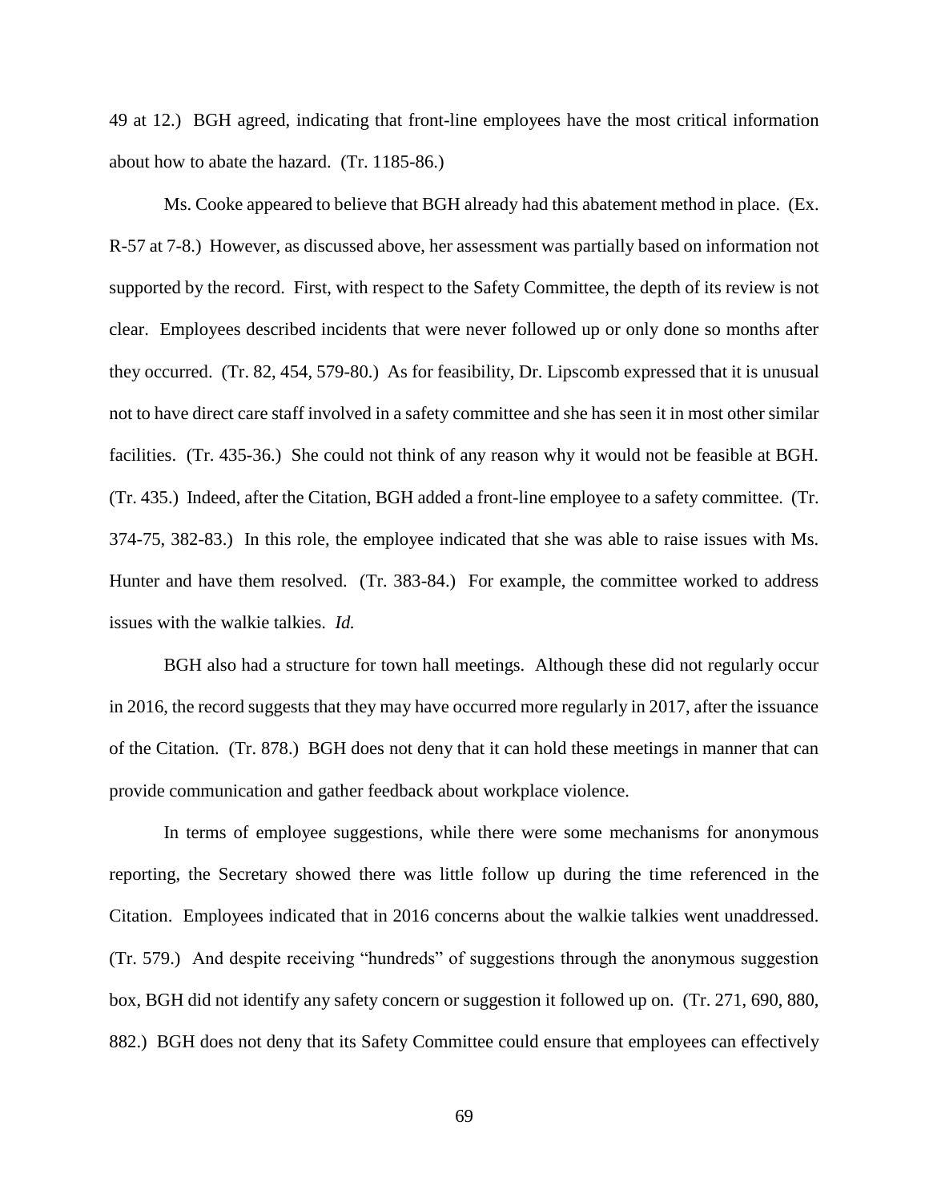49 at 12.) BGH agreed, indicating that front-line employees have the most critical information about how to abate the hazard. (Tr. 1185-86.)

Ms. Cooke appeared to believe that BGH already had this abatement method in place. (Ex. R-57 at 7-8.) However, as discussed above, her assessment was partially based on information not supported by the record. First, with respect to the Safety Committee, the depth of its review is not clear. Employees described incidents that were never followed up or only done so months after they occurred. (Tr. 82, 454, 579-80.) As for feasibility, Dr. Lipscomb expressed that it is unusual not to have direct care staff involved in a safety committee and she has seen it in most other similar facilities. (Tr. 435-36.) She could not think of any reason why it would not be feasible at BGH. (Tr. 435.) Indeed, after the Citation, BGH added a front-line employee to a safety committee. (Tr. 374-75, 382-83.) In this role, the employee indicated that she was able to raise issues with Ms. Hunter and have them resolved. (Tr. 383-84.) For example, the committee worked to address issues with the walkie talkies. *Id.*

BGH also had a structure for town hall meetings. Although these did not regularly occur in 2016, the record suggests that they may have occurred more regularly in 2017, after the issuance of the Citation. (Tr. 878.) BGH does not deny that it can hold these meetings in manner that can provide communication and gather feedback about workplace violence.

In terms of employee suggestions, while there were some mechanisms for anonymous reporting, the Secretary showed there was little follow up during the time referenced in the Citation. Employees indicated that in 2016 concerns about the walkie talkies went unaddressed. (Tr. 579.) And despite receiving "hundreds" of suggestions through the anonymous suggestion box, BGH did not identify any safety concern or suggestion it followed up on. (Tr. 271, 690, 880, 882.) BGH does not deny that its Safety Committee could ensure that employees can effectively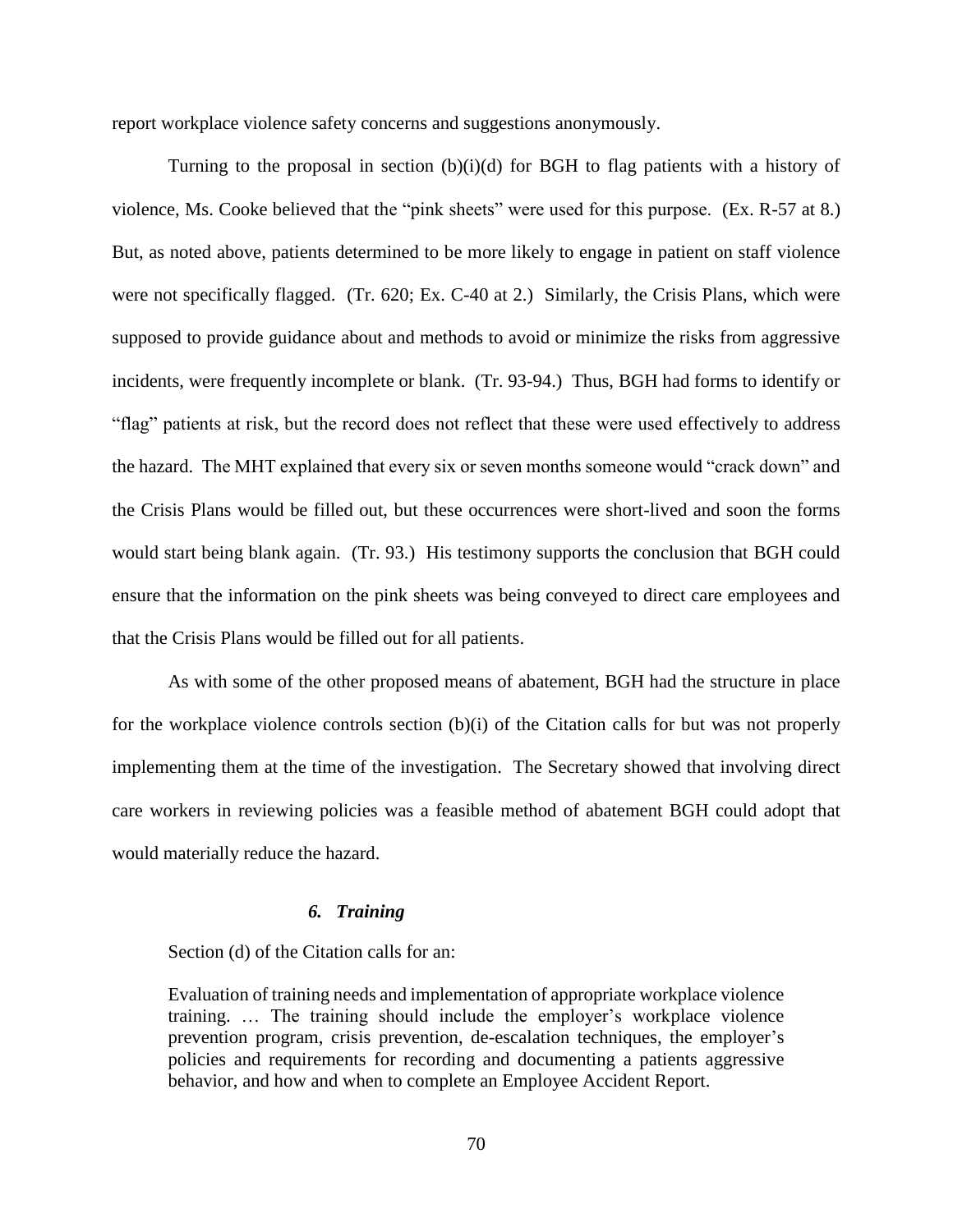report workplace violence safety concerns and suggestions anonymously.

Turning to the proposal in section (b)(i)(d) for BGH to flag patients with a history of violence, Ms. Cooke believed that the "pink sheets" were used for this purpose. (Ex. R-57 at 8.) But, as noted above, patients determined to be more likely to engage in patient on staff violence were not specifically flagged. (Tr. 620; Ex. C-40 at 2.) Similarly, the Crisis Plans, which were supposed to provide guidance about and methods to avoid or minimize the risks from aggressive incidents, were frequently incomplete or blank. (Tr. 93-94.) Thus, BGH had forms to identify or "flag" patients at risk, but the record does not reflect that these were used effectively to address the hazard. The MHT explained that every six or seven months someone would "crack down" and the Crisis Plans would be filled out, but these occurrences were short-lived and soon the forms would start being blank again. (Tr. 93.) His testimony supports the conclusion that BGH could ensure that the information on the pink sheets was being conveyed to direct care employees and that the Crisis Plans would be filled out for all patients.

As with some of the other proposed means of abatement, BGH had the structure in place for the workplace violence controls section (b)(i) of the Citation calls for but was not properly implementing them at the time of the investigation. The Secretary showed that involving direct care workers in reviewing policies was a feasible method of abatement BGH could adopt that would materially reduce the hazard.

#### *6. Training*

Section (d) of the Citation calls for an:

> Evaluation of training needs and implementation of appropriate workplace violence training. … The training should include the employer's workplace violence prevention program, crisis prevention, de-escalation techniques, the employer's policies and requirements for recording and documenting a patients aggressive behavior, and how and when to complete an Employee Accident Report.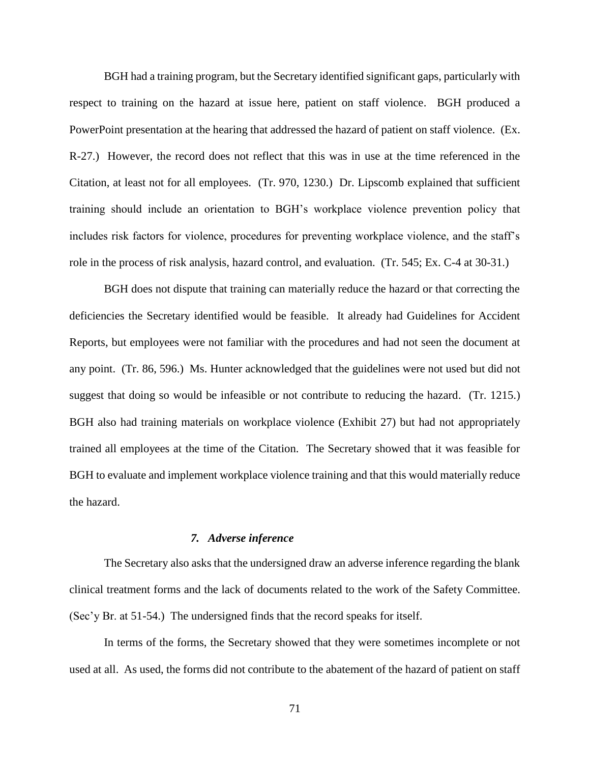BGH had a training program, but the Secretary identified significant gaps, particularly with respect to training on the hazard at issue here, patient on staff violence. BGH produced a PowerPoint presentation at the hearing that addressed the hazard of patient on staff violence. (Ex. R-27.) However, the record does not reflect that this was in use at the time referenced in the Citation, at least not for all employees. (Tr. 970, 1230.) Dr. Lipscomb explained that sufficient training should include an orientation to BGH's workplace violence prevention policy that includes risk factors for violence, procedures for preventing workplace violence, and the staff's role in the process of risk analysis, hazard control, and evaluation. (Tr. 545; Ex. C-4 at 30-31.)

BGH does not dispute that training can materially reduce the hazard or that correcting the deficiencies the Secretary identified would be feasible. It already had Guidelines for Accident Reports, but employees were not familiar with the procedures and had not seen the document at any point. (Tr. 86, 596.) Ms. Hunter acknowledged that the guidelines were not used but did not suggest that doing so would be infeasible or not contribute to reducing the hazard. (Tr. 1215.) BGH also had training materials on workplace violence (Exhibit 27) but had not appropriately trained all employees at the time of the Citation. The Secretary showed that it was feasible for BGH to evaluate and implement workplace violence training and that this would materially reduce the hazard.

### *7. Adverse inference*

The Secretary also asks that the undersigned draw an adverse inference regarding the blank clinical treatment forms and the lack of documents related to the work of the Safety Committee. (Sec'y Br. at 51-54.) The undersigned finds that the record speaks for itself.

In terms of the forms, the Secretary showed that they were sometimes incomplete or not used at all. As used, the forms did not contribute to the abatement of the hazard of patient on staff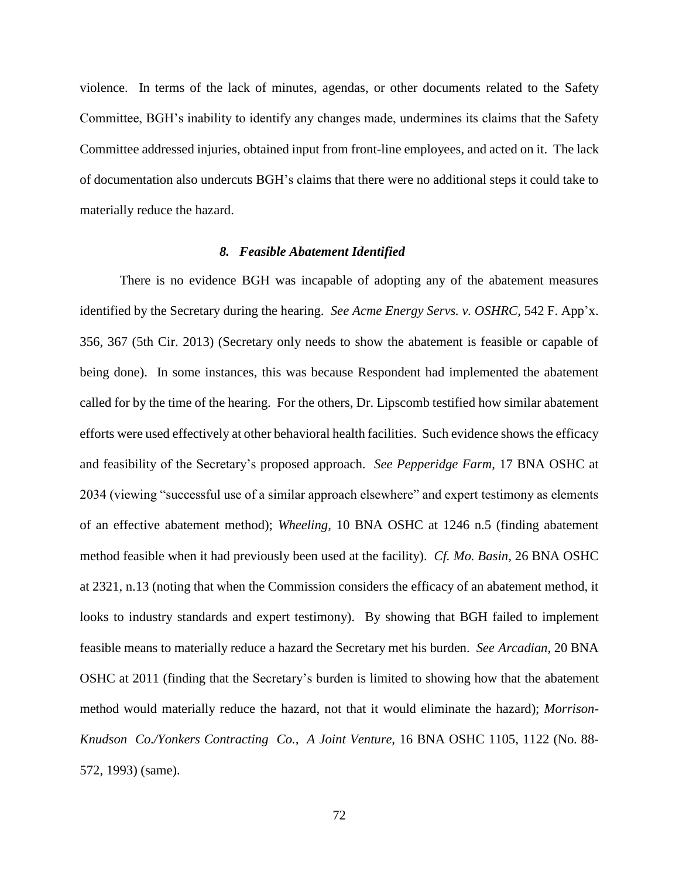violence. In terms of the lack of minutes, agendas, or other documents related to the Safety Committee, BGH's inability to identify any changes made, undermines its claims that the Safety Committee addressed injuries, obtained input from front-line employees, and acted on it. The lack of documentation also undercuts BGH's claims that there were no additional steps it could take to materially reduce the hazard.

### *8. Feasible Abatement Identified*

There is no evidence BGH was incapable of adopting any of the abatement measures identified by the Secretary during the hearing. *See Acme Energy Servs. v. OSHRC*, 542 F. App'x. 356, 367 (5th Cir. 2013) (Secretary only needs to show the abatement is feasible or capable of being done). In some instances, this was because Respondent had implemented the abatement called for by the time of the hearing. For the others, Dr. Lipscomb testified how similar abatement efforts were used effectively at other behavioral health facilities. Such evidence shows the efficacy and feasibility of the Secretary's proposed approach. *See Pepperidge Farm*, 17 BNA OSHC at 2034 (viewing "successful use of a similar approach elsewhere" and expert testimony as elements of an effective abatement method); *Wheeling*, 10 BNA OSHC at 1246 n.5 (finding abatement method feasible when it had previously been used at the facility). *Cf. Mo. Basin*, 26 BNA OSHC at 2321, n.13 (noting that when the Commission considers the efficacy of an abatement method, it looks to industry standards and expert testimony). By showing that BGH failed to implement feasible means to materially reduce a hazard the Secretary met his burden. *See Arcadian*, 20 BNA OSHC at 2011 (finding that the Secretary's burden is limited to showing how that the abatement method would materially reduce the hazard, not that it would eliminate the hazard); *Morrison-Knudson Co./Yonkers Contracting Co., A Joint Venture*, 16 BNA OSHC 1105, 1122 (No. 88-572, 1993) (same).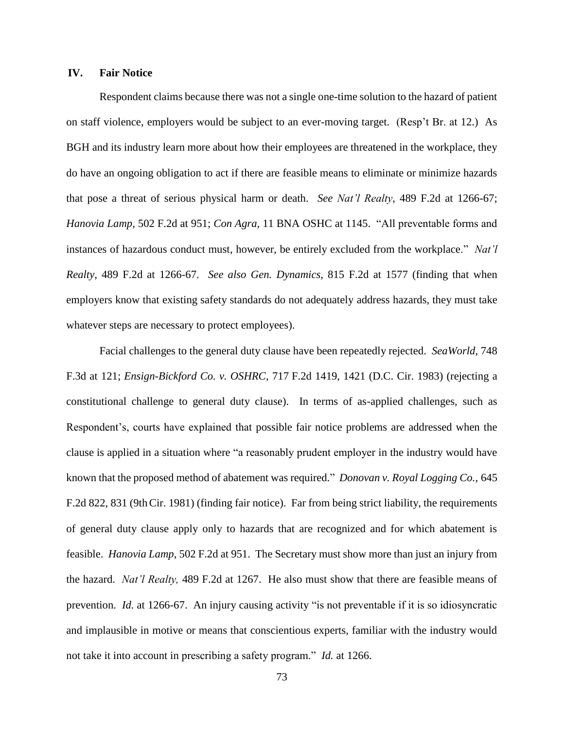## IV. Fair Notice

Respondent claims because there was not a single one-time solution to the hazard of patient on staff violence, employers would be subject to an ever-moving target. (Resp't Br. at 12.) As BGH and its industry learn more about how their employees are threatened in the workplace, they do have an ongoing obligation to act if there are feasible means to eliminate or minimize hazards that pose a threat of serious physical harm or death. *See Nat'l Realty*, 489 F.2d at 1266-67; *Hanovia Lamp*, 502 F.2d at 951; *Con Agra*, 11 BNA OSHC at 1145. "All preventable forms and instances of hazardous conduct must, however, be entirely excluded from the workplace." *Nat'l Realty*, 489 F.2d at 1266-67. *See also Gen. Dynamics*, 815 F.2d at 1577 (finding that when employers know that existing safety standards do not adequately address hazards, they must take whatever steps are necessary to protect employees).

Facial challenges to the general duty clause have been repeatedly rejected. *SeaWorld*, 748 F.3d at 121; *Ensign-Bickford Co. v. OSHRC*, 717 F.2d 1419, 1421 (D.C. Cir. 1983) (rejecting a constitutional challenge to general duty clause). In terms of as-applied challenges, such as Respondent's, courts have explained that possible fair notice problems are addressed when the clause is applied in a situation where "a reasonably prudent employer in the industry would have known that the proposed method of abatement was required." *Donovan v. Royal Logging Co.*, 645 F.2d 822, 831 (9th Cir. 1981) (finding fair notice). Far from being strict liability, the requirements of general duty clause apply only to hazards that are recognized and for which abatement is feasible. *Hanovia Lamp*, 502 F.2d at 951. The Secretary must show more than just an injury from the hazard. *Nat'l Realty,* 489 F.2d at 1267. He also must show that there are feasible means of prevention. *Id.* at 1266-67. An injury causing activity "is not preventable if it is so idiosyncratic and implausible in motive or means that conscientious experts, familiar with the industry would not take it into account in prescribing a safety program." *Id.* at 1266.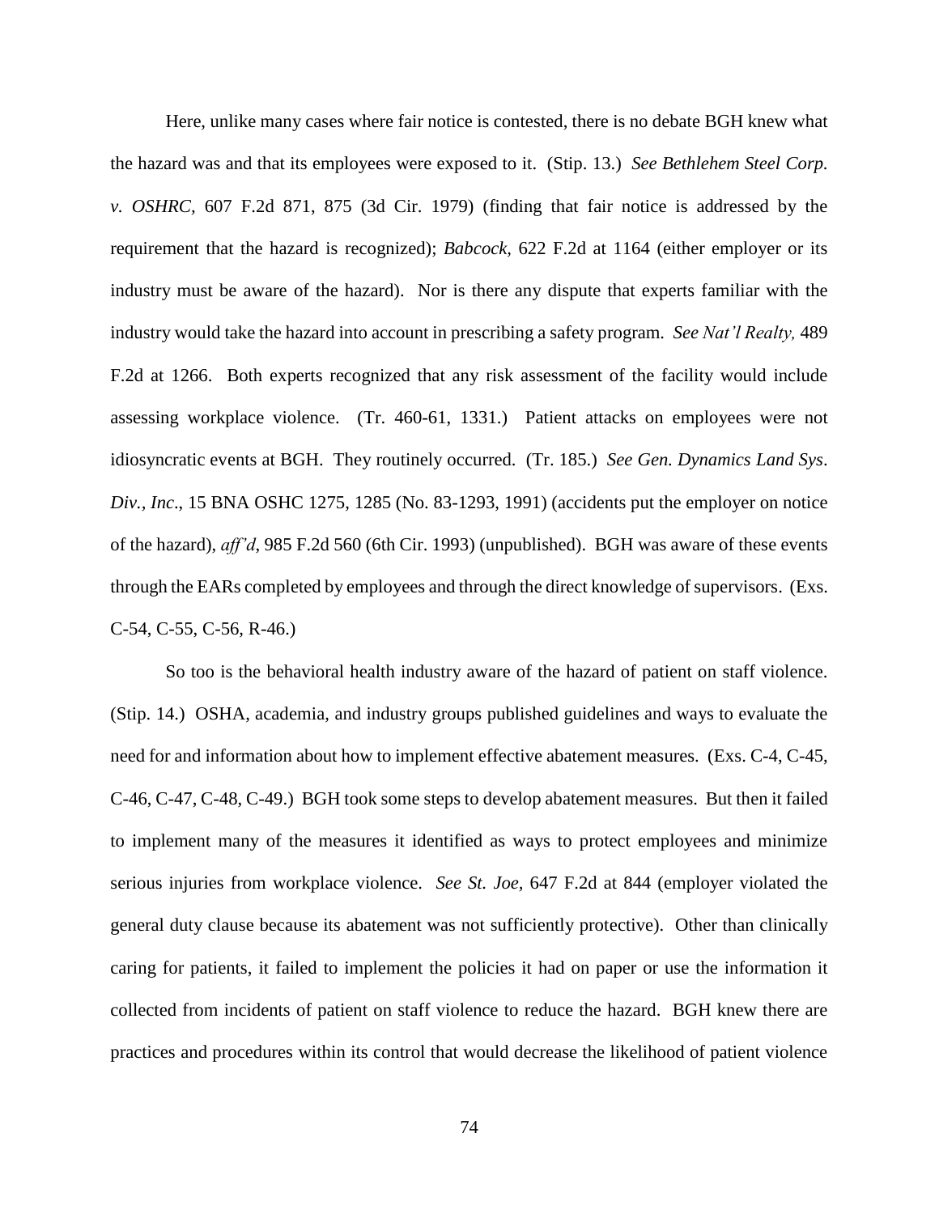Here, unlike many cases where fair notice is contested, there is no debate BGH knew what the hazard was and that its employees were exposed to it. (Stip. 13.) *See Bethlehem Steel Corp. v. OSHRC*, 607 F.2d 871, 875 (3d Cir. 1979) (finding that fair notice is addressed by the requirement that the hazard is recognized); *Babcock*, 622 F.2d at 1164 (either employer or its industry must be aware of the hazard). Nor is there any dispute that experts familiar with the industry would take the hazard into account in prescribing a safety program. *See Nat'l Realty,* 489 F.2d at 1266. Both experts recognized that any risk assessment of the facility would include assessing workplace violence. (Tr. 460-61, 1331.) Patient attacks on employees were not idiosyncratic events at BGH. They routinely occurred. (Tr. 185.) *See Gen. Dynamics Land Sys. Div., Inc*., 15 BNA OSHC 1275, 1285 (No. 83-1293, 1991) (accidents put the employer on notice of the hazard), *aff'd*, 985 F.2d 560 (6th Cir. 1993) (unpublished). BGH was aware of these events through the EARs completed by employees and through the direct knowledge of supervisors. (Exs. C-54, C-55, C-56, R-46.)

So too is the behavioral health industry aware of the hazard of patient on staff violence. (Stip. 14.) OSHA, academia, and industry groups published guidelines and ways to evaluate the need for and information about how to implement effective abatement measures. (Exs. C-4, C-45, C-46, C-47, C-48, C-49.) BGH took some steps to develop abatement measures. But then it failed to implement many of the measures it identified as ways to protect employees and minimize serious injuries from workplace violence. *See St. Joe*, 647 F.2d at 844 (employer violated the general duty clause because its abatement was not sufficiently protective). Other than clinically caring for patients, it failed to implement the policies it had on paper or use the information it collected from incidents of patient on staff violence to reduce the hazard. BGH knew there are practices and procedures within its control that would decrease the likelihood of patient violence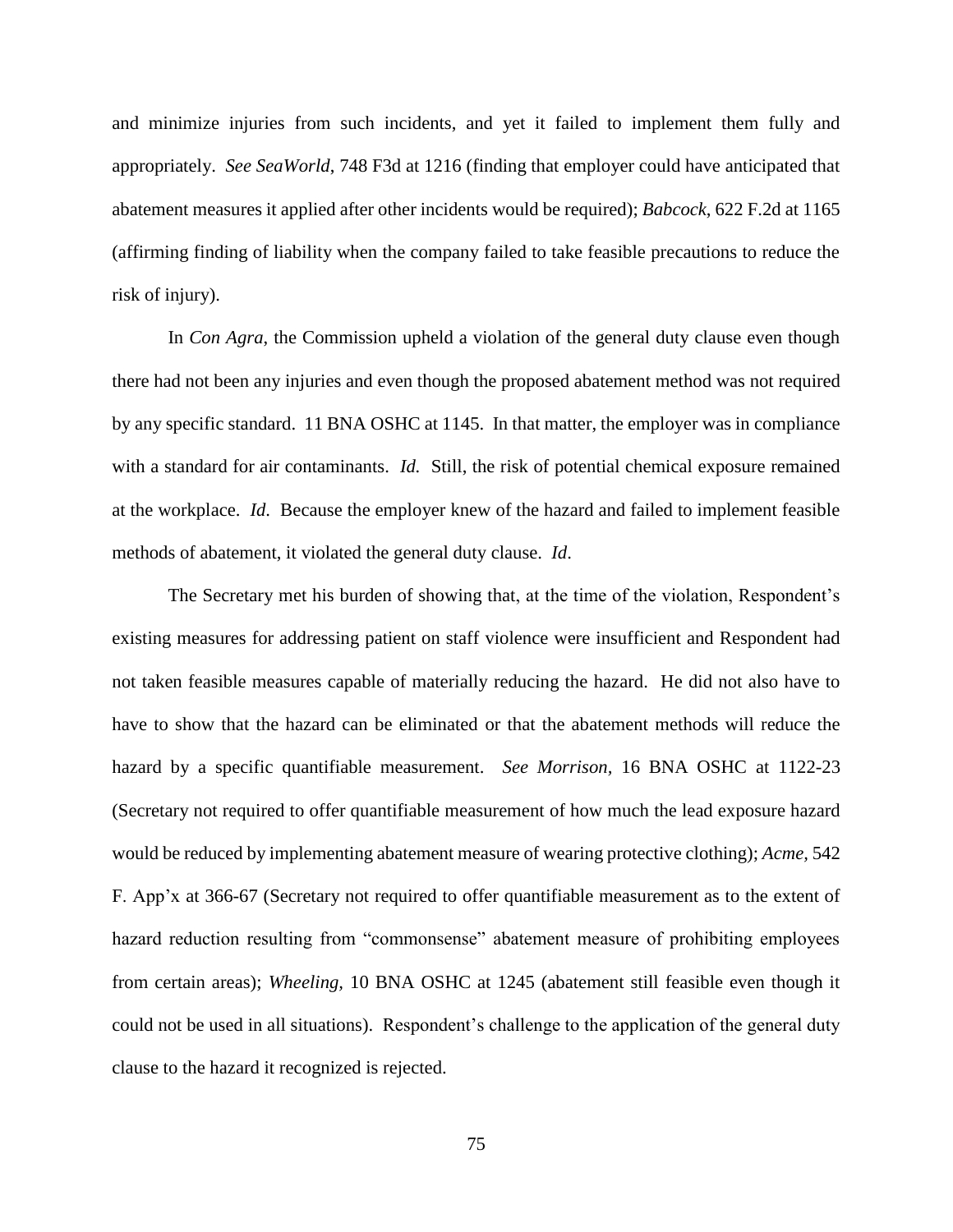and minimize injuries from such incidents, and yet it failed to implement them fully and appropriately. *See SeaWorld*, 748 F3d at 1216 (finding that employer could have anticipated that abatement measures it applied after other incidents would be required); *Babcock*, 622 F.2d at 1165 (affirming finding of liability when the company failed to take feasible precautions to reduce the risk of injury).

In *Con Agra*, the Commission upheld a violation of the general duty clause even though there had not been any injuries and even though the proposed abatement method was not required by any specific standard. 11 BNA OSHC at 1145. In that matter, the employer was in compliance with a standard for air contaminants. *Id.* Still, the risk of potential chemical exposure remained at the workplace. *Id*. Because the employer knew of the hazard and failed to implement feasible methods of abatement, it violated the general duty clause. *Id*.

The Secretary met his burden of showing that, at the time of the violation, Respondent's existing measures for addressing patient on staff violence were insufficient and Respondent had not taken feasible measures capable of materially reducing the hazard. He did not also have to have to show that the hazard can be eliminated or that the abatement methods will reduce the hazard by a specific quantifiable measurement. *See Morrison,* 16 BNA OSHC at 1122-23 (Secretary not required to offer quantifiable measurement of how much the lead exposure hazard would be reduced by implementing abatement measure of wearing protective clothing); *Acme,* 542 F. App'x at 366-67 (Secretary not required to offer quantifiable measurement as to the extent of hazard reduction resulting from "commonsense" abatement measure of prohibiting employees from certain areas); *Wheeling,* 10 BNA OSHC at 1245 (abatement still feasible even though it could not be used in all situations). Respondent's challenge to the application of the general duty clause to the hazard it recognized is rejected.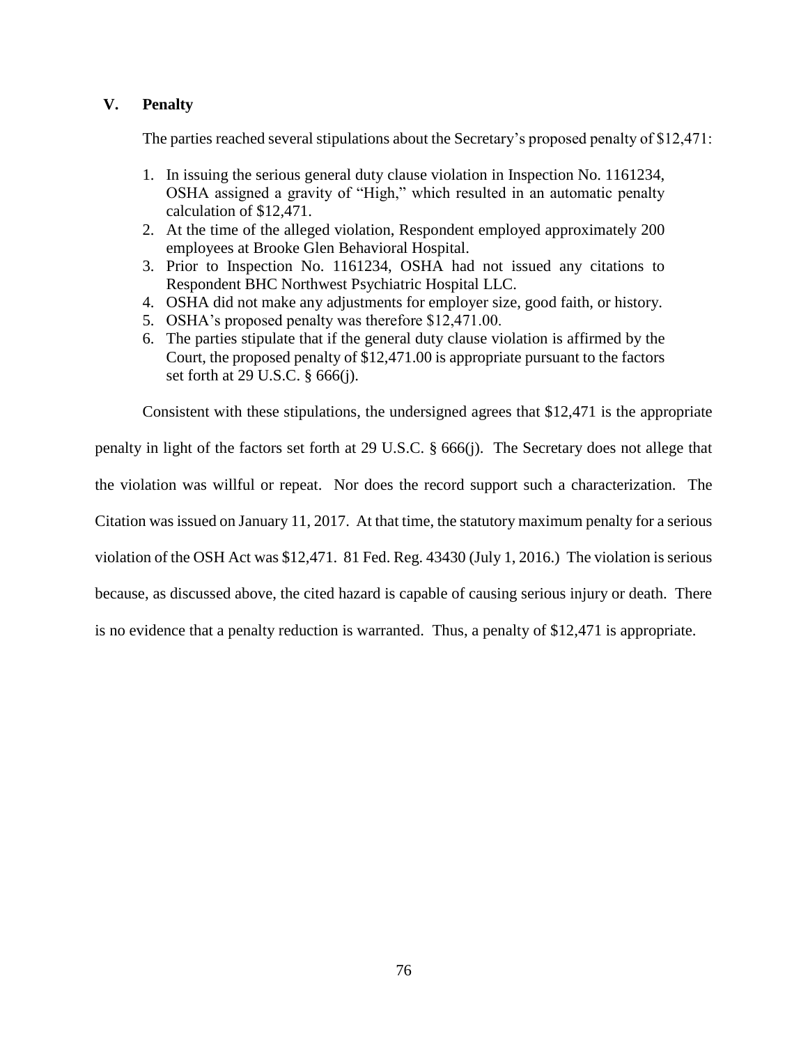## V. Penalty

The parties reached several stipulations about the Secretary's proposed penalty of $12,471:

1. In issuing the serious general duty clause violation in Inspection No. 1161234, OSHA assigned a gravity of "High," which resulted in an automatic penalty calculation of $12,471.
2. At the time of the alleged violation, Respondent employed approximately 200 employees at Brooke Glen Behavioral Hospital.
3. Prior to Inspection No. 1161234, OSHA had not issued any citations to Respondent BHC Northwest Psychiatric Hospital LLC.
4. OSHA did not make any adjustments for employer size, good faith, or history.
5. OSHA's proposed penalty was therefore $12,471.00.
6. The parties stipulate that if the general duty clause violation is affirmed by the Court, the proposed penalty of $12,471.00 is appropriate pursuant to the factors set forth at 29 U.S.C. § 666(j).

Consistent with these stipulations, the undersigned agrees that $12,471 is the appropriate penalty in light of the factors set forth at 29 U.S.C. § 666(j). The Secretary does not allege that the violation was willful or repeat. Nor does the record support such a characterization. The Citation was issued on January 11, 2017. At that time, the statutory maximum penalty for a serious violation of the OSH Act was $12,471. 81 Fed. Reg. 43430 (July 1, 2016.) The violation is serious because, as discussed above, the cited hazard is capable of causing serious injury or death. There is no evidence that a penalty reduction is warranted. Thus, a penalty of $12,471 is appropriate.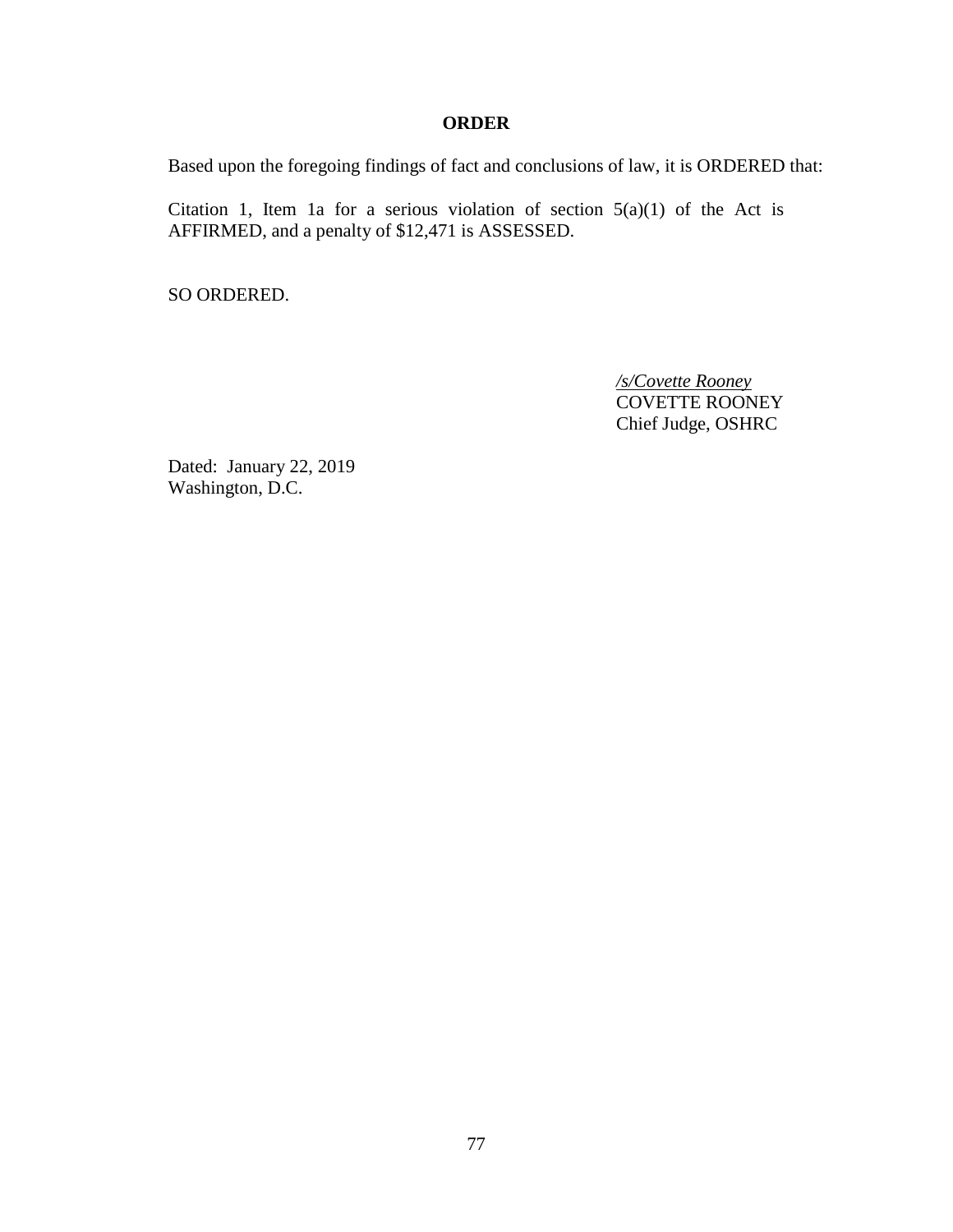**ORDER**

Based upon the foregoing findings of fact and conclusions of law, it is ORDERED that:

Citation 1, Item 1a for a serious violation of section 5(a)(1) of the Act is AFFIRMED, and a penalty of $12,471 is ASSESSED.

SO ORDERED.

*/s/Covette Rooney*
COVETTE ROONEY
Chief Judge, OSHRC

Dated: January 22, 2019
Washington, D.C.